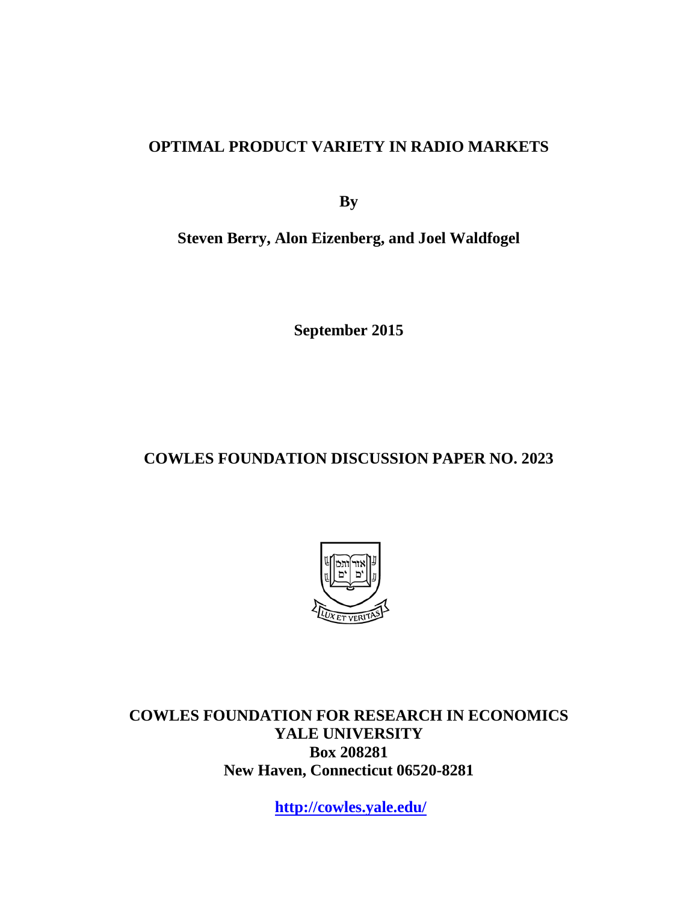# OPTIMAL PRODUCT VARIETY IN RADIO MARKETS

**By**

**Steven Berry, Alon Eizenberg, and Joel Waldfogel**

**September 2015**

**COWLES FOUNDATION DISCUSSION PAPER NO. 2023**

**COWLES FOUNDATION FOR RESEARCH IN ECONOMICS**
**YALE UNIVERSITY**
**Box 208281**
**New Haven, Connecticut 06520-8281**

**http://cowles.yale.edu/**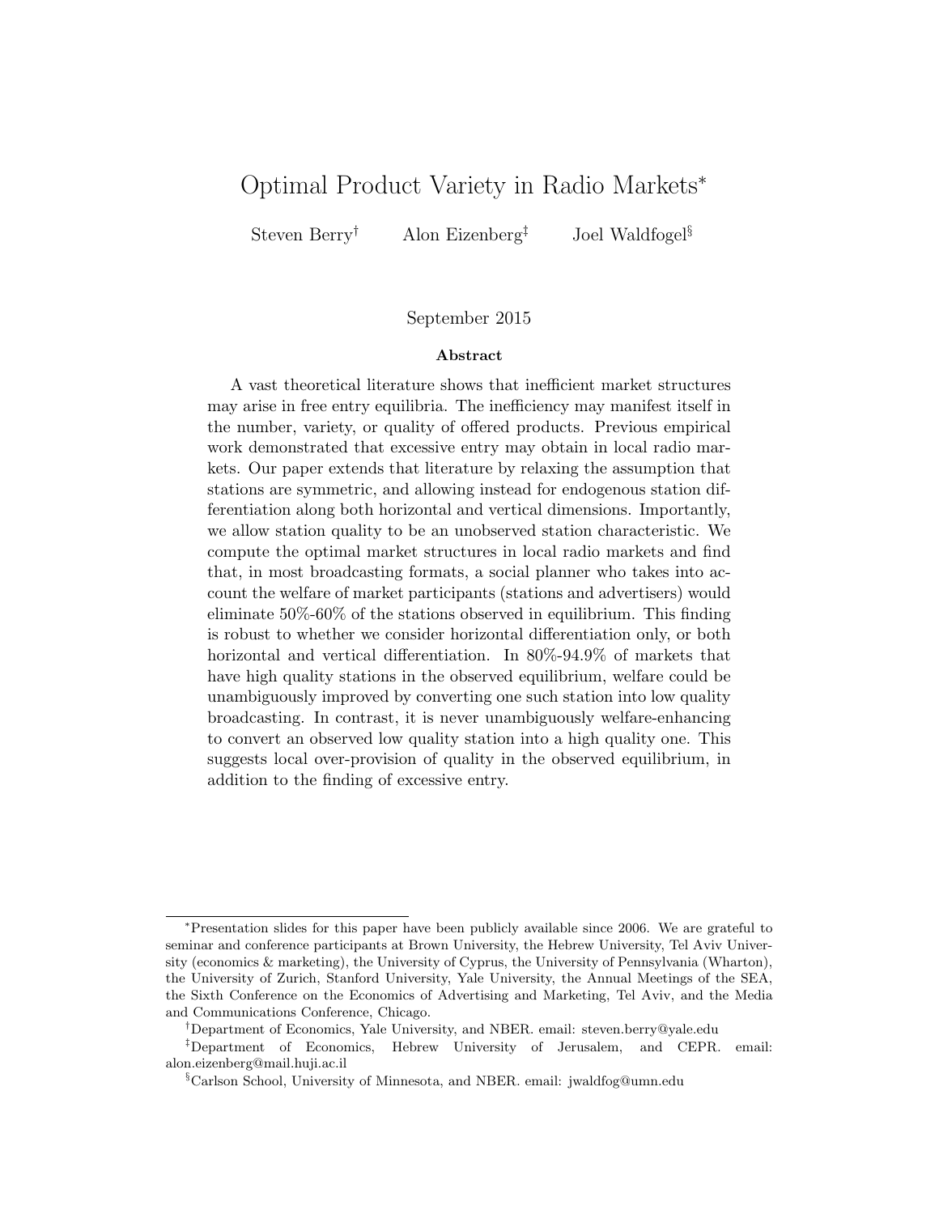# Optimal Product Variety in Radio Markets*

Steven Berry[†] Alon Eizenberg[‡] Joel Waldfogel[§]

September 2015

**Abstract**

A vast theoretical literature shows that inefficient market structures may arise in free entry equilibria. The inefficiency may manifest itself in the number, variety, or quality of offered products. Previous empirical work demonstrated that excessive entry may obtain in local radio markets. Our paper extends that literature by relaxing the assumption that stations are symmetric, and allowing instead for endogenous station differentiation along both horizontal and vertical dimensions. Importantly, we allow station quality to be an unobserved station characteristic. We compute the optimal market structures in local radio markets and find that, in most broadcasting formats, a social planner who takes into account the welfare of market participants (stations and advertisers) would eliminate 50%-60% of the stations observed in equilibrium. This finding is robust to whether we consider horizontal differentiation only, or both horizontal and vertical differentiation. In 80%-94.9% of markets that have high quality stations in the observed equilibrium, welfare could be unambiguously improved by converting one such station into low quality broadcasting. In contrast, it is never unambiguously welfare-enhancing to convert an observed low quality station into a high quality one. This suggests local over-provision of quality in the observed equilibrium, in addition to the finding of excessive entry.

---

*Presentation slides for this paper have been publicly available since 2006. We are grateful to seminar and conference participants at Brown University, the Hebrew University, Tel Aviv University (economics & marketing), the University of Cyprus, the University of Pennsylvania (Wharton), the University of Zurich, Stanford University, Yale University, the Annual Meetings of the SEA, the Sixth Conference on the Economics of Advertising and Marketing, Tel Aviv, and the Media and Communications Conference, Chicago.

[†]Department of Economics, Yale University, and NBER. email: steven.berry@yale.edu

[‡]Department of Economics, Hebrew University of Jerusalem, and CEPR. email: alon.eizenberg@mail.huji.ac.il

[§]Carlson School, University of Minnesota, and NBER. email: jwaldfog@umn.edu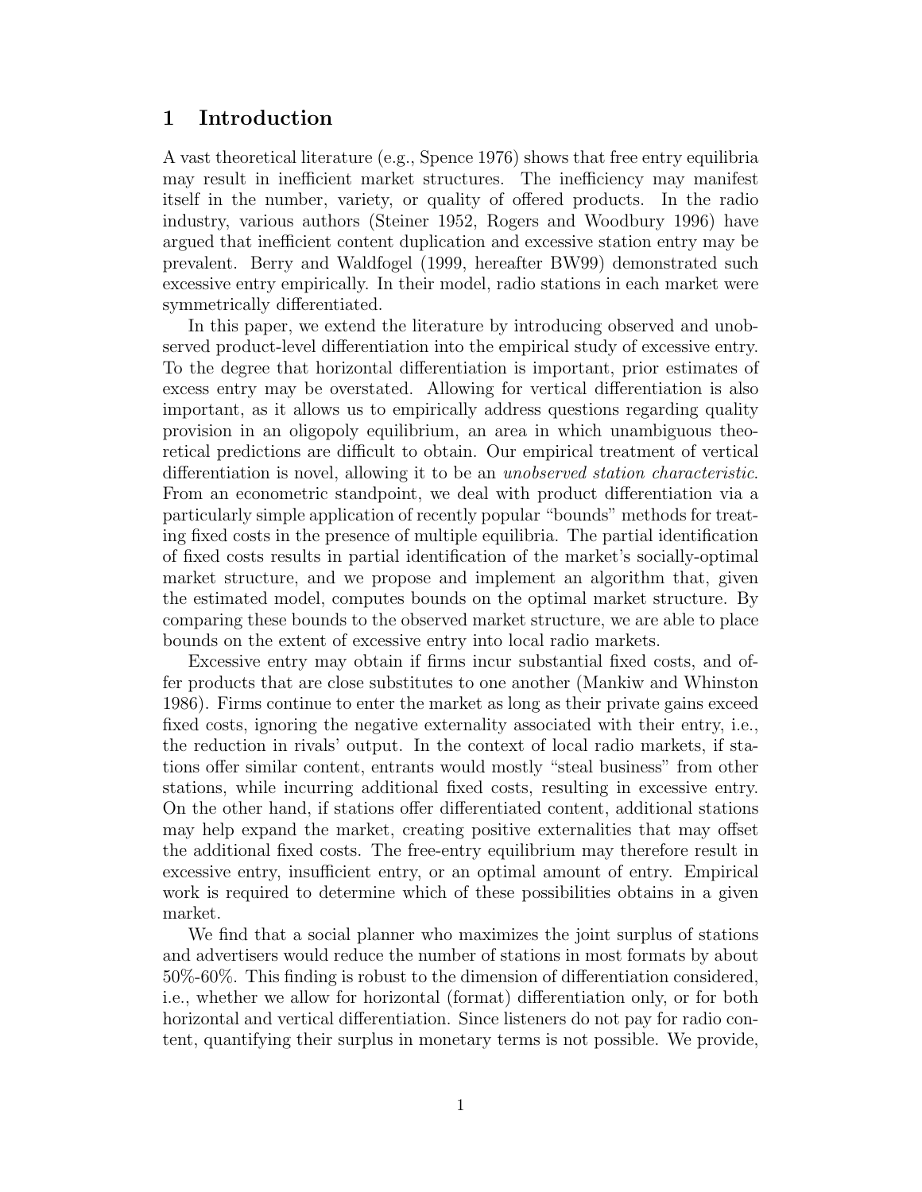# 1 Introduction

A vast theoretical literature (e.g., Spence 1976) shows that free entry equilibria may result in inefficient market structures. The inefficiency may manifest itself in the number, variety, or quality of offered products. In the radio industry, various authors (Steiner 1952, Rogers and Woodbury 1996) have argued that inefficient content duplication and excessive station entry may be prevalent. Berry and Waldfogel (1999, hereafter BW99) demonstrated such excessive entry empirically. In their model, radio stations in each market were symmetrically differentiated.

In this paper, we extend the literature by introducing observed and unobserved product-level differentiation into the empirical study of excessive entry. To the degree that horizontal differentiation is important, prior estimates of excess entry may be overstated. Allowing for vertical differentiation is also important, as it allows us to empirically address questions regarding quality provision in an oligopoly equilibrium, an area in which unambiguous theoretical predictions are difficult to obtain. Our empirical treatment of vertical differentiation is novel, allowing it to be an *unobserved station characteristic*. From an econometric standpoint, we deal with product differentiation via a particularly simple application of recently popular "bounds" methods for treating fixed costs in the presence of multiple equilibria. The partial identification of fixed costs results in partial identification of the market's socially-optimal market structure, and we propose and implement an algorithm that, given the estimated model, computes bounds on the optimal market structure. By comparing these bounds to the observed market structure, we are able to place bounds on the extent of excessive entry into local radio markets.

Excessive entry may obtain if firms incur substantial fixed costs, and offer products that are close substitutes to one another (Mankiw and Whinston 1986). Firms continue to enter the market as long as their private gains exceed fixed costs, ignoring the negative externality associated with their entry, i.e., the reduction in rivals' output. In the context of local radio markets, if stations offer similar content, entrants would mostly "steal business" from other stations, while incurring additional fixed costs, resulting in excessive entry. On the other hand, if stations offer differentiated content, additional stations may help expand the market, creating positive externalities that may offset the additional fixed costs. The free-entry equilibrium may therefore result in excessive entry, insufficient entry, or an optimal amount of entry. Empirical work is required to determine which of these possibilities obtains in a given market.

We find that a social planner who maximizes the joint surplus of stations and advertisers would reduce the number of stations in most formats by about 50%-60%. This finding is robust to the dimension of differentiation considered, i.e., whether we allow for horizontal (format) differentiation only, or for both horizontal and vertical differentiation. Since listeners do not pay for radio content, quantifying their surplus in monetary terms is not possible. We provide,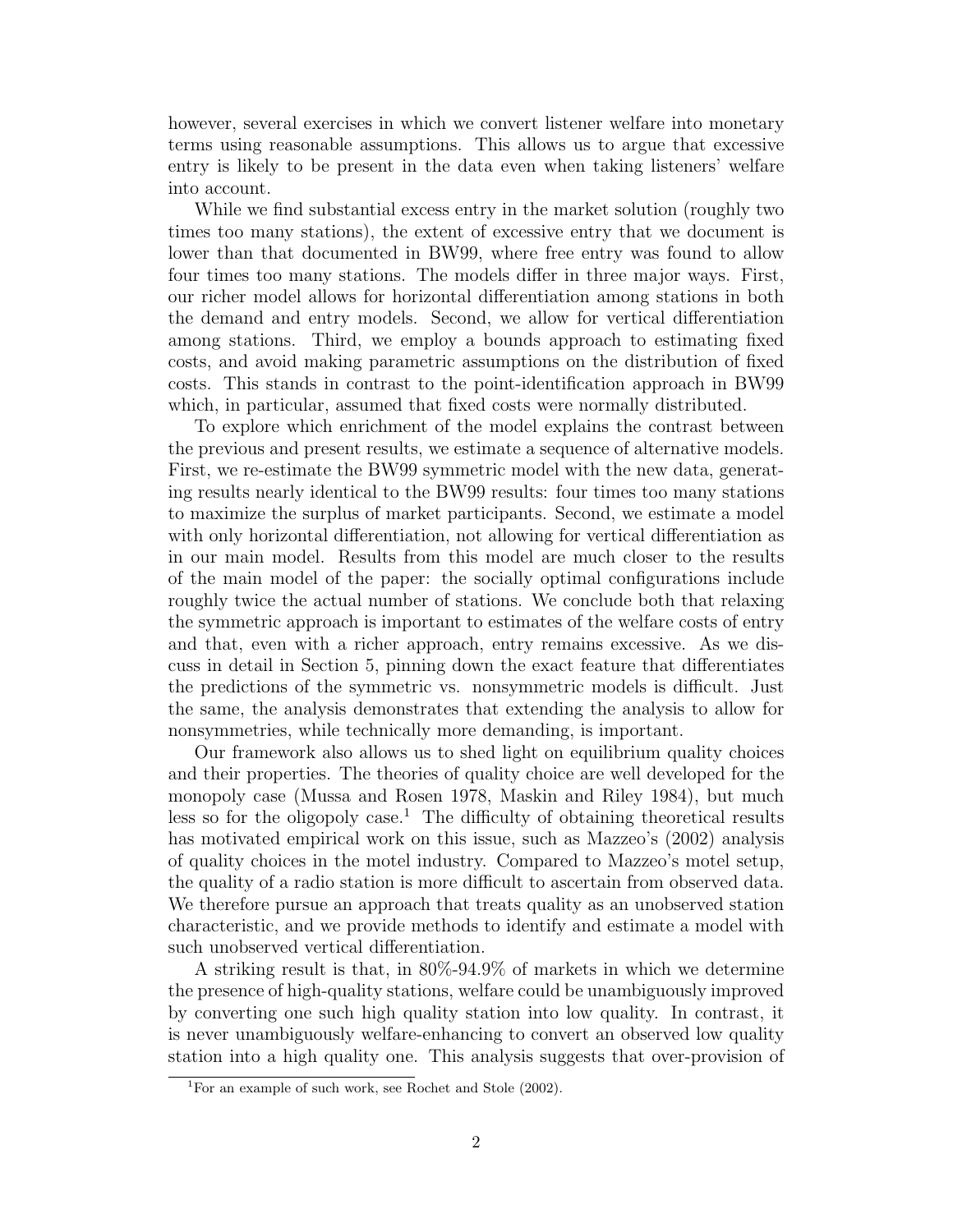however, several exercises in which we convert listener welfare into monetary terms using reasonable assumptions. This allows us to argue that excessive entry is likely to be present in the data even when taking listeners' welfare into account.

While we find substantial excess entry in the market solution (roughly two times too many stations), the extent of excessive entry that we document is lower than that documented in BW99, where free entry was found to allow four times too many stations. The models differ in three major ways. First, our richer model allows for horizontal differentiation among stations in both the demand and entry models. Second, we allow for vertical differentiation among stations. Third, we employ a bounds approach to estimating fixed costs, and avoid making parametric assumptions on the distribution of fixed costs. This stands in contrast to the point-identification approach in BW99 which, in particular, assumed that fixed costs were normally distributed.

To explore which enrichment of the model explains the contrast between the previous and present results, we estimate a sequence of alternative models. First, we re-estimate the BW99 symmetric model with the new data, generating results nearly identical to the BW99 results: four times too many stations to maximize the surplus of market participants. Second, we estimate a model with only horizontal differentiation, not allowing for vertical differentiation as in our main model. Results from this model are much closer to the results of the main model of the paper: the socially optimal configurations include roughly twice the actual number of stations. We conclude both that relaxing the symmetric approach is important to estimates of the welfare costs of entry and that, even with a richer approach, entry remains excessive. As we discuss in detail in Section 5, pinning down the exact feature that differentiates the predictions of the symmetric vs. nonsymmetric models is difficult. Just the same, the analysis demonstrates that extending the analysis to allow for nonsymmetries, while technically more demanding, is important.

Our framework also allows us to shed light on equilibrium quality choices and their properties. The theories of quality choice are well developed for the monopoly case (Mussa and Rosen 1978, Maskin and Riley 1984), but much less so for the oligopoly case.[1] The difficulty of obtaining theoretical results has motivated empirical work on this issue, such as Mazzeo's (2002) analysis of quality choices in the motel industry. Compared to Mazzeo's motel setup, the quality of a radio station is more difficult to ascertain from observed data. We therefore pursue an approach that treats quality as an unobserved station characteristic, and we provide methods to identify and estimate a model with such unobserved vertical differentiation.

A striking result is that, in 80%-94.9% of markets in which we determine the presence of high-quality stations, welfare could be unambiguously improved by converting one such high quality station into low quality. In contrast, it is never unambiguously welfare-enhancing to convert an observed low quality station into a high quality one. This analysis suggests that over-provision of

[1] For an example of such work, see Rochet and Stole (2002).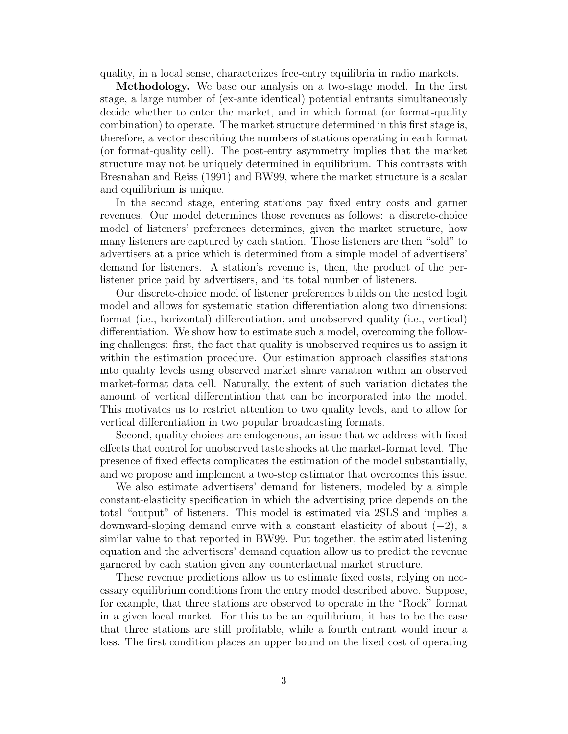quality, in a local sense, characterizes free-entry equilibria in radio markets.

**Methodology.** We base our analysis on a two-stage model. In the first stage, a large number of (ex-ante identical) potential entrants simultaneously decide whether to enter the market, and in which format (or format-quality combination) to operate. The market structure determined in this first stage is, therefore, a vector describing the numbers of stations operating in each format (or format-quality cell). The post-entry asymmetry implies that the market structure may not be uniquely determined in equilibrium. This contrasts with Bresnahan and Reiss (1991) and BW99, where the market structure is a scalar and equilibrium is unique.

In the second stage, entering stations pay fixed entry costs and garner revenues. Our model determines those revenues as follows: a discrete-choice model of listeners' preferences determines, given the market structure, how many listeners are captured by each station. Those listeners are then "sold" to advertisers at a price which is determined from a simple model of advertisers' demand for listeners. A station's revenue is, then, the product of the per-listener price paid by advertisers, and its total number of listeners.

Our discrete-choice model of listener preferences builds on the nested logit model and allows for systematic station differentiation along two dimensions: format (i.e., horizontal) differentiation, and unobserved quality (i.e., vertical) differentiation. We show how to estimate such a model, overcoming the following challenges: first, the fact that quality is unobserved requires us to assign it within the estimation procedure. Our estimation approach classifies stations into quality levels using observed market share variation within an observed market-format data cell. Naturally, the extent of such variation dictates the amount of vertical differentiation that can be incorporated into the model. This motivates us to restrict attention to two quality levels, and to allow for vertical differentiation in two popular broadcasting formats.

Second, quality choices are endogenous, an issue that we address with fixed effects that control for unobserved taste shocks at the market-format level. The presence of fixed effects complicates the estimation of the model substantially, and we propose and implement a two-step estimator that overcomes this issue.

We also estimate advertisers' demand for listeners, modeled by a simple constant-elasticity specification in which the advertising price depends on the total "output" of listeners. This model is estimated via 2SLS and implies a downward-sloping demand curve with a constant elasticity of about $(-2)$, a similar value to that reported in BW99. Put together, the estimated listening equation and the advertisers' demand equation allow us to predict the revenue garnered by each station given any counterfactual market structure.

These revenue predictions allow us to estimate fixed costs, relying on necessary equilibrium conditions from the entry model described above. Suppose, for example, that three stations are observed to operate in the "Rock" format in a given local market. For this to be an equilibrium, it has to be the case that three stations are still profitable, while a fourth entrant would incur a loss. The first condition places an upper bound on the fixed cost of operating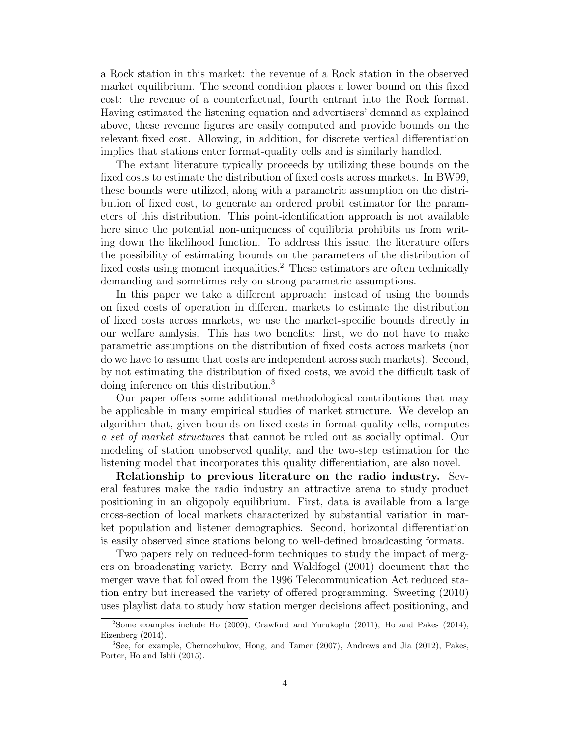a Rock station in this market: the revenue of a Rock station in the observed market equilibrium. The second condition places a lower bound on this fixed cost: the revenue of a counterfactual, fourth entrant into the Rock format. Having estimated the listening equation and advertisers' demand as explained above, these revenue figures are easily computed and provide bounds on the relevant fixed cost. Allowing, in addition, for discrete vertical differentiation implies that stations enter format-quality cells and is similarly handled.

The extant literature typically proceeds by utilizing these bounds on the fixed costs to estimate the distribution of fixed costs across markets. In BW99, these bounds were utilized, along with a parametric assumption on the distribution of fixed cost, to generate an ordered probit estimator for the parameters of this distribution. This point-identification approach is not available here since the potential non-uniqueness of equilibria prohibits us from writing down the likelihood function. To address this issue, the literature offers the possibility of estimating bounds on the parameters of the distribution of fixed costs using moment inequalities.[2] These estimators are often technically demanding and sometimes rely on strong parametric assumptions.

In this paper we take a different approach: instead of using the bounds on fixed costs of operation in different markets to estimate the distribution of fixed costs across markets, we use the market-specific bounds directly in our welfare analysis. This has two benefits: first, we do not have to make parametric assumptions on the distribution of fixed costs across markets (nor do we have to assume that costs are independent across such markets). Second, by not estimating the distribution of fixed costs, we avoid the difficult task of doing inference on this distribution.[3]

Our paper offers some additional methodological contributions that may be applicable in many empirical studies of market structure. We develop an algorithm that, given bounds on fixed costs in format-quality cells, computes *a set of market structures* that cannot be ruled out as socially optimal. Our modeling of station unobserved quality, and the two-step estimation for the listening model that incorporates this quality differentiation, are also novel.

**Relationship to previous literature on the radio industry.** Several features make the radio industry an attractive arena to study product positioning in an oligopoly equilibrium. First, data is available from a large cross-section of local markets characterized by substantial variation in market population and listener demographics. Second, horizontal differentiation is easily observed since stations belong to well-defined broadcasting formats.

Two papers rely on reduced-form techniques to study the impact of mergers on broadcasting variety. Berry and Waldfogel (2001) document that the merger wave that followed from the 1996 Telecommunication Act reduced station entry but increased the variety of offered programming. Sweeting (2010) uses playlist data to study how station merger decisions affect positioning, and

[2] Some examples include Ho (2009), Crawford and Yurukoglu (2011), Ho and Pakes (2014), Eizenberg (2014).

[3] See, for example, Chernozhukov, Hong, and Tamer (2007), Andrews and Jia (2012), Pakes, Porter, Ho and Ishii (2015).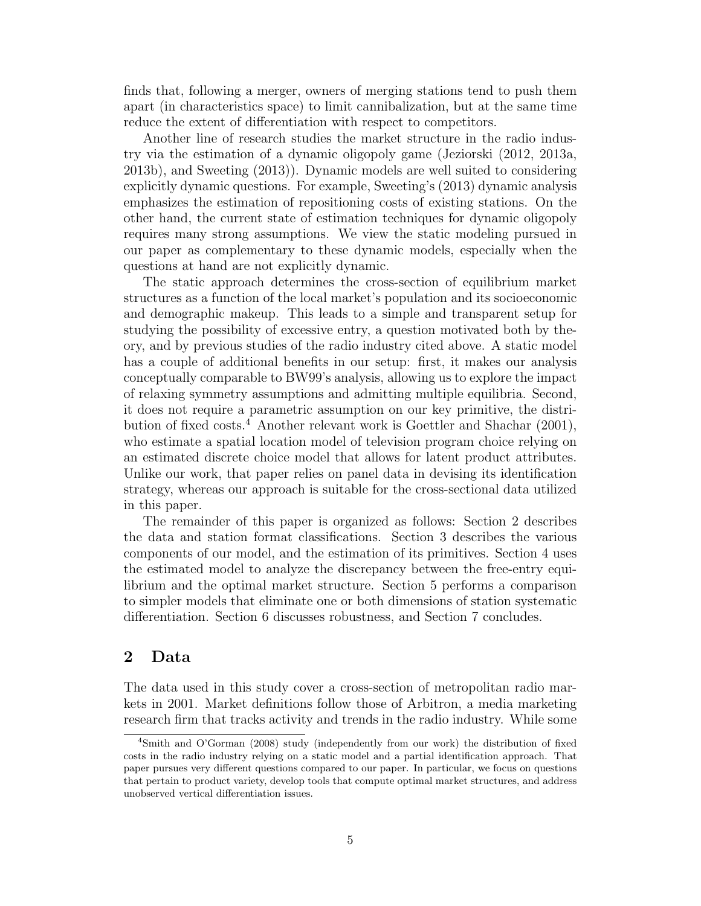finds that, following a merger, owners of merging stations tend to push them apart (in characteristics space) to limit cannibalization, but at the same time reduce the extent of differentiation with respect to competitors.

Another line of research studies the market structure in the radio industry via the estimation of a dynamic oligopoly game (Jeziorski (2012, 2013a, 2013b), and Sweeting (2013)). Dynamic models are well suited to considering explicitly dynamic questions. For example, Sweeting's (2013) dynamic analysis emphasizes the estimation of repositioning costs of existing stations. On the other hand, the current state of estimation techniques for dynamic oligopoly requires many strong assumptions. We view the static modeling pursued in our paper as complementary to these dynamic models, especially when the questions at hand are not explicitly dynamic.

The static approach determines the cross-section of equilibrium market structures as a function of the local market's population and its socioeconomic and demographic makeup. This leads to a simple and transparent setup for studying the possibility of excessive entry, a question motivated both by theory, and by previous studies of the radio industry cited above. A static model has a couple of additional benefits in our setup: first, it makes our analysis conceptually comparable to BW99's analysis, allowing us to explore the impact of relaxing symmetry assumptions and admitting multiple equilibria. Second, it does not require a parametric assumption on our key primitive, the distribution of fixed costs.[4] Another relevant work is Goettler and Shachar (2001), who estimate a spatial location model of television program choice relying on an estimated discrete choice model that allows for latent product attributes. Unlike our work, that paper relies on panel data in devising its identification strategy, whereas our approach is suitable for the cross-sectional data utilized in this paper.

The remainder of this paper is organized as follows: Section 2 describes the data and station format classifications. Section 3 describes the various components of our model, and the estimation of its primitives. Section 4 uses the estimated model to analyze the discrepancy between the free-entry equilibrium and the optimal market structure. Section 5 performs a comparison to simpler models that eliminate one or both dimensions of station systematic differentiation. Section 6 discusses robustness, and Section 7 concludes.

## 2 Data

The data used in this study cover a cross-section of metropolitan radio markets in 2001. Market definitions follow those of Arbitron, a media marketing research firm that tracks activity and trends in the radio industry. While some

[4]Smith and O'Gorman (2008) study (independently from our work) the distribution of fixed costs in the radio industry relying on a static model and a partial identification approach. That paper pursues very different questions compared to our paper. In particular, we focus on questions that pertain to product variety, develop tools that compute optimal market structures, and address unobserved vertical differentiation issues.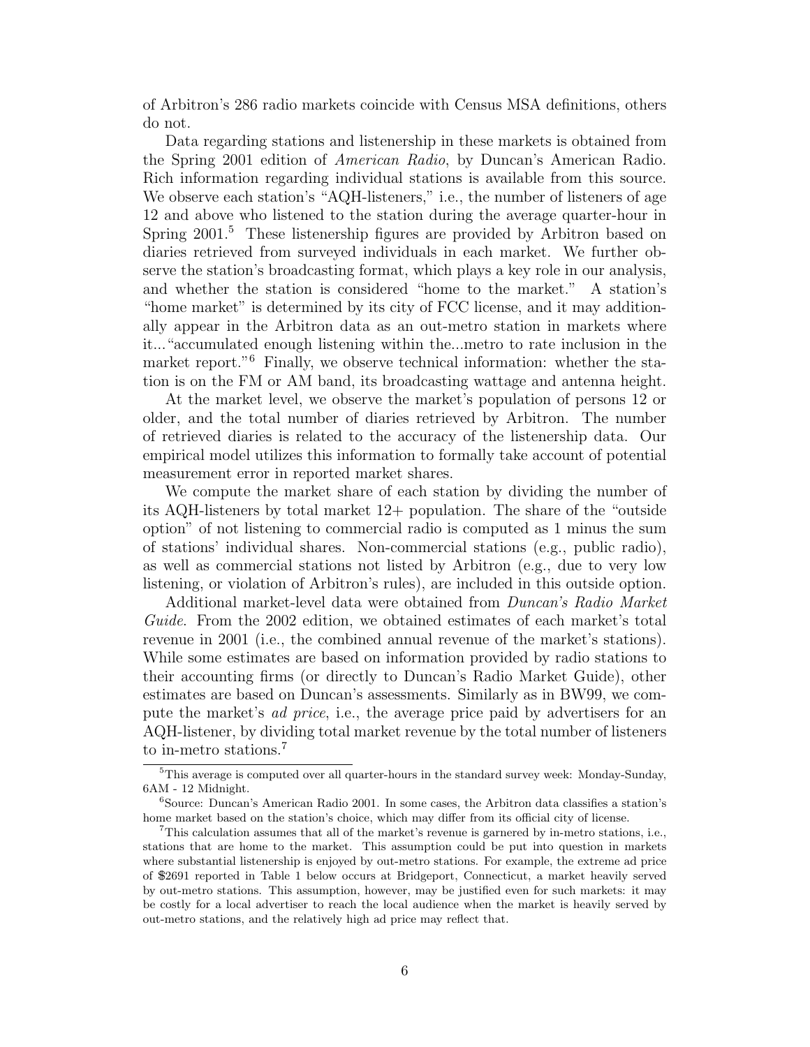of Arbitron's 286 radio markets coincide with Census MSA definitions, others do not.

Data regarding stations and listenership in these markets is obtained from the Spring 2001 edition of *American Radio*, by Duncan's American Radio. Rich information regarding individual stations is available from this source. We observe each station's "AQH-listeners," i.e., the number of listeners of age 12 and above who listened to the station during the average quarter-hour in Spring 2001.[5] These listenership figures are provided by Arbitron based on diaries retrieved from surveyed individuals in each market. We further observe the station's broadcasting format, which plays a key role in our analysis, and whether the station is considered "home to the market." A station's "home market" is determined by its city of FCC license, and it may additionally appear in the Arbitron data as an out-metro station in markets where it..."accumulated enough listening within the...metro to rate inclusion in the market report."[6] Finally, we observe technical information: whether the station is on the FM or AM band, its broadcasting wattage and antenna height.

At the market level, we observe the market's population of persons 12 or older, and the total number of diaries retrieved by Arbitron. The number of retrieved diaries is related to the accuracy of the listenership data. Our empirical model utilizes this information to formally take account of potential measurement error in reported market shares.

We compute the market share of each station by dividing the number of its AQH-listeners by total market 12+ population. The share of the "outside option" of not listening to commercial radio is computed as 1 minus the sum of stations' individual shares. Non-commercial stations (e.g., public radio), as well as commercial stations not listed by Arbitron (e.g., due to very low listening, or violation of Arbitron's rules), are included in this outside option.

Additional market-level data were obtained from *Duncan's Radio Market Guide*. From the 2002 edition, we obtained estimates of each market's total revenue in 2001 (i.e., the combined annual revenue of the market's stations). While some estimates are based on information provided by radio stations to their accounting firms (or directly to Duncan's Radio Market Guide), other estimates are based on Duncan's assessments. Similarly as in BW99, we compute the market's *ad price*, i.e., the average price paid by advertisers for an AQH-listener, by dividing total market revenue by the total number of listeners to in-metro stations.[7]

[5] This average is computed over all quarter-hours in the standard survey week: Monday-Sunday, 6AM - 12 Midnight.

[6] Source: Duncan's American Radio 2001. In some cases, the Arbitron data classifies a station's home market based on the station's choice, which may differ from its official city of license.

[7] This calculation assumes that all of the market's revenue is garnered by in-metro stations, i.e., stations that are home to the market. This assumption could be put into question in markets where substantial listenership is enjoyed by out-metro stations. For example, the extreme ad price of $2691 reported in Table 1 below occurs at Bridgeport, Connecticut, a market heavily served by out-metro stations. This assumption, however, may be justified even for such markets: it may be costly for a local advertiser to reach the local audience when the market is heavily served by out-metro stations, and the relatively high ad price may reflect that.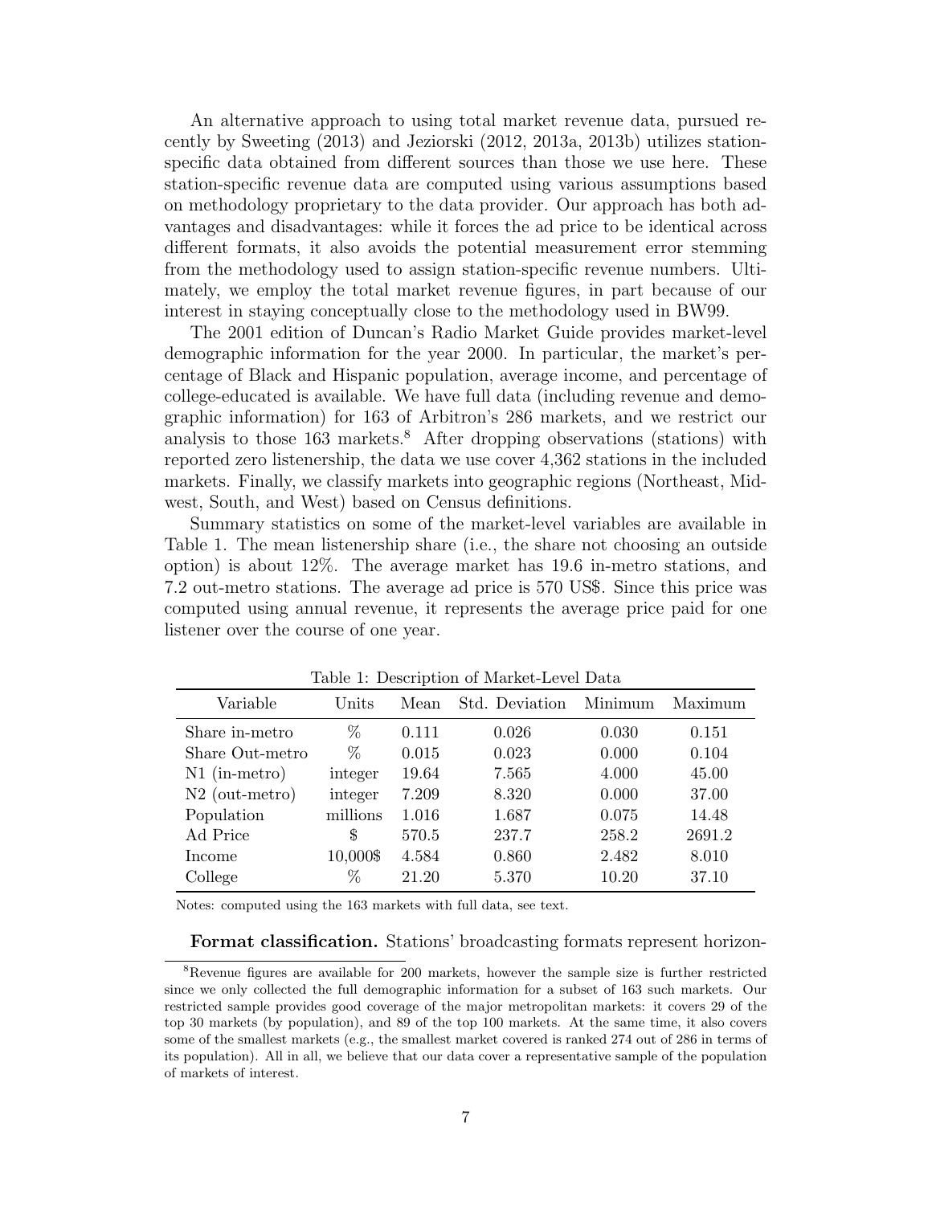An alternative approach to using total market revenue data, pursued recently by Sweeting (2013) and Jeziorski (2012, 2013a, 2013b) utilizes station-specific data obtained from different sources than those we use here. These station-specific revenue data are computed using various assumptions based on methodology proprietary to the data provider. Our approach has both advantages and disadvantages: while it forces the ad price to be identical across different formats, it also avoids the potential measurement error stemming from the methodology used to assign station-specific revenue numbers. Ultimately, we employ the total market revenue figures, in part because of our interest in staying conceptually close to the methodology used in BW99.

The 2001 edition of Duncan's Radio Market Guide provides market-level demographic information for the year 2000. In particular, the market's percentage of Black and Hispanic population, average income, and percentage of college-educated is available. We have full data (including revenue and demographic information) for 163 of Arbitron's 286 markets, and we restrict our analysis to those 163 markets.[8] After dropping observations (stations) with reported zero listenership, the data we use cover 4,362 stations in the included markets. Finally, we classify markets into geographic regions (Northeast, Midwest, South, and West) based on Census definitions.

Summary statistics on some of the market-level variables are available in Table 1. The mean listenership share (i.e., the share not choosing an outside option) is about 12%. The average market has 19.6 in-metro stations, and 7.2 out-metro stations. The average ad price is 570 US$. Since this price was computed using annual revenue, it represents the average price paid for one listener over the course of one year.

Table 1: Description of Market-Level Data

| Variable | Units | Mean | Std. Deviation | Minimum | Maximum |
|---|---|---|---|---|---|
| Share in-metro | % | 0.111 | 0.026 | 0.030 | 0.151 |
| Share Out-metro | % | 0.015 | 0.023 | 0.000 | 0.104 |
| N1 (in-metro) | integer | 19.64 | 7.565 | 4.000 | 45.00 |
| N2 (out-metro) | integer | 7.209 | 8.320 | 0.000 | 37.00 |
| Population | millions | 1.016 | 1.687 | 0.075 | 14.48 |
| Ad Price | $ | 570.5 | 237.7 | 258.2 | 2691.2 |
| Income | 10,000$ | 4.584 | 0.860 | 2.482 | 8.010 |
| College | % | 21.20 | 5.370 | 10.20 | 37.10 |

Notes: computed using the 163 markets with full data, see text.

**Format classification.** Stations' broadcasting formats represent horizon-

[8] Revenue figures are available for 200 markets, however the sample size is further restricted since we only collected the full demographic information for a subset of 163 such markets. Our restricted sample provides good coverage of the major metropolitan markets: it covers 29 of the top 30 markets (by population), and 89 of the top 100 markets. At the same time, it also covers some of the smallest markets (e.g., the smallest market covered is ranked 274 out of 286 in terms of its population). All in all, we believe that our data cover a representative sample of the population of markets of interest.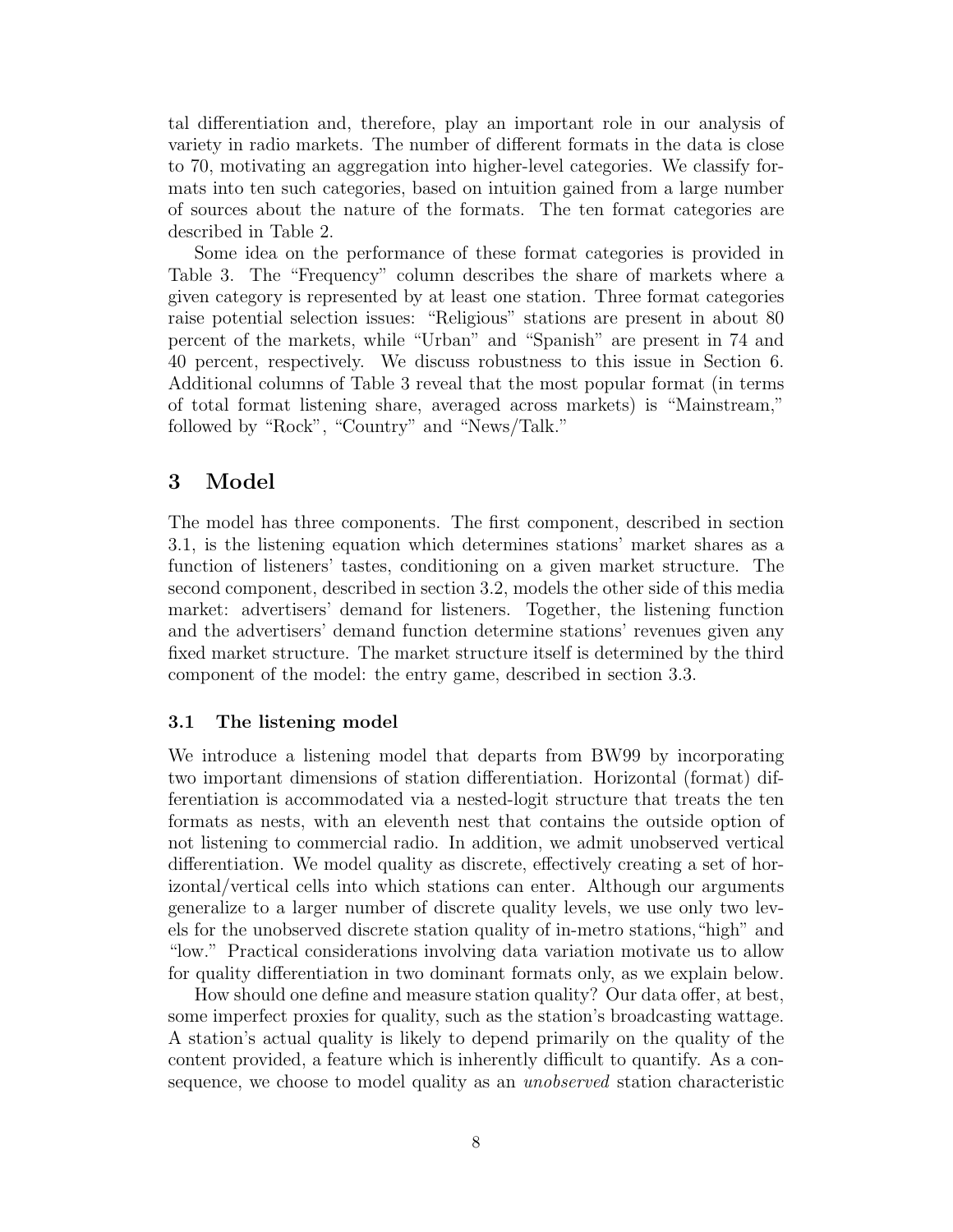tal differentiation and, therefore, play an important role in our analysis of variety in radio markets. The number of different formats in the data is close to 70, motivating an aggregation into higher-level categories. We classify formats into ten such categories, based on intuition gained from a large number of sources about the nature of the formats. The ten format categories are described in Table 2.

Some idea on the performance of these format categories is provided in Table 3. The "Frequency" column describes the share of markets where a given category is represented by at least one station. Three format categories raise potential selection issues: "Religious" stations are present in about 80 percent of the markets, while "Urban" and "Spanish" are present in 74 and 40 percent, respectively. We discuss robustness to this issue in Section 6. Additional columns of Table 3 reveal that the most popular format (in terms of total format listening share, averaged across markets) is "Mainstream," followed by "Rock", "Country" and "News/Talk."

# 3 Model

The model has three components. The first component, described in section 3.1, is the listening equation which determines stations' market shares as a function of listeners' tastes, conditioning on a given market structure. The second component, described in section 3.2, models the other side of this media market: advertisers' demand for listeners. Together, the listening function and the advertisers' demand function determine stations' revenues given any fixed market structure. The market structure itself is determined by the third component of the model: the entry game, described in section 3.3.

## 3.1 The listening model

We introduce a listening model that departs from BW99 by incorporating two important dimensions of station differentiation. Horizontal (format) differentiation is accommodated via a nested-logit structure that treats the ten formats as nests, with an eleventh nest that contains the outside option of not listening to commercial radio. In addition, we admit unobserved vertical differentiation. We model quality as discrete, effectively creating a set of horizontal/vertical cells into which stations can enter. Although our arguments generalize to a larger number of discrete quality levels, we use only two levels for the unobserved discrete station quality of in-metro stations, "high" and "low." Practical considerations involving data variation motivate us to allow for quality differentiation in two dominant formats only, as we explain below.

How should one define and measure station quality? Our data offer, at best, some imperfect proxies for quality, such as the station's broadcasting wattage. A station's actual quality is likely to depend primarily on the quality of the content provided, a feature which is inherently difficult to quantify. As a consequence, we choose to model quality as an *unobserved* station characteristic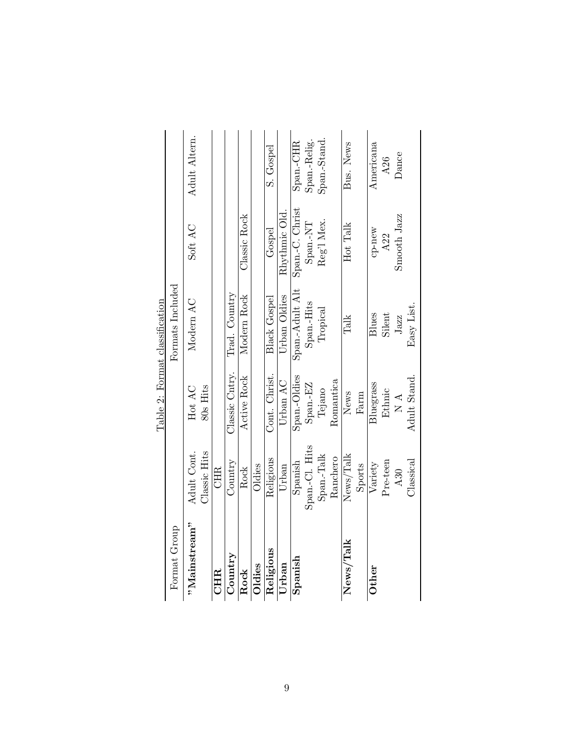Table 2: Format classification

| Format Group | Formats Included | | | | |
|---|---|---|---|---|---|
| **"Mainstream"** | Adult Cont. | Hot AC | Modern AC | Soft AC | Adult Altern. |
| | Classic Hits | 80s Hits | | | |
| **CHR** | CHR | | | | |
| **Country** | Country | Classic Cntry. | Trad. Country | | |
| **Rock** | Rock | Active Rock | Modern Rock | Classic Rock | |
| **Oldies** | Oldies | | | | |
| **Religious** | Religious | Cont. Christ. | Black Gospel | Gospel | S. Gospel |
| **Urban** | Urban | Urban AC | Urban Oldies | Rhythmic Old. | |
| **Spanish** | Spanish | Span.-Oldies | Span.-Adult Alt | Span.-C. Christ | Span.-CHR |
| | Span.-Cl. Hits | Span.-EZ | Span.-Hits | Span.-NT | Span.-Relig. |
| | Span.-Talk | Tejano | Tropical | Reg'l Mex. | Span.-Stand. |
| | Ranchero | Romantica | | | |
| **News/Talk** | News/Talk | News | Talk | Hot Talk | Bus. News |
| | Sports | Farm | | | |
| **Other** | Variety | Bluegrass | Blues | cp-new | Americana |
| | Pre-teen | Ethnic | Silent | A22 | A26 |
| | A30 | N A | Jazz | Smooth Jazz | Dance |
| | Classical | Adult Stand. | Easy List. | | |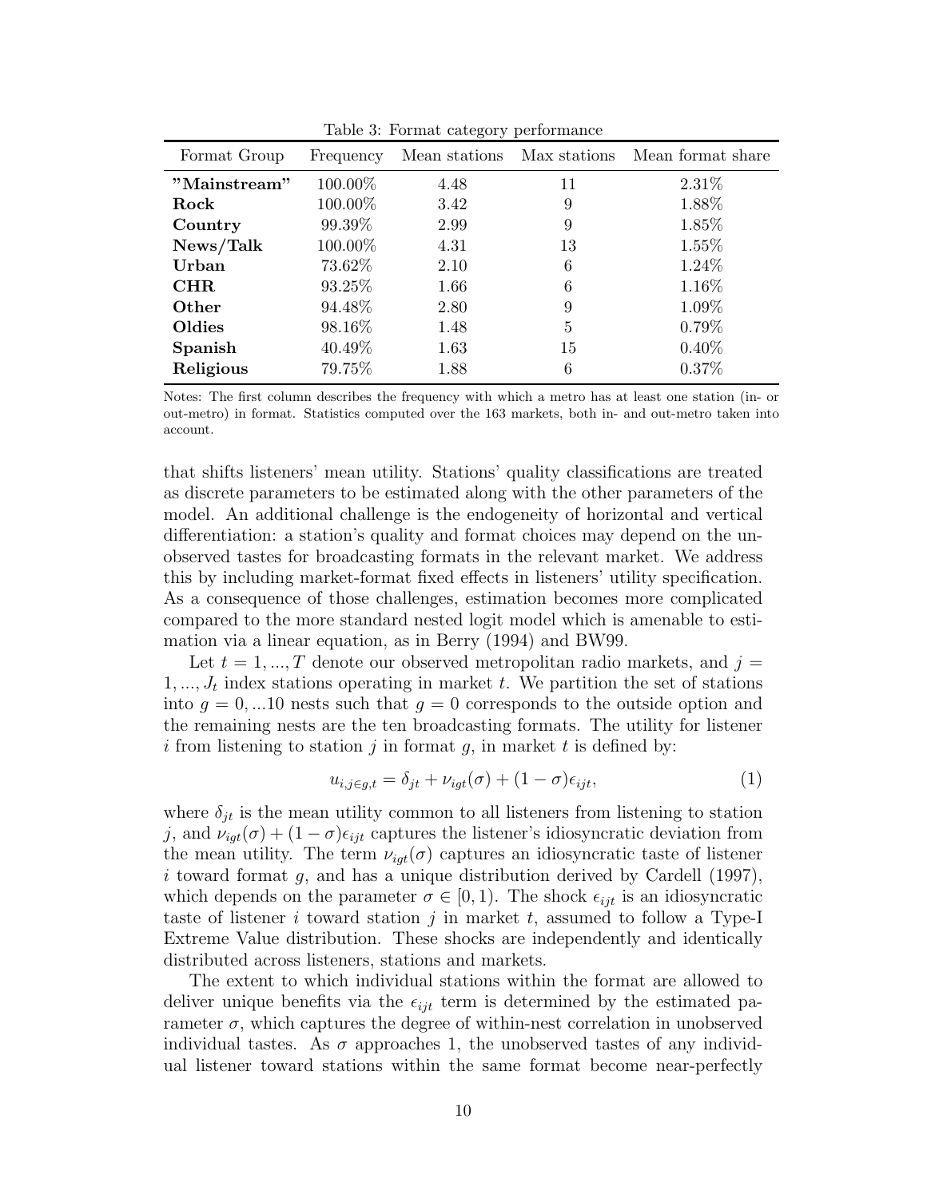Table 3: Format category performance

| Format Group | Frequency | Mean stations | Max stations | Mean format share |
|---|---|---|---|---|
| **"Mainstream"** | 100.00% | 4.48 | 11 | 2.31% |
| **Rock** | 100.00% | 3.42 | 9 | 1.88% |
| **Country** | 99.39% | 2.99 | 9 | 1.85% |
| **News/Talk** | 100.00% | 4.31 | 13 | 1.55% |
| **Urban** | 73.62% | 2.10 | 6 | 1.24% |
| **CHR** | 93.25% | 1.66 | 6 | 1.16% |
| **Other** | 94.48% | 2.80 | 9 | 1.09% |
| **Oldies** | 98.16% | 1.48 | 5 | 0.79% |
| **Spanish** | 40.49% | 1.63 | 15 | 0.40% |
| **Religious** | 79.75% | 1.88 | 6 | 0.37% |

Notes: The first column describes the frequency with which a metro has at least one station (in- or out-metro) in format. Statistics computed over the 163 markets, both in- and out-metro taken into account.

that shifts listeners' mean utility. Stations' quality classifications are treated as discrete parameters to be estimated along with the other parameters of the model. An additional challenge is the endogeneity of horizontal and vertical differentiation: a station's quality and format choices may depend on the unobserved tastes for broadcasting formats in the relevant market. We address this by including market-format fixed effects in listeners' utility specification. As a consequence of those challenges, estimation becomes more complicated compared to the more standard nested logit model which is amenable to estimation via a linear equation, as in Berry (1994) and BW99.

Let $t = 1, ..., T$ denote our observed metropolitan radio markets, and $j = 1, ..., J_t$ index stations operating in market $t$. We partition the set of stations into $g = 0, ...10$ nests such that $g = 0$ corresponds to the outside option and the remaining nests are the ten broadcasting formats. The utility for listener $i$ from listening to station $j$ in format $g$, in market $t$ is defined by:

$$u_{i,j\in g,t} = \delta_{jt} + \nu_{igt}(\sigma) + (1 - \sigma)\epsilon_{ijt}, \tag{1}$$

where $\delta_{jt}$ is the mean utility common to all listeners from listening to station $j$, and $\nu_{igt}(\sigma) + (1 - \sigma)\epsilon_{ijt}$ captures the listener's idiosyncratic deviation from the mean utility. The term $\nu_{igt}(\sigma)$ captures an idiosyncratic taste of listener $i$ toward format $g$, and has a unique distribution derived by Cardell (1997), which depends on the parameter $\sigma \in [0, 1)$. The shock $\epsilon_{ijt}$ is an idiosyncratic taste of listener $i$ toward station $j$ in market $t$, assumed to follow a Type-I Extreme Value distribution. These shocks are independently and identically distributed across listeners, stations and markets.

The extent to which individual stations within the format are allowed to deliver unique benefits via the $\epsilon_{ijt}$ term is determined by the estimated parameter $\sigma$, which captures the degree of within-nest correlation in unobserved individual tastes. As $\sigma$ approaches 1, the unobserved tastes of any individual listener toward stations within the same format become near-perfectly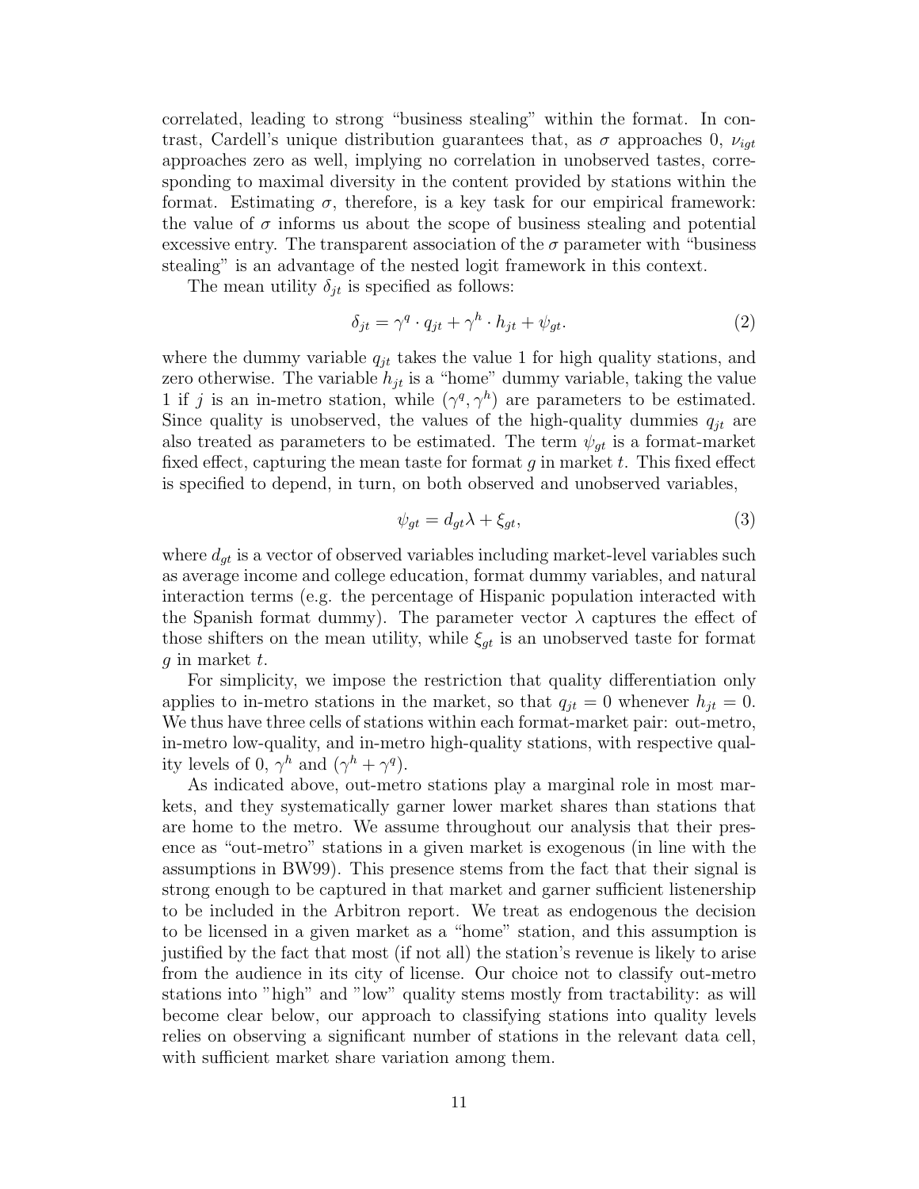correlated, leading to strong "business stealing" within the format. In contrast, Cardell's unique distribution guarantees that, as $\sigma$ approaches 0, $\nu_{igt}$ approaches zero as well, implying no correlation in unobserved tastes, corresponding to maximal diversity in the content provided by stations within the format. Estimating $\sigma$, therefore, is a key task for our empirical framework: the value of $\sigma$ informs us about the scope of business stealing and potential excessive entry. The transparent association of the $\sigma$ parameter with "business stealing" is an advantage of the nested logit framework in this context.

The mean utility $\delta_{jt}$ is specified as follows:

$$\delta_{jt} = \gamma^q \cdot q_{jt} + \gamma^h \cdot h_{jt} + \psi_{gt}. \tag{2}$$

where the dummy variable $q_{jt}$ takes the value 1 for high quality stations, and zero otherwise. The variable $h_{jt}$ is a "home" dummy variable, taking the value 1 if $j$ is an in-metro station, while $(\gamma^q, \gamma^h)$ are parameters to be estimated. Since quality is unobserved, the values of the high-quality dummies $q_{jt}$ are also treated as parameters to be estimated. The term $\psi_{gt}$ is a format-market fixed effect, capturing the mean taste for format $g$ in market $t$. This fixed effect is specified to depend, in turn, on both observed and unobserved variables,

$$\psi_{gt} = d_{gt}\lambda + \xi_{gt}, \tag{3}$$

where $d_{gt}$ is a vector of observed variables including market-level variables such as average income and college education, format dummy variables, and natural interaction terms (e.g. the percentage of Hispanic population interacted with the Spanish format dummy). The parameter vector $\lambda$ captures the effect of those shifters on the mean utility, while $\xi_{gt}$ is an unobserved taste for format $g$ in market $t$.

For simplicity, we impose the restriction that quality differentiation only applies to in-metro stations in the market, so that $q_{jt} = 0$ whenever $h_{jt} = 0$. We thus have three cells of stations within each format-market pair: out-metro, in-metro low-quality, and in-metro high-quality stations, with respective quality levels of 0, $\gamma^h$ and $(\gamma^h + \gamma^q)$.

As indicated above, out-metro stations play a marginal role in most markets, and they systematically garner lower market shares than stations that are home to the metro. We assume throughout our analysis that their presence as "out-metro" stations in a given market is exogenous (in line with the assumptions in BW99). This presence stems from the fact that their signal is strong enough to be captured in that market and garner sufficient listenership to be included in the Arbitron report. We treat as endogenous the decision to be licensed in a given market as a "home" station, and this assumption is justified by the fact that most (if not all) the station's revenue is likely to arise from the audience in its city of license. Our choice not to classify out-metro stations into "high" and "low" quality stems mostly from tractability: as will become clear below, our approach to classifying stations into quality levels relies on observing a significant number of stations in the relevant data cell, with sufficient market share variation among them.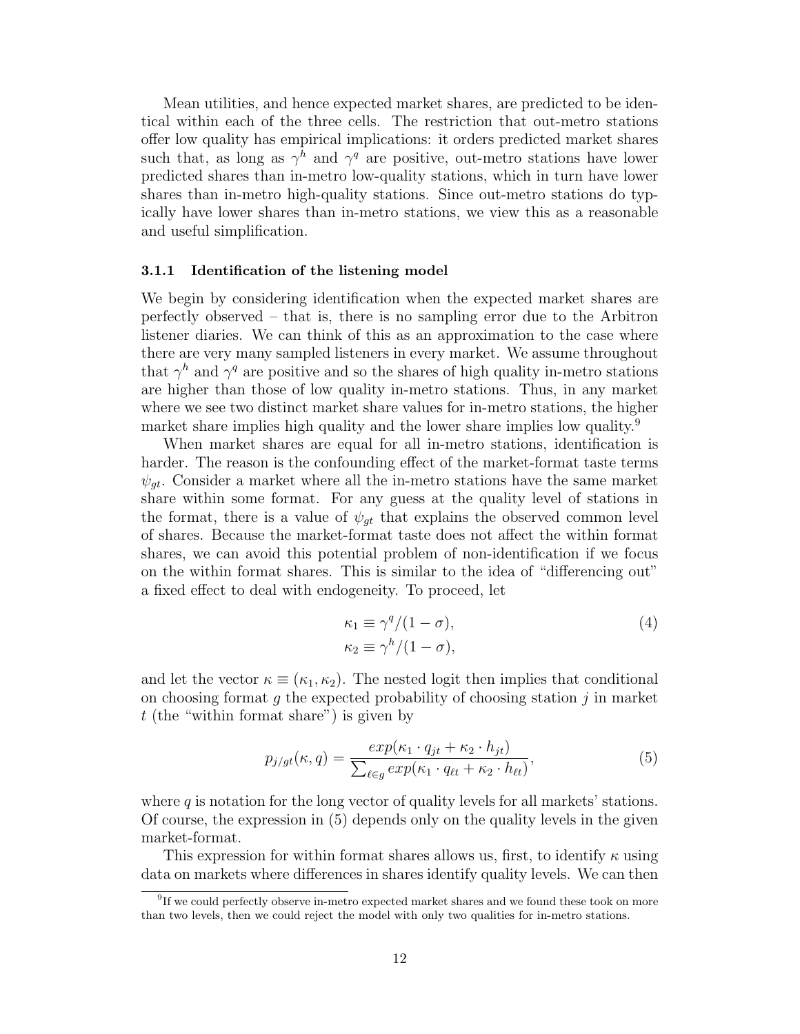Mean utilities, and hence expected market shares, are predicted to be identical within each of the three cells. The restriction that out-metro stations offer low quality has empirical implications: it orders predicted market shares such that, as long as $\gamma^h$ and $\gamma^q$ are positive, out-metro stations have lower predicted shares than in-metro low-quality stations, which in turn have lower shares than in-metro high-quality stations. Since out-metro stations do typically have lower shares than in-metro stations, we view this as a reasonable and useful simplification.

### 3.1.1 Identification of the listening model

We begin by considering identification when the expected market shares are perfectly observed – that is, there is no sampling error due to the Arbitron listener diaries. We can think of this as an approximation to the case where there are very many sampled listeners in every market. We assume throughout that $\gamma^h$ and $\gamma^q$ are positive and so the shares of high quality in-metro stations are higher than those of low quality in-metro stations. Thus, in any market where we see two distinct market share values for in-metro stations, the higher market share implies high quality and the lower share implies low quality.[9]

When market shares are equal for all in-metro stations, identification is harder. The reason is the confounding effect of the market-format taste terms $\psi_{gt}$. Consider a market where all the in-metro stations have the same market share within some format. For any guess at the quality level of stations in the format, there is a value of $\psi_{gt}$ that explains the observed common level of shares. Because the market-format taste does not affect the within format shares, we can avoid this potential problem of non-identification if we focus on the within format shares. This is similar to the idea of "differencing out" a fixed effect to deal with endogeneity. To proceed, let

$$\begin{aligned} \kappa_1 &\equiv \gamma^q/(1-\sigma), \\ \kappa_2 &\equiv \gamma^h/(1-\sigma), \end{aligned} \tag{4}$$

and let the vector $\kappa \equiv (\kappa_1, \kappa_2)$. The nested logit then implies that conditional on choosing format $g$ the expected probability of choosing station $j$ in market $t$ (the "within format share") is given by

$$p_{j/gt}(\kappa, q) = \frac{exp(\kappa_1 \cdot q_{jt} + \kappa_2 \cdot h_{jt})}{\sum_{\ell \in g} exp(\kappa_1 \cdot q_{\ell t} + \kappa_2 \cdot h_{\ell t})}, \tag{5}$$

where $q$ is notation for the long vector of quality levels for all markets' stations. Of course, the expression in (5) depends only on the quality levels in the given market-format.

This expression for within format shares allows us, first, to identify $\kappa$ using data on markets where differences in shares identify quality levels. We can then

[9] If we could perfectly observe in-metro expected market shares and we found these took on more than two levels, then we could reject the model with only two qualities for in-metro stations.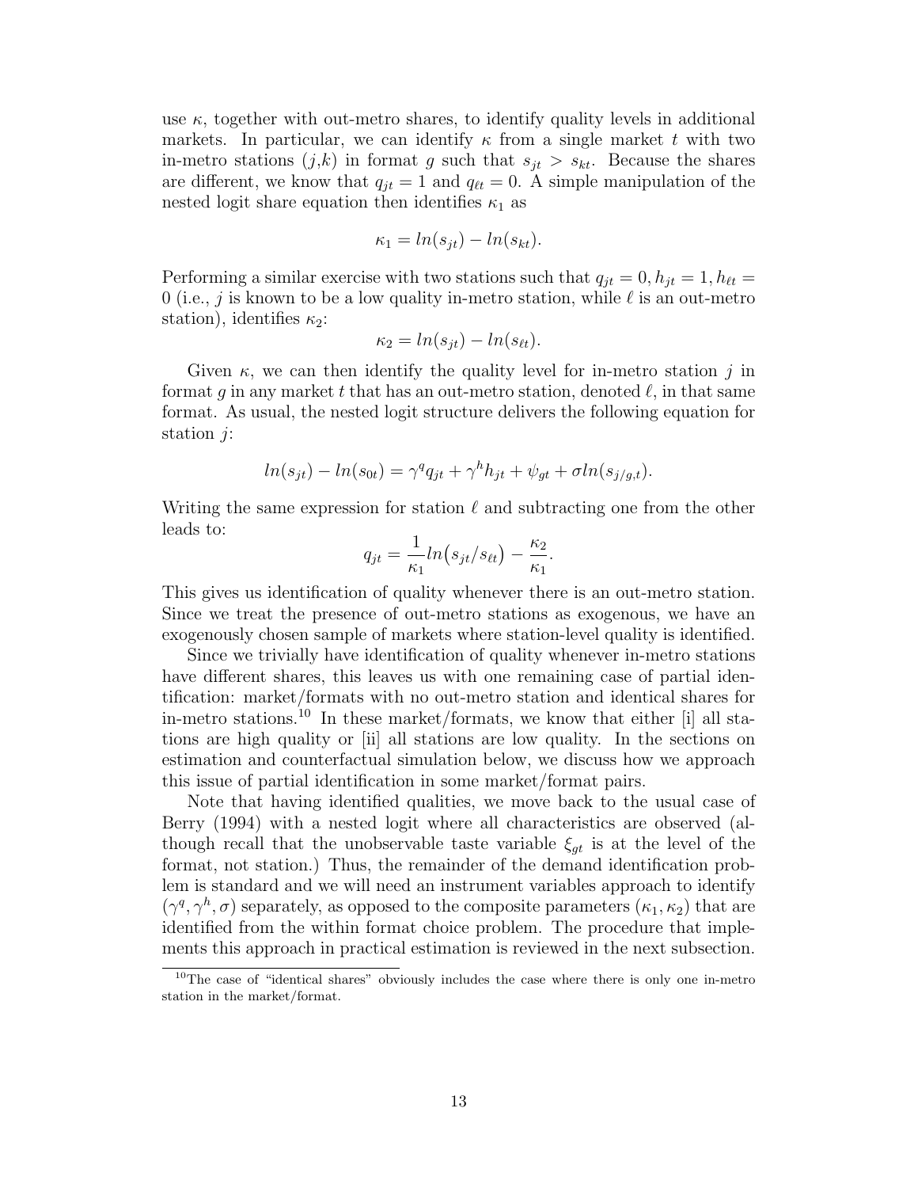use $\kappa$, together with out-metro shares, to identify quality levels in additional markets. In particular, we can identify $\kappa$ from a single market $t$ with two in-metro stations $(j,k)$ in format $g$ such that $s_{jt} > s_{kt}$. Because the shares are different, we know that $q_{jt} = 1$ and $q_{\ell t} = 0$. A simple manipulation of the nested logit share equation then identifies $\kappa_1$ as

$$\kappa_1 = ln(s_{jt}) - ln(s_{kt}).$$

Performing a similar exercise with two stations such that $q_{jt} = 0, h_{jt} = 1, h_{\ell t} = 0$ (i.e., $j$ is known to be a low quality in-metro station, while $\ell$ is an out-metro station), identifies $\kappa_2$:

$$\kappa_2 = ln(s_{jt}) - ln(s_{\ell t}).$$

Given $\kappa$, we can then identify the quality level for in-metro station $j$ in format $g$ in any market $t$ that has an out-metro station, denoted $\ell$, in that same format. As usual, the nested logit structure delivers the following equation for station $j$:

$$ln(s_{jt}) - ln(s_{0t}) = \gamma^q q_{jt} + \gamma^h h_{jt} + \psi_{gt} + \sigma ln(s_{j/g,t}).$$

Writing the same expression for station $\ell$ and subtracting one from the other leads to:

$$q_{jt} = \frac{1}{\kappa_1} ln\big(s_{jt}/s_{\ell t}\big) - \frac{\kappa_2}{\kappa_1}.$$

This gives us identification of quality whenever there is an out-metro station. Since we treat the presence of out-metro stations as exogenous, we have an exogenously chosen sample of markets where station-level quality is identified.

Since we trivially have identification of quality whenever in-metro stations have different shares, this leaves us with one remaining case of partial identification: market/formats with no out-metro station and identical shares for in-metro stations.[10] In these market/formats, we know that either [i] all stations are high quality or [ii] all stations are low quality. In the sections on estimation and counterfactual simulation below, we discuss how we approach this issue of partial identification in some market/format pairs.

Note that having identified qualities, we move back to the usual case of Berry (1994) with a nested logit where all characteristics are observed (although recall that the unobservable taste variable $\xi_{gt}$ is at the level of the format, not station.) Thus, the remainder of the demand identification problem is standard and we will need an instrument variables approach to identify $(\gamma^q, \gamma^h, \sigma)$ separately, as opposed to the composite parameters $(\kappa_1, \kappa_2)$ that are identified from the within format choice problem. The procedure that implements this approach in practical estimation is reviewed in the next subsection.

[10] The case of "identical shares" obviously includes the case where there is only one in-metro station in the market/format.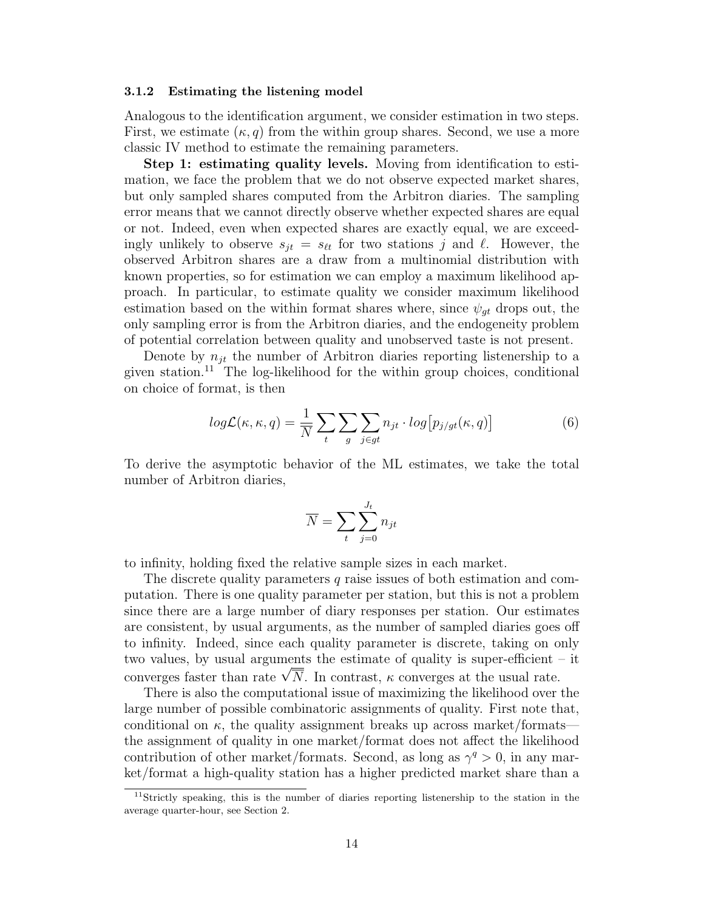### 3.1.2 Estimating the listening model

Analogous to the identification argument, we consider estimation in two steps. First, we estimate $(\kappa, q)$ from the within group shares. Second, we use a more classic IV method to estimate the remaining parameters.

**Step 1: estimating quality levels.** Moving from identification to estimation, we face the problem that we do not observe expected market shares, but only sampled shares computed from the Arbitron diaries. The sampling error means that we cannot directly observe whether expected shares are equal or not. Indeed, even when expected shares are exactly equal, we are exceedingly unlikely to observe $s_{jt} = s_{\ell t}$ for two stations $j$ and $\ell$. However, the observed Arbitron shares are a draw from a multinomial distribution with known properties, so for estimation we can employ a maximum likelihood approach. In particular, to estimate quality we consider maximum likelihood estimation based on the within format shares where, since $\psi_{gt}$ drops out, the only sampling error is from the Arbitron diaries, and the endogeneity problem of potential correlation between quality and unobserved taste is not present.

Denote by $n_{jt}$ the number of Arbitron diaries reporting listenership to a given station.[11] The log-likelihood for the within group choices, conditional on choice of format, is then

$$log\mathcal{L}(\kappa, \kappa, q) = \frac{1}{\overline{N}} \sum_{t} \sum_{g} \sum_{j \in gt} n_{jt} \cdot log\big[p_{j/gt}(\kappa, q)\big] \tag{6}$$

To derive the asymptotic behavior of the ML estimates, we take the total number of Arbitron diaries,

$$\overline{N} = \sum_{t} \sum_{j=0}^{J_t} n_{jt}$$

to infinity, holding fixed the relative sample sizes in each market.

The discrete quality parameters $q$ raise issues of both estimation and computation. There is one quality parameter per station, but this is not a problem since there are a large number of diary responses per station. Our estimates are consistent, by usual arguments, as the number of sampled diaries goes off to infinity. Indeed, since each quality parameter is discrete, taking on only two values, by usual arguments the estimate of quality is super-efficient – it converges faster than rate $\sqrt{N}$. In contrast, $\kappa$ converges at the usual rate.

There is also the computational issue of maximizing the likelihood over the large number of possible combinatoric assignments of quality. First note that, conditional on $\kappa$, the quality assignment breaks up across market/formats—the assignment of quality in one market/format does not affect the likelihood contribution of other market/formats. Second, as long as $\gamma^q > 0$, in any market/format a high-quality station has a higher predicted market share than a

[11] Strictly speaking, this is the number of diaries reporting listenership to the station in the average quarter-hour, see Section 2.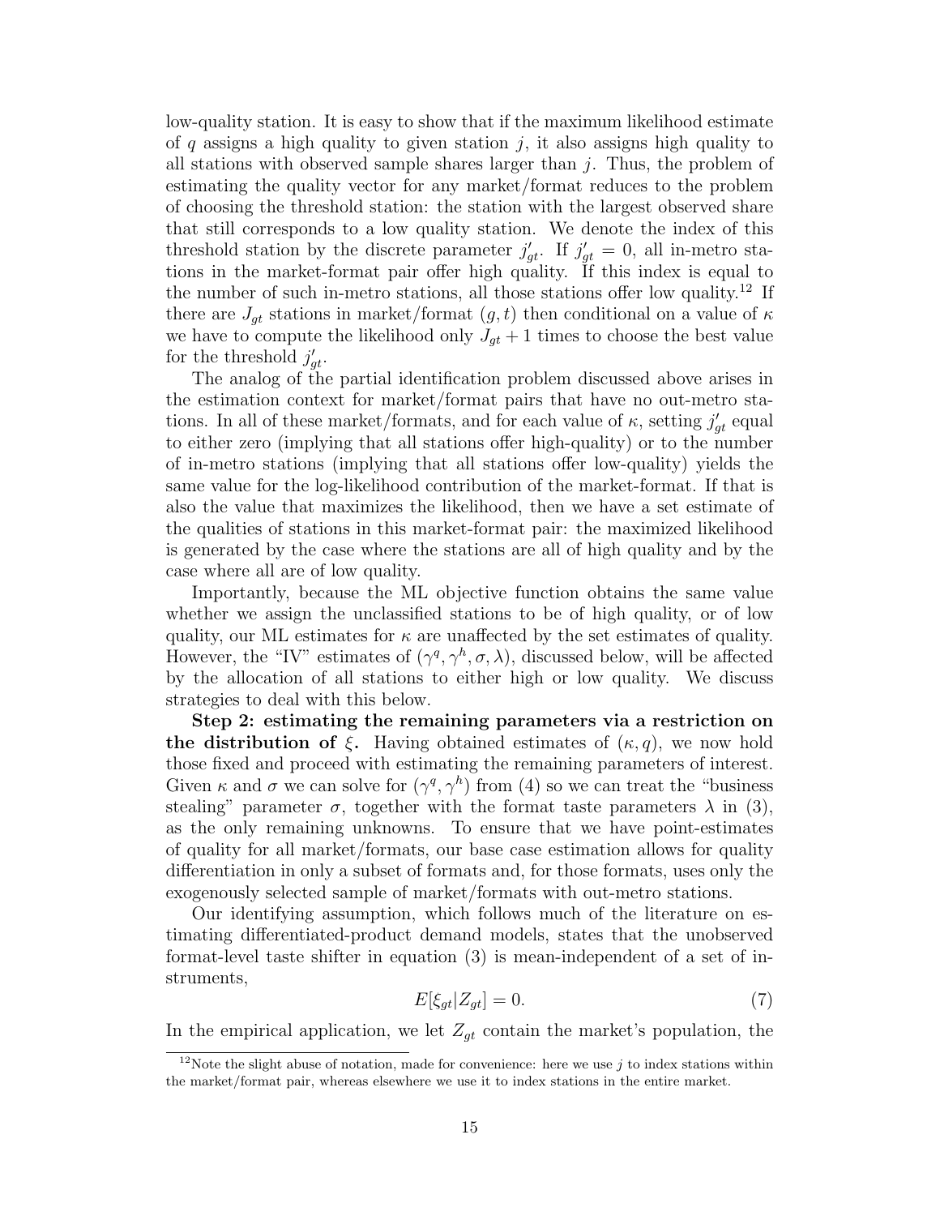low-quality station. It is easy to show that if the maximum likelihood estimate of $q$ assigns a high quality to given station $j$, it also assigns high quality to all stations with observed sample shares larger than $j$. Thus, the problem of estimating the quality vector for any market/format reduces to the problem of choosing the threshold station: the station with the largest observed share that still corresponds to a low quality station. We denote the index of this threshold station by the discrete parameter $j'_{gt}$. If $j'_{gt} = 0$, all in-metro stations in the market-format pair offer high quality. If this index is equal to the number of such in-metro stations, all those stations offer low quality.[12] If there are $J_{gt}$ stations in market/format $(g, t)$ then conditional on a value of $\kappa$ we have to compute the likelihood only $J_{gt} + 1$ times to choose the best value for the threshold $j'_{gt}$.

The analog of the partial identification problem discussed above arises in the estimation context for market/format pairs that have no out-metro stations. In all of these market/formats, and for each value of $\kappa$, setting $j'_{gt}$ equal to either zero (implying that all stations offer high-quality) or to the number of in-metro stations (implying that all stations offer low-quality) yields the same value for the log-likelihood contribution of the market-format. If that is also the value that maximizes the likelihood, then we have a set estimate of the qualities of stations in this market-format pair: the maximized likelihood is generated by the case where the stations are all of high quality and by the case where all are of low quality.

Importantly, because the ML objective function obtains the same value whether we assign the unclassified stations to be of high quality, or of low quality, our ML estimates for $\kappa$ are unaffected by the set estimates of quality. However, the "IV" estimates of $(\gamma^q, \gamma^h, \sigma, \lambda)$, discussed below, will be affected by the allocation of all stations to either high or low quality. We discuss strategies to deal with this below.

**Step 2: estimating the remaining parameters via a restriction on the distribution of $\xi$.** Having obtained estimates of $(\kappa, q)$, we now hold those fixed and proceed with estimating the remaining parameters of interest. Given $\kappa$ and $\sigma$ we can solve for $(\gamma^q, \gamma^h)$ from (4) so we can treat the "business stealing" parameter $\sigma$, together with the format taste parameters $\lambda$ in (3), as the only remaining unknowns. To ensure that we have point-estimates of quality for all market/formats, our base case estimation allows for quality differentiation in only a subset of formats and, for those formats, uses only the exogenously selected sample of market/formats with out-metro stations.

Our identifying assumption, which follows much of the literature on estimating differentiated-product demand models, states that the unobserved format-level taste shifter in equation (3) is mean-independent of a set of instruments,

$$E[\xi_{gt}|Z_{gt}] = 0. \tag{7}$$

In the empirical application, we let $Z_{gt}$ contain the market's population, the

[12] Note the slight abuse of notation, made for convenience: here we use $j$ to index stations within the market/format pair, whereas elsewhere we use it to index stations in the entire market.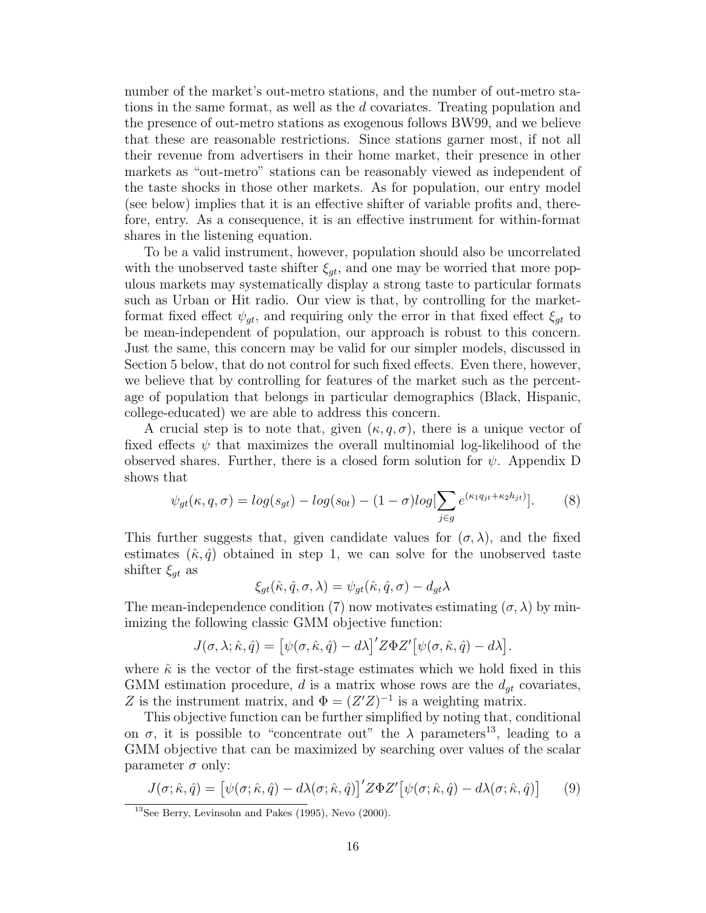number of the market's out-metro stations, and the number of out-metro stations in the same format, as well as the $d$ covariates. Treating population and the presence of out-metro stations as exogenous follows BW99, and we believe that these are reasonable restrictions. Since stations garner most, if not all their revenue from advertisers in their home market, their presence in other markets as "out-metro" stations can be reasonably viewed as independent of the taste shocks in those other markets. As for population, our entry model (see below) implies that it is an effective shifter of variable profits and, therefore, entry. As a consequence, it is an effective instrument for within-format shares in the listening equation.

To be a valid instrument, however, population should also be uncorrelated with the unobserved taste shifter $\xi_{gt}$, and one may be worried that more populous markets may systematically display a strong taste to particular formats such as Urban or Hit radio. Our view is that, by controlling for the market-format fixed effect $\psi_{gt}$, and requiring only the error in that fixed effect $\xi_{gt}$ to be mean-independent of population, our approach is robust to this concern. Just the same, this concern may be valid for our simpler models, discussed in Section 5 below, that do not control for such fixed effects. Even there, however, we believe that by controlling for features of the market such as the percentage of population that belongs in particular demographics (Black, Hispanic, college-educated) we are able to address this concern.

A crucial step is to note that, given $(\kappa, q, \sigma)$, there is a unique vector of fixed effects $\psi$ that maximizes the overall multinomial log-likelihood of the observed shares. Further, there is a closed form solution for $\psi$. Appendix D shows that

$$\psi_{gt}(\kappa, q, \sigma) = log(s_{gt}) - log(s_{0t}) - (1-\sigma)log[\sum_{j \in g} e^{(\kappa_1 q_{jt} + \kappa_2 h_{jt})}]. \qquad (8)$$

This further suggests that, given candidate values for $(\sigma, \lambda)$, and the fixed estimates $(\hat{\kappa}, \hat{q})$ obtained in step 1, we can solve for the unobserved taste shifter $\xi_{gt}$ as

$$\xi_{gt}(\hat{\kappa}, \hat{q}, \sigma, \lambda) = \psi_{gt}(\hat{\kappa}, \hat{q}, \sigma) - d_{gt}\lambda$$

The mean-independence condition (7) now motivates estimating $(\sigma, \lambda)$ by minimizing the following classic GMM objective function:

$$J(\sigma, \lambda; \hat{\kappa}, \hat{q}) = \left[\psi(\sigma, \hat{\kappa}, \hat{q}) - d\lambda\right]' Z \Phi Z' \left[\psi(\sigma, \hat{\kappa}, \hat{q}) - d\lambda\right].$$

where $\hat{\kappa}$ is the vector of the first-stage estimates which we hold fixed in this GMM estimation procedure, $d$ is a matrix whose rows are the $d_{gt}$ covariates, $Z$ is the instrument matrix, and $\Phi = (Z'Z)^{-1}$ is a weighting matrix.

This objective function can be further simplified by noting that, conditional on $\sigma$, it is possible to "concentrate out" the $\lambda$ parameters[13], leading to a GMM objective that can be maximized by searching over values of the scalar parameter $\sigma$ only:

$$J(\sigma; \hat{\kappa}, \hat{q}) = \left[\psi(\sigma; \hat{\kappa}, \hat{q}) - d\lambda(\sigma; \hat{\kappa}, \hat{q})\right]' Z \Phi Z' \left[\psi(\sigma; \hat{\kappa}, \hat{q}) - d\lambda(\sigma; \hat{\kappa}, \hat{q})\right] \qquad (9)$$

[13] See Berry, Levinsohn and Pakes (1995), Nevo (2000).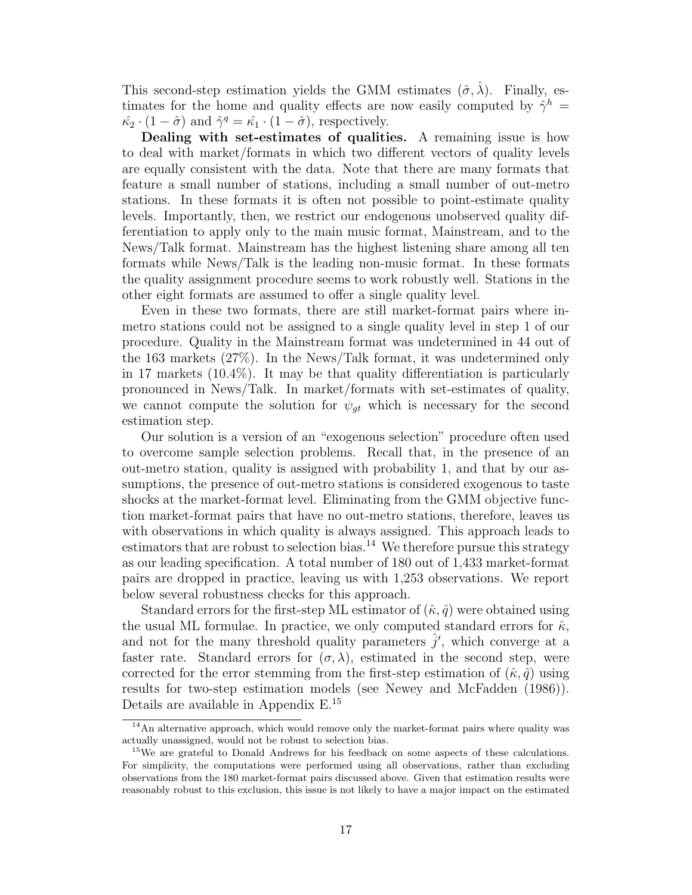This second-step estimation yields the GMM estimates $(\hat{\sigma}, \hat{\lambda})$. Finally, estimates for the home and quality effects are now easily computed by $\hat{\gamma}^h = \hat{\kappa_2} \cdot (1 - \hat{\sigma})$ and $\hat{\gamma}^q = \hat{\kappa_1} \cdot (1 - \hat{\sigma})$, respectively.

**Dealing with set-estimates of qualities.** A remaining issue is how to deal with market/formats in which two different vectors of quality levels are equally consistent with the data. Note that there are many formats that feature a small number of stations, including a small number of out-metro stations. In these formats it is often not possible to point-estimate quality levels. Importantly, then, we restrict our endogenous unobserved quality differentiation to apply only to the main music format, Mainstream, and to the News/Talk format. Mainstream has the highest listening share among all ten formats while News/Talk is the leading non-music format. In these formats the quality assignment procedure seems to work robustly well. Stations in the other eight formats are assumed to offer a single quality level.

Even in these two formats, there are still market-format pairs where in-metro stations could not be assigned to a single quality level in step 1 of our procedure. Quality in the Mainstream format was undetermined in 44 out of the 163 markets (27%). In the News/Talk format, it was undetermined only in 17 markets (10.4%). It may be that quality differentiation is particularly pronounced in News/Talk. In market/formats with set-estimates of quality, we cannot compute the solution for $\psi_{gt}$ which is necessary for the second estimation step.

Our solution is a version of an "exogenous selection" procedure often used to overcome sample selection problems. Recall that, in the presence of an out-metro station, quality is assigned with probability 1, and that by our assumptions, the presence of out-metro stations is considered exogenous to taste shocks at the market-format level. Eliminating from the GMM objective function market-format pairs that have no out-metro stations, therefore, leaves us with observations in which quality is always assigned. This approach leads to estimators that are robust to selection bias.[14] We therefore pursue this strategy as our leading specification. A total number of 180 out of 1,433 market-format pairs are dropped in practice, leaving us with 1,253 observations. We report below several robustness checks for this approach.

Standard errors for the first-step ML estimator of $(\hat{\kappa}, \hat{q})$ were obtained using the usual ML formulae. In practice, we only computed standard errors for $\hat{\kappa}$, and not for the many threshold quality parameters $\hat{j}'$, which converge at a faster rate. Standard errors for $(\sigma, \lambda)$, estimated in the second step, were corrected for the error stemming from the first-step estimation of $(\hat{\kappa}, \hat{q})$ using results for two-step estimation models (see Newey and McFadden (1986)). Details are available in Appendix E.[15]

[14] An alternative approach, which would remove only the market-format pairs where quality was actually unassigned, would not be robust to selection bias.

[15] We are grateful to Donald Andrews for his feedback on some aspects of these calculations. For simplicity, the computations were performed using all observations, rather than excluding observations from the 180 market-format pairs discussed above. Given that estimation results were reasonably robust to this exclusion, this issue is not likely to have a major impact on the estimated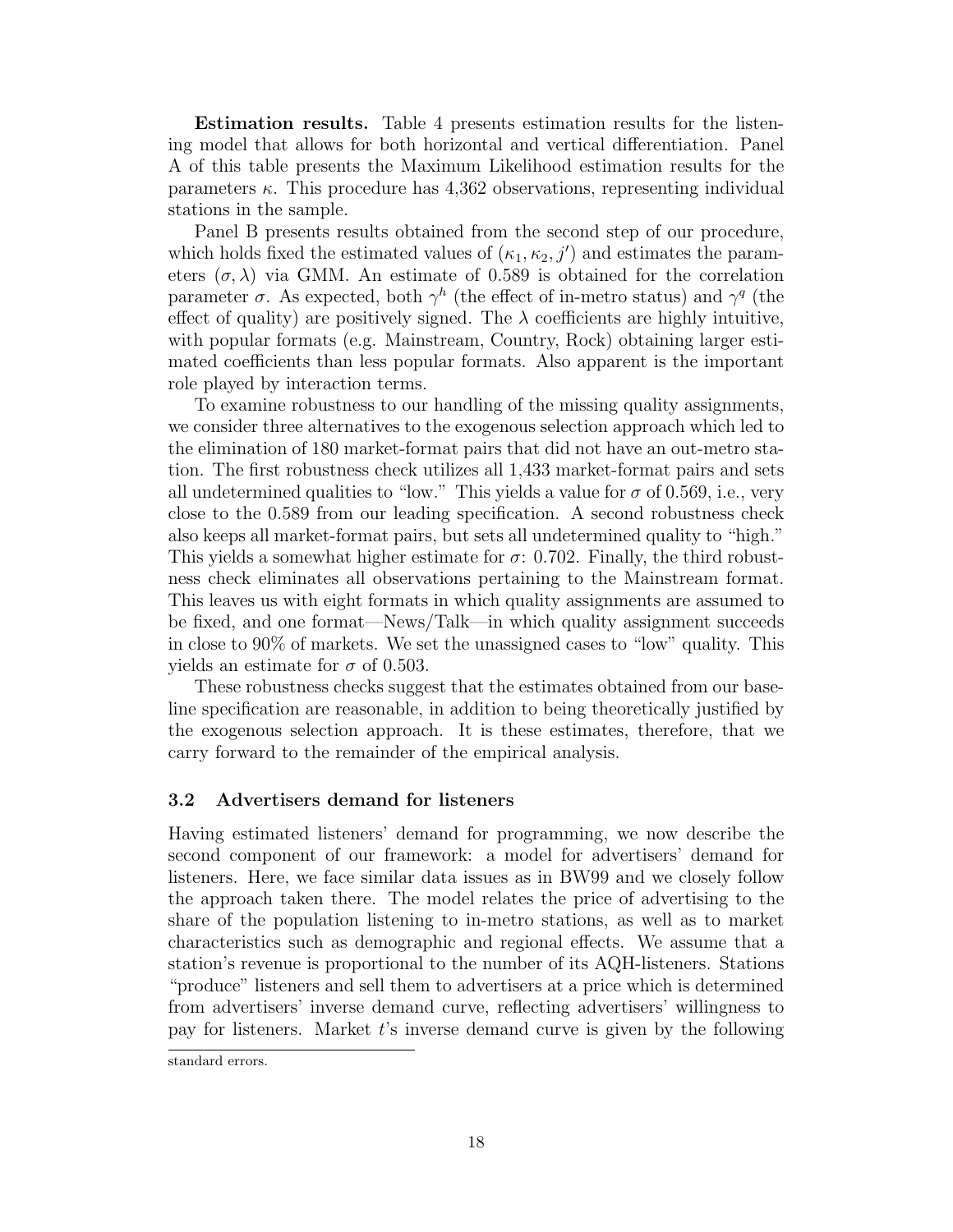**Estimation results.** Table 4 presents estimation results for the listening model that allows for both horizontal and vertical differentiation. Panel A of this table presents the Maximum Likelihood estimation results for the parameters $\kappa$. This procedure has 4,362 observations, representing individual stations in the sample.

Panel B presents results obtained from the second step of our procedure, which holds fixed the estimated values of $(\kappa_1, \kappa_2, j')$ and estimates the parameters $(\sigma, \lambda)$ via GMM. An estimate of 0.589 is obtained for the correlation parameter $\sigma$. As expected, both $\gamma^h$ (the effect of in-metro status) and $\gamma^q$ (the effect of quality) are positively signed. The $\lambda$ coefficients are highly intuitive, with popular formats (e.g. Mainstream, Country, Rock) obtaining larger estimated coefficients than less popular formats. Also apparent is the important role played by interaction terms.

To examine robustness to our handling of the missing quality assignments, we consider three alternatives to the exogenous selection approach which led to the elimination of 180 market-format pairs that did not have an out-metro station. The first robustness check utilizes all 1,433 market-format pairs and sets all undetermined qualities to "low." This yields a value for $\sigma$ of 0.569, i.e., very close to the 0.589 from our leading specification. A second robustness check also keeps all market-format pairs, but sets all undetermined quality to "high." This yields a somewhat higher estimate for $\sigma$: 0.702. Finally, the third robustness check eliminates all observations pertaining to the Mainstream format. This leaves us with eight formats in which quality assignments are assumed to be fixed, and one format—News/Talk—in which quality assignment succeeds in close to 90% of markets. We set the unassigned cases to "low" quality. This yields an estimate for $\sigma$ of 0.503.

These robustness checks suggest that the estimates obtained from our baseline specification are reasonable, in addition to being theoretically justified by the exogenous selection approach. It is these estimates, therefore, that we carry forward to the remainder of the empirical analysis.

### 3.2 Advertisers demand for listeners

Having estimated listeners' demand for programming, we now describe the second component of our framework: a model for advertisers' demand for listeners. Here, we face similar data issues as in BW99 and we closely follow the approach taken there. The model relates the price of advertising to the share of the population listening to in-metro stations, as well as to market characteristics such as demographic and regional effects. We assume that a station's revenue is proportional to the number of its AQH-listeners. Stations "produce" listeners and sell them to advertisers at a price which is determined from advertisers' inverse demand curve, reflecting advertisers' willingness to pay for listeners. Market $t$'s inverse demand curve is given by the following

standard errors.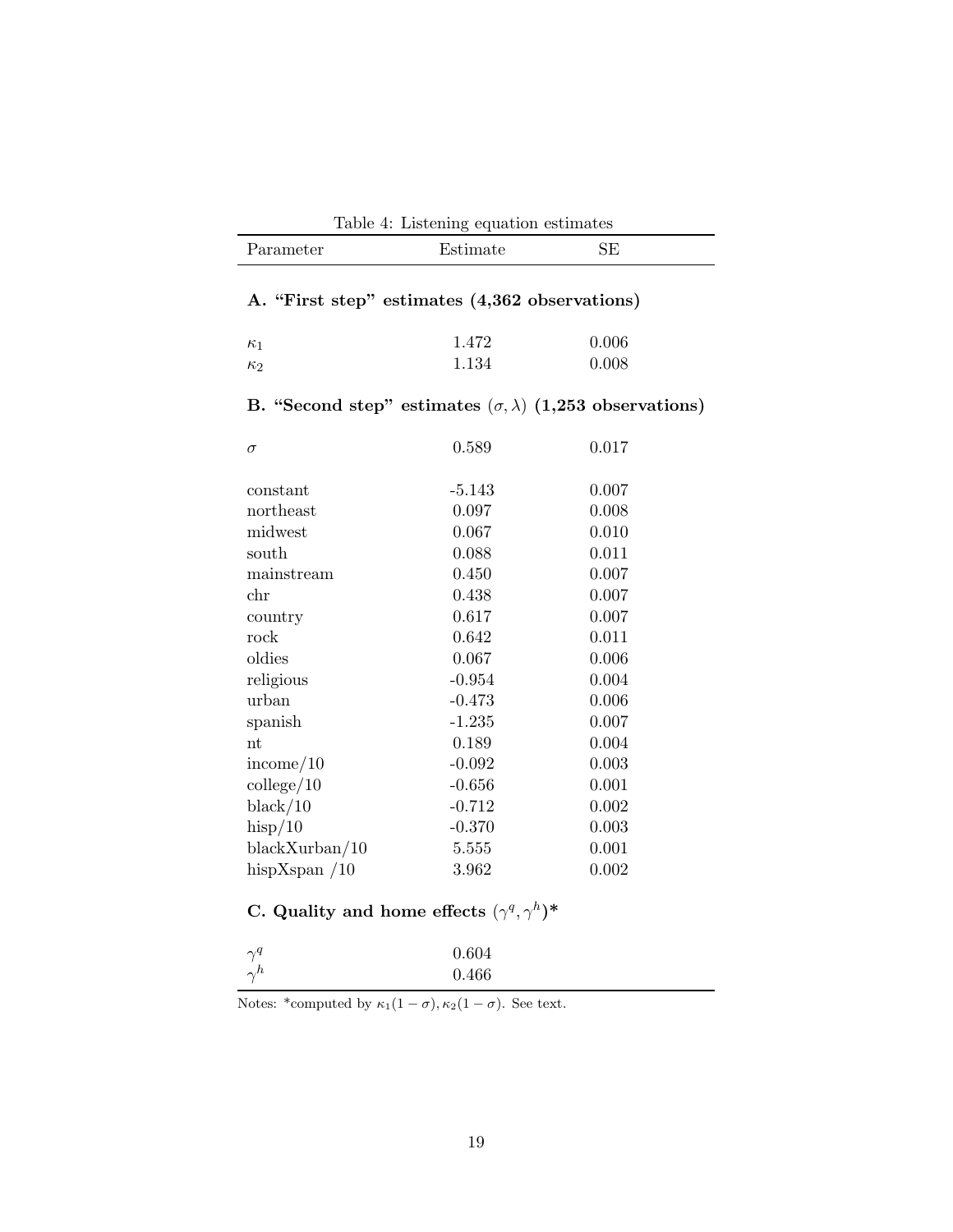Table 4: Listening equation estimates

| Parameter | Estimate | SE |
|---|---|---|
| **A. "First step" estimates (4,362 observations)** | | |
| $\kappa_1$ | 1.472 | 0.006 |
| $\kappa_2$ | 1.134 | 0.008 |
| **B. "Second step" estimates $(\sigma, \lambda)$ (1,253 observations)** | | |
| $\sigma$ | 0.589 | 0.017 |
| constant | -5.143 | 0.007 |
| northeast | 0.097 | 0.008 |
| midwest | 0.067 | 0.010 |
| south | 0.088 | 0.011 |
| mainstream | 0.450 | 0.007 |
| chr | 0.438 | 0.007 |
| country | 0.617 | 0.007 |
| rock | 0.642 | 0.011 |
| oldies | 0.067 | 0.006 |
| religious | -0.954 | 0.004 |
| urban | -0.473 | 0.006 |
| spanish | -1.235 | 0.007 |
| nt | 0.189 | 0.004 |
| income/10 | -0.092 | 0.003 |
| college/10 | -0.656 | 0.001 |
| black/10 | -0.712 | 0.002 |
| hisp/10 | -0.370 | 0.003 |
| blackXurban/10 | 5.555 | 0.001 |
| hispXspan /10 | 3.962 | 0.002 |
| **C. Quality and home effects $(\gamma^q, \gamma^h)$\*** | | |
| $\gamma^q$ | 0.604 | |
| $\gamma^h$ | 0.466 | |

Notes: \*computed by $\kappa_1(1-\sigma), \kappa_2(1-\sigma)$. See text.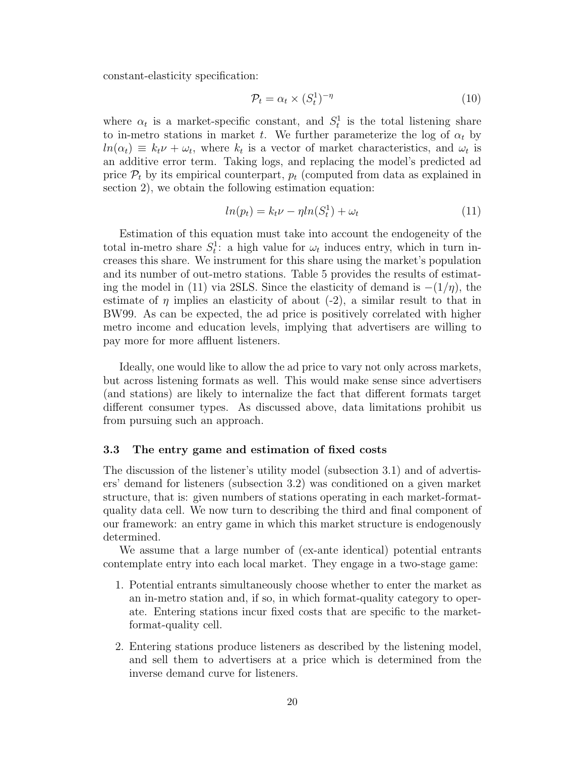constant-elasticity specification:

$$\mathcal{P}_t = \alpha_t \times (S_t^1)^{-\eta} \tag{10}$$

where $\alpha_t$ is a market-specific constant, and $S_t^1$ is the total listening share to in-metro stations in market $t$. We further parameterize the log of $\alpha_t$ by $ln(\alpha_t) \equiv k_t\nu + \omega_t$, where $k_t$ is a vector of market characteristics, and $\omega_t$ is an additive error term. Taking logs, and replacing the model's predicted ad price $\mathcal{P}_t$ by its empirical counterpart, $p_t$ (computed from data as explained in section 2), we obtain the following estimation equation:

$$ln(p_t) = k_t\nu - \eta ln(S_t^1) + \omega_t \tag{11}$$

Estimation of this equation must take into account the endogeneity of the total in-metro share $S_t^1$: a high value for $\omega_t$ induces entry, which in turn increases this share. We instrument for this share using the market's population and its number of out-metro stations. Table 5 provides the results of estimating the model in (11) via 2SLS. Since the elasticity of demand is $-(1/\eta)$, the estimate of $\eta$ implies an elasticity of about (-2), a similar result to that in BW99. As can be expected, the ad price is positively correlated with higher metro income and education levels, implying that advertisers are willing to pay more for more affluent listeners.

Ideally, one would like to allow the ad price to vary not only across markets, but across listening formats as well. This would make sense since advertisers (and stations) are likely to internalize the fact that different formats target different consumer types. As discussed above, data limitations prohibit us from pursuing such an approach.

### 3.3 The entry game and estimation of fixed costs

The discussion of the listener's utility model (subsection 3.1) and of advertisers' demand for listeners (subsection 3.2) was conditioned on a given market structure, that is: given numbers of stations operating in each market-format-quality data cell. We now turn to describing the third and final component of our framework: an entry game in which this market structure is endogenously determined.

We assume that a large number of (ex-ante identical) potential entrants contemplate entry into each local market. They engage in a two-stage game:

1. Potential entrants simultaneously choose whether to enter the market as an in-metro station and, if so, in which format-quality category to operate. Entering stations incur fixed costs that are specific to the market-format-quality cell.

2. Entering stations produce listeners as described by the listening model, and sell them to advertisers at a price which is determined from the inverse demand curve for listeners.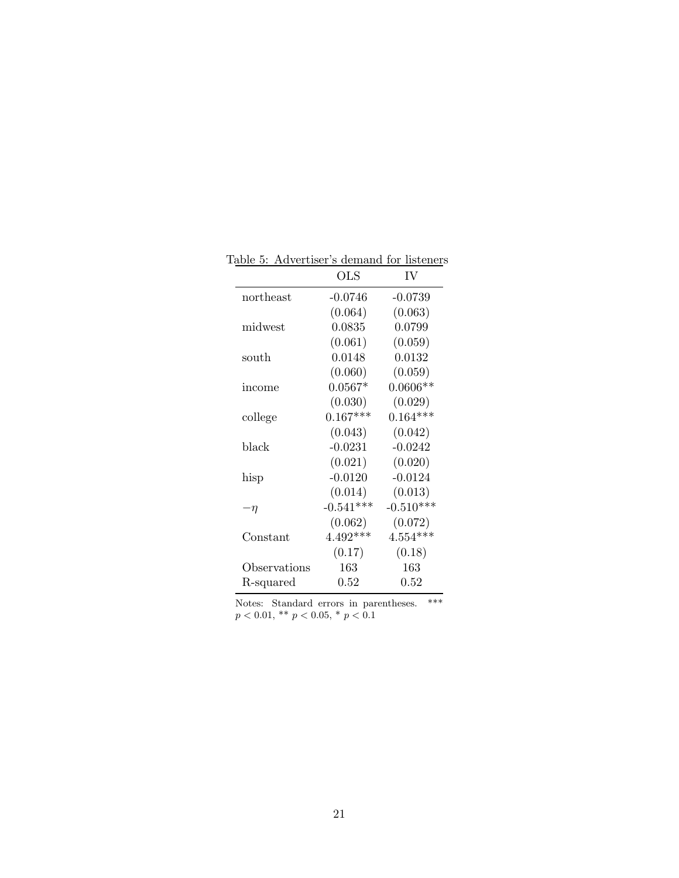Table 5: Advertiser's demand for listeners

| | OLS | IV |
|---|---|---|
| northeast | -0.0746 | -0.0739 |
| | (0.064) | (0.063) |
| midwest | 0.0835 | 0.0799 |
| | (0.061) | (0.059) |
| south | 0.0148 | 0.0132 |
| | (0.060) | (0.059) |
| income | 0.0567* | 0.0606** |
| | (0.030) | (0.029) |
| college | 0.167*** | 0.164*** |
| | (0.043) | (0.042) |
| black | -0.0231 | -0.0242 |
| | (0.021) | (0.020) |
| hisp | -0.0120 | -0.0124 |
| | (0.014) | (0.013) |
| $-\eta$ | -0.541*** | -0.510*** |
| | (0.062) | (0.072) |
| Constant | 4.492*** | 4.554*** |
| | (0.17) | (0.18) |
| Observations | 163 | 163 |
| R-squared | 0.52 | 0.52 |

Notes: Standard errors in parentheses. *** $p < 0.01$, ** $p < 0.05$, * $p < 0.1$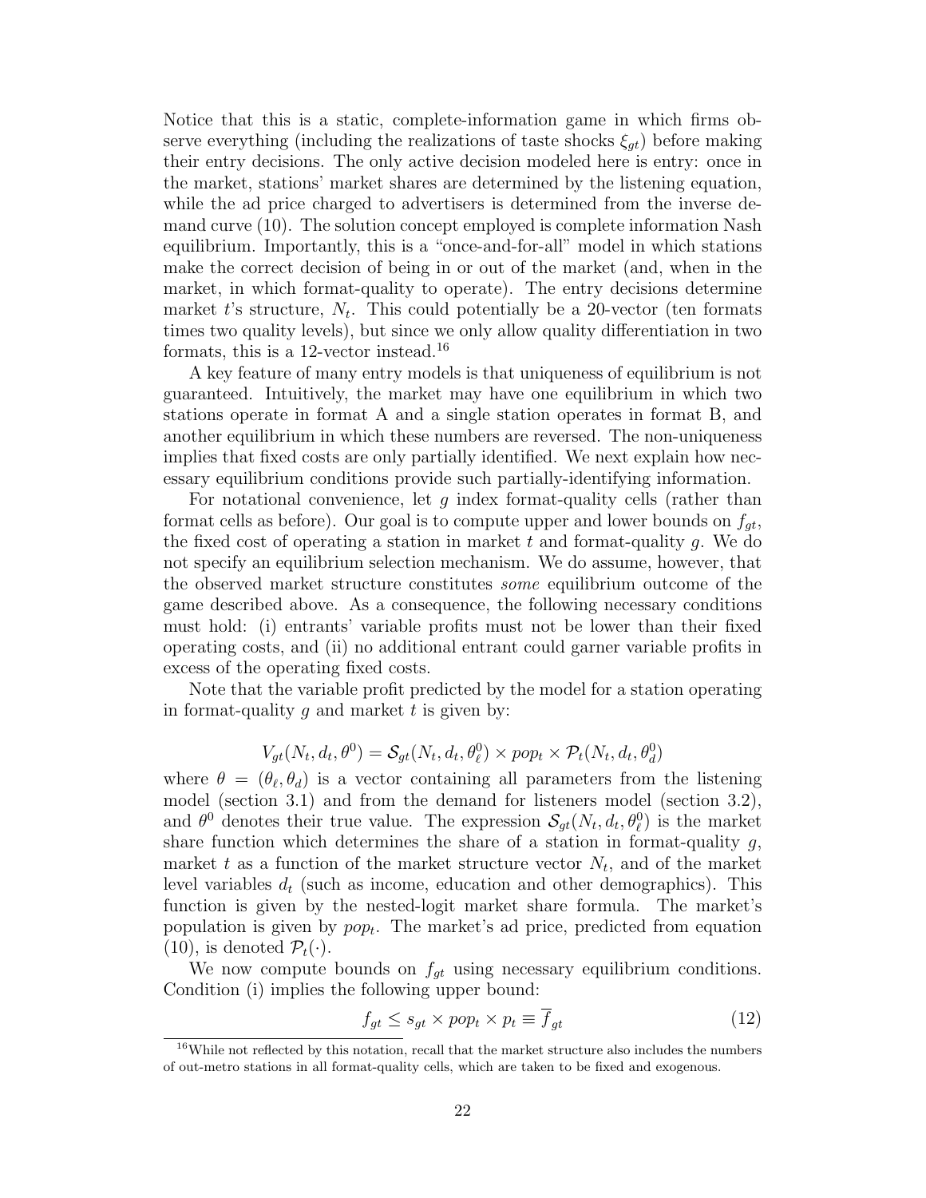Notice that this is a static, complete-information game in which firms observe everything (including the realizations of taste shocks $\xi_{gt}$) before making their entry decisions. The only active decision modeled here is entry: once in the market, stations' market shares are determined by the listening equation, while the ad price charged to advertisers is determined from the inverse demand curve (10). The solution concept employed is complete information Nash equilibrium. Importantly, this is a "once-and-for-all" model in which stations make the correct decision of being in or out of the market (and, when in the market, in which format-quality to operate). The entry decisions determine market $t$'s structure, $N_t$. This could potentially be a 20-vector (ten formats times two quality levels), but since we only allow quality differentiation in two formats, this is a 12-vector instead.[16]

A key feature of many entry models is that uniqueness of equilibrium is not guaranteed. Intuitively, the market may have one equilibrium in which two stations operate in format A and a single station operates in format B, and another equilibrium in which these numbers are reversed. The non-uniqueness implies that fixed costs are only partially identified. We next explain how necessary equilibrium conditions provide such partially-identifying information.

For notational convenience, let $g$ index format-quality cells (rather than format cells as before). Our goal is to compute upper and lower bounds on $f_{gt}$, the fixed cost of operating a station in market $t$ and format-quality $g$. We do not specify an equilibrium selection mechanism. We do assume, however, that the observed market structure constitutes *some* equilibrium outcome of the game described above. As a consequence, the following necessary conditions must hold: (i) entrants' variable profits must not be lower than their fixed operating costs, and (ii) no additional entrant could garner variable profits in excess of the operating fixed costs.

Note that the variable profit predicted by the model for a station operating in format-quality $g$ and market $t$ is given by:

$$V_{gt}(N_t, d_t, \theta^0) = \mathcal{S}_{gt}(N_t, d_t, \theta_\ell^0) \times pop_t \times \mathcal{P}_t(N_t, d_t, \theta_d^0)$$

where $\theta = (\theta_\ell, \theta_d)$ is a vector containing all parameters from the listening model (section 3.1) and from the demand for listeners model (section 3.2), and $\theta^0$ denotes their true value. The expression $\mathcal{S}_{gt}(N_t, d_t, \theta_\ell^0)$ is the market share function which determines the share of a station in format-quality $g$, market $t$ as a function of the market structure vector $N_t$, and of the market level variables $d_t$ (such as income, education and other demographics). This function is given by the nested-logit market share formula. The market's population is given by $pop_t$. The market's ad price, predicted from equation (10), is denoted $\mathcal{P}_t(\cdot)$.

We now compute bounds on $f_{gt}$ using necessary equilibrium conditions. Condition (i) implies the following upper bound:

$$f_{gt} \leq s_{gt} \times pop_t \times p_t \equiv \overline{f}_{gt} \tag{12}$$

[16] While not reflected by this notation, recall that the market structure also includes the numbers of out-metro stations in all format-quality cells, which are taken to be fixed and exogenous.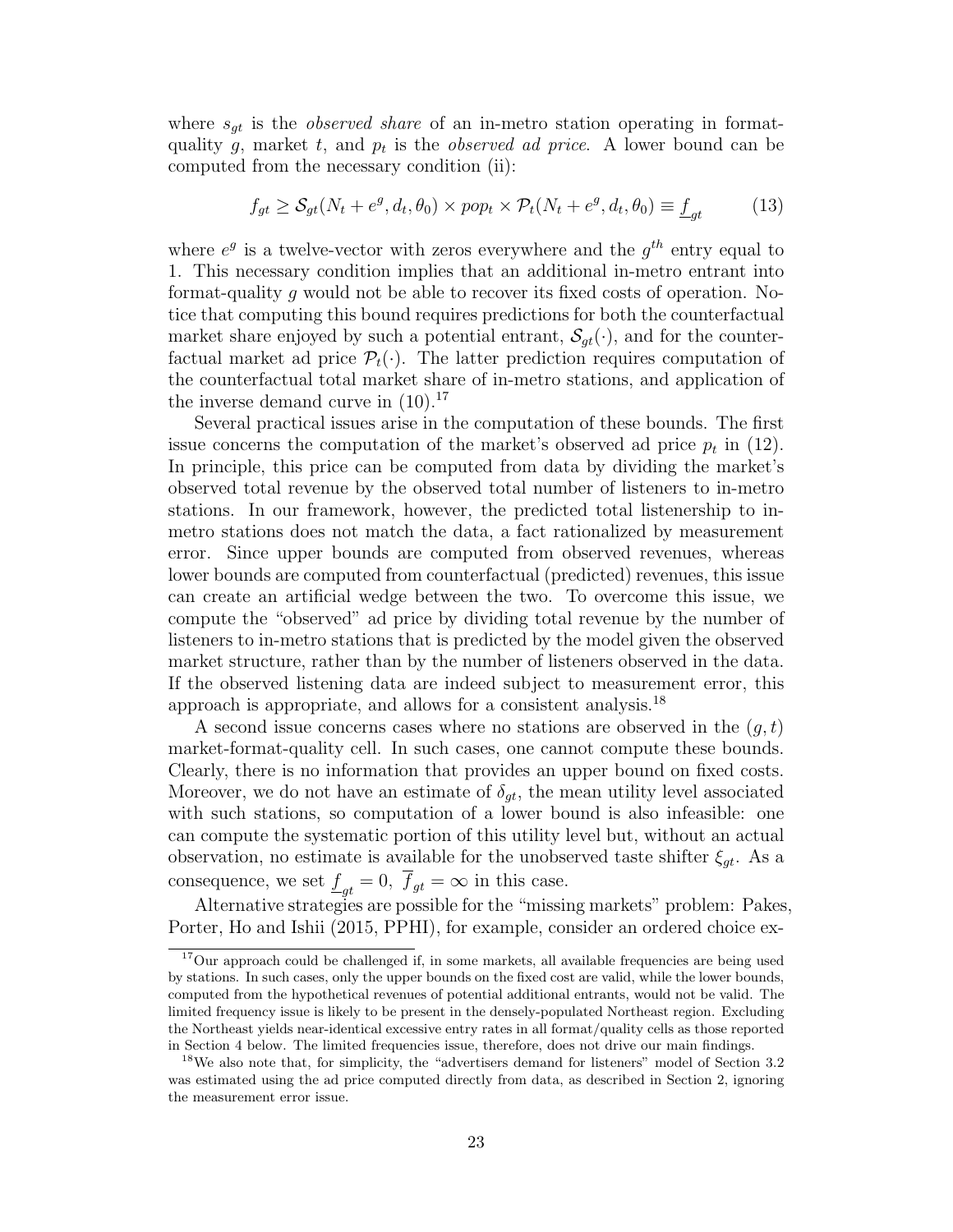where $s_{gt}$ is the *observed share* of an in-metro station operating in format-quality $g$, market $t$, and $p_t$ is the *observed ad price*. A lower bound can be computed from the necessary condition (ii):

$$f_{gt} \geq \mathcal{S}_{gt}(N_t + e^g, d_t, \theta_0) \times pop_t \times \mathcal{P}_t(N_t + e^g, d_t, \theta_0) \equiv \underline{f}_{gt} \tag{13}$$

where $e^g$ is a twelve-vector with zeros everywhere and the $g^{th}$ entry equal to 1. This necessary condition implies that an additional in-metro entrant into format-quality $g$ would not be able to recover its fixed costs of operation. Notice that computing this bound requires predictions for both the counterfactual market share enjoyed by such a potential entrant, $\mathcal{S}_{gt}(\cdot)$, and for the counterfactual market ad price $\mathcal{P}_t(\cdot)$. The latter prediction requires computation of the counterfactual total market share of in-metro stations, and application of the inverse demand curve in (10).[17]

Several practical issues arise in the computation of these bounds. The first issue concerns the computation of the market's observed ad price $p_t$ in (12). In principle, this price can be computed from data by dividing the market's observed total revenue by the observed total number of listeners to in-metro stations. In our framework, however, the predicted total listenership to in-metro stations does not match the data, a fact rationalized by measurement error. Since upper bounds are computed from observed revenues, whereas lower bounds are computed from counterfactual (predicted) revenues, this issue can create an artificial wedge between the two. To overcome this issue, we compute the "observed" ad price by dividing total revenue by the number of listeners to in-metro stations that is predicted by the model given the observed market structure, rather than by the number of listeners observed in the data. If the observed listening data are indeed subject to measurement error, this approach is appropriate, and allows for a consistent analysis.[18]

A second issue concerns cases where no stations are observed in the $(g, t)$ market-format-quality cell. In such cases, one cannot compute these bounds. Clearly, there is no information that provides an upper bound on fixed costs. Moreover, we do not have an estimate of $\delta_{gt}$, the mean utility level associated with such stations, so computation of a lower bound is also infeasible: one can compute the systematic portion of this utility level but, without an actual observation, no estimate is available for the unobserved taste shifter $\xi_{gt}$. As a consequence, we set $\underline{f}_{gt} = 0$, $\overline{f}_{gt} = \infty$ in this case.

Alternative strategies are possible for the "missing markets" problem: Pakes, Porter, Ho and Ishii (2015, PPHI), for example, consider an ordered choice ex-

[17] Our approach could be challenged if, in some markets, all available frequencies are being used by stations. In such cases, only the upper bounds on the fixed cost are valid, while the lower bounds, computed from the hypothetical revenues of potential additional entrants, would not be valid. The limited frequency issue is likely to be present in the densely-populated Northeast region. Excluding the Northeast yields near-identical excessive entry rates in all format/quality cells as those reported in Section 4 below. The limited frequencies issue, therefore, does not drive our main findings.

[18] We also note that, for simplicity, the "advertisers demand for listeners" model of Section 3.2 was estimated using the ad price computed directly from data, as described in Section 2, ignoring the measurement error issue.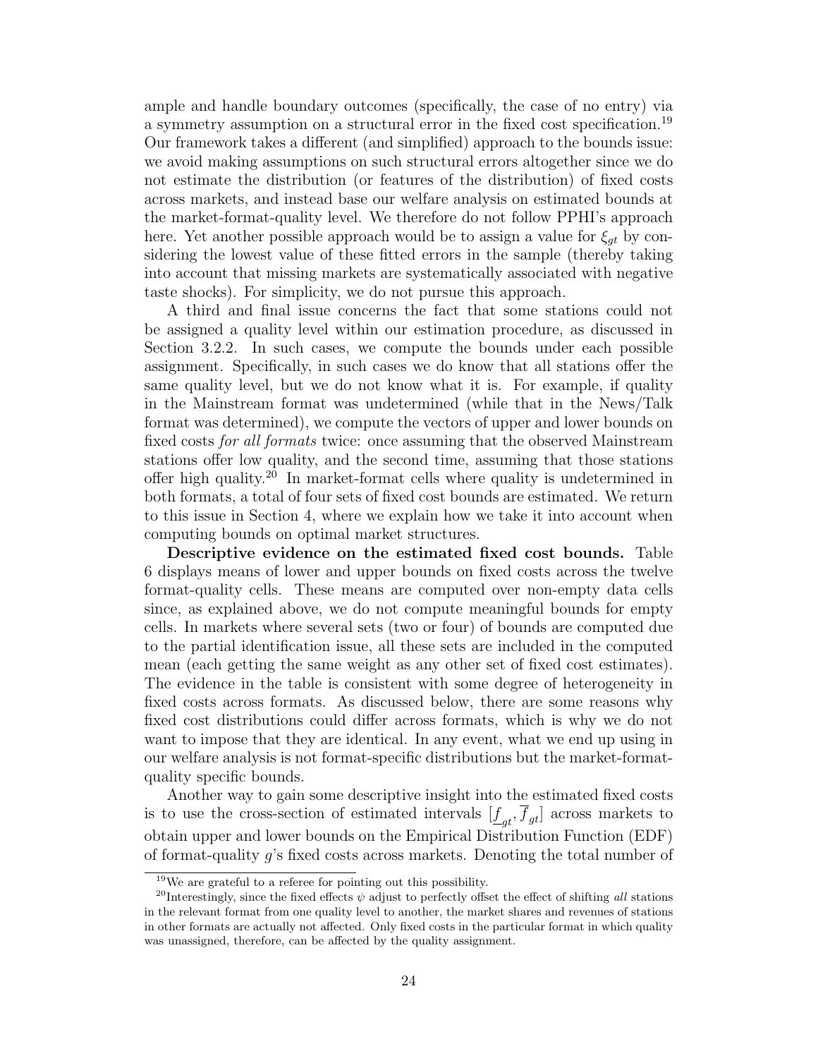ample and handle boundary outcomes (specifically, the case of no entry) via a symmetry assumption on a structural error in the fixed cost specification.[19] Our framework takes a different (and simplified) approach to the bounds issue: we avoid making assumptions on such structural errors altogether since we do not estimate the distribution (or features of the distribution) of fixed costs across markets, and instead base our welfare analysis on estimated bounds at the market-format-quality level. We therefore do not follow PPHI's approach here. Yet another possible approach would be to assign a value for $\xi_{gt}$ by considering the lowest value of these fitted errors in the sample (thereby taking into account that missing markets are systematically associated with negative taste shocks). For simplicity, we do not pursue this approach.

A third and final issue concerns the fact that some stations could not be assigned a quality level within our estimation procedure, as discussed in Section 3.2.2. In such cases, we compute the bounds under each possible assignment. Specifically, in such cases we do know that all stations offer the same quality level, but we do not know what it is. For example, if quality in the Mainstream format was undetermined (while that in the News/Talk format was determined), we compute the vectors of upper and lower bounds on fixed costs *for all formats* twice: once assuming that the observed Mainstream stations offer low quality, and the second time, assuming that those stations offer high quality.[20] In market-format cells where quality is undetermined in both formats, a total of four sets of fixed cost bounds are estimated. We return to this issue in Section 4, where we explain how we take it into account when computing bounds on optimal market structures.

**Descriptive evidence on the estimated fixed cost bounds.** Table 6 displays means of lower and upper bounds on fixed costs across the twelve format-quality cells. These means are computed over non-empty data cells since, as explained above, we do not compute meaningful bounds for empty cells. In markets where several sets (two or four) of bounds are computed due to the partial identification issue, all these sets are included in the computed mean (each getting the same weight as any other set of fixed cost estimates). The evidence in the table is consistent with some degree of heterogeneity in fixed costs across formats. As discussed below, there are some reasons why fixed cost distributions could differ across formats, which is why we do not want to impose that they are identical. In any event, what we end up using in our welfare analysis is not format-specific distributions but the market-format-quality specific bounds.

Another way to gain some descriptive insight into the estimated fixed costs is to use the cross-section of estimated intervals $[\underline{f}_{gt}, \overline{f}_{gt}]$ across markets to obtain upper and lower bounds on the Empirical Distribution Function (EDF) of format-quality $g$'s fixed costs across markets. Denoting the total number of

[19]We are grateful to a referee for pointing out this possibility.

[20]Interestingly, since the fixed effects $\psi$ adjust to perfectly offset the effect of shifting *all* stations in the relevant format from one quality level to another, the market shares and revenues of stations in other formats are actually not affected. Only fixed costs in the particular format in which quality was unassigned, therefore, can be affected by the quality assignment.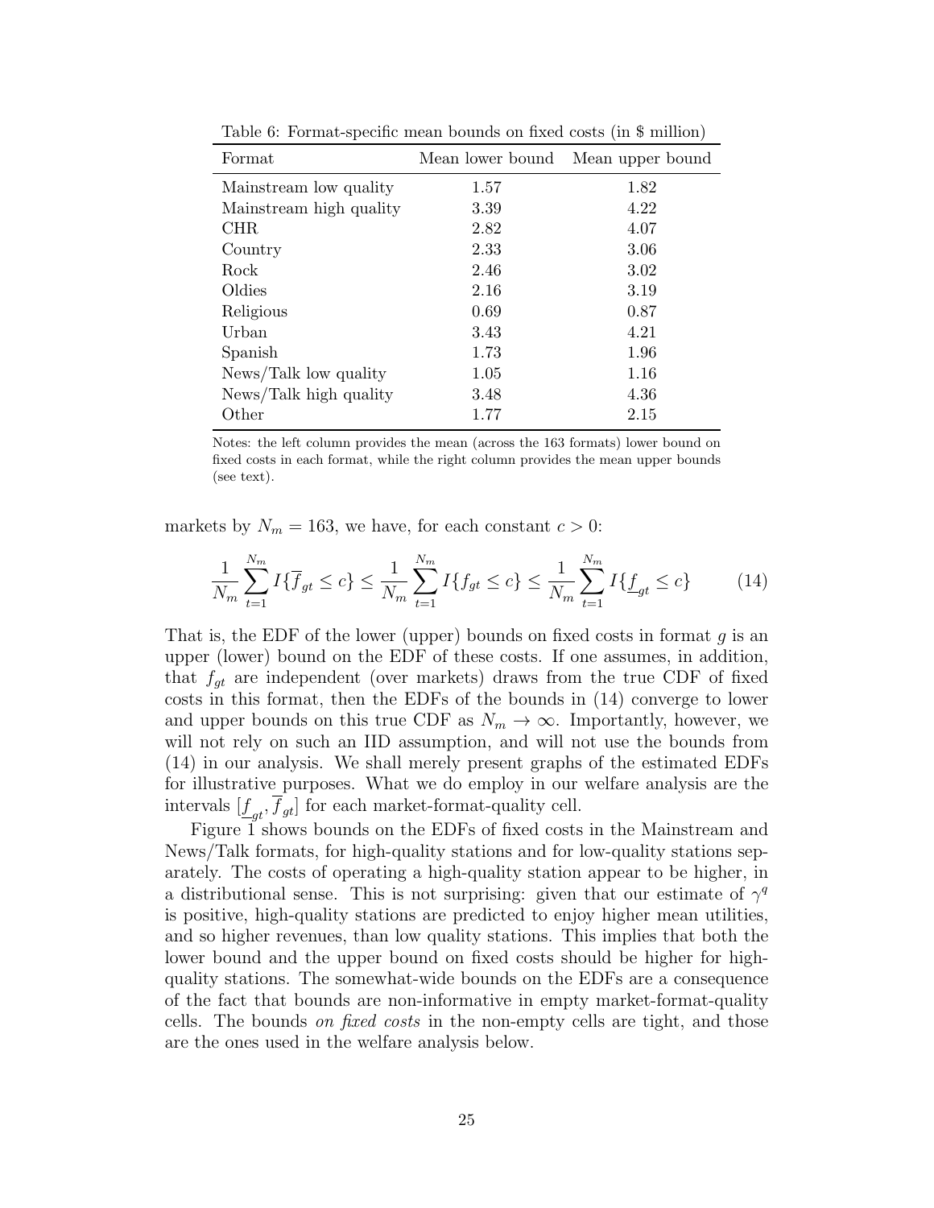Table 6: Format-specific mean bounds on fixed costs (in $ million)

| Format | Mean lower bound | Mean upper bound |
|---|---|---|
| Mainstream low quality | 1.57 | 1.82 |
| Mainstream high quality | 3.39 | 4.22 |
| CHR | 2.82 | 4.07 |
| Country | 2.33 | 3.06 |
| Rock | 2.46 | 3.02 |
| Oldies | 2.16 | 3.19 |
| Religious | 0.69 | 0.87 |
| Urban | 3.43 | 4.21 |
| Spanish | 1.73 | 1.96 |
| News/Talk low quality | 1.05 | 1.16 |
| News/Talk high quality | 3.48 | 4.36 |
| Other | 1.77 | 2.15 |

Notes: the left column provides the mean (across the 163 formats) lower bound on fixed costs in each format, while the right column provides the mean upper bounds (see text).

markets by $N_m = 163$, we have, for each constant $c > 0$:

$$\frac{1}{N_m}\sum_{t=1}^{N_m} I\{\overline{f}_{gt} \leq c\} \leq \frac{1}{N_m}\sum_{t=1}^{N_m} I\{f_{gt} \leq c\} \leq \frac{1}{N_m}\sum_{t=1}^{N_m} I\{\underline{f}_{gt} \leq c\} \tag{14}$$

That is, the EDF of the lower (upper) bounds on fixed costs in format $g$ is an upper (lower) bound on the EDF of these costs. If one assumes, in addition, that $f_{gt}$ are independent (over markets) draws from the true CDF of fixed costs in this format, then the EDFs of the bounds in (14) converge to lower and upper bounds on this true CDF as $N_m \to \infty$. Importantly, however, we will not rely on such an IID assumption, and will not use the bounds from (14) in our analysis. We shall merely present graphs of the estimated EDFs for illustrative purposes. What we do employ in our welfare analysis are the intervals $[\underline{f}_{gt}, \overline{f}_{gt}]$ for each market-format-quality cell.

Figure 1 shows bounds on the EDFs of fixed costs in the Mainstream and News/Talk formats, for high-quality stations and for low-quality stations separately. The costs of operating a high-quality station appear to be higher, in a distributional sense. This is not surprising: given that our estimate of $\gamma^q$ is positive, high-quality stations are predicted to enjoy higher mean utilities, and so higher revenues, than low quality stations. This implies that both the lower bound and the upper bound on fixed costs should be higher for high-quality stations. The somewhat-wide bounds on the EDFs are a consequence of the fact that bounds are non-informative in empty market-format-quality cells. The bounds *on fixed costs* in the non-empty cells are tight, and those are the ones used in the welfare analysis below.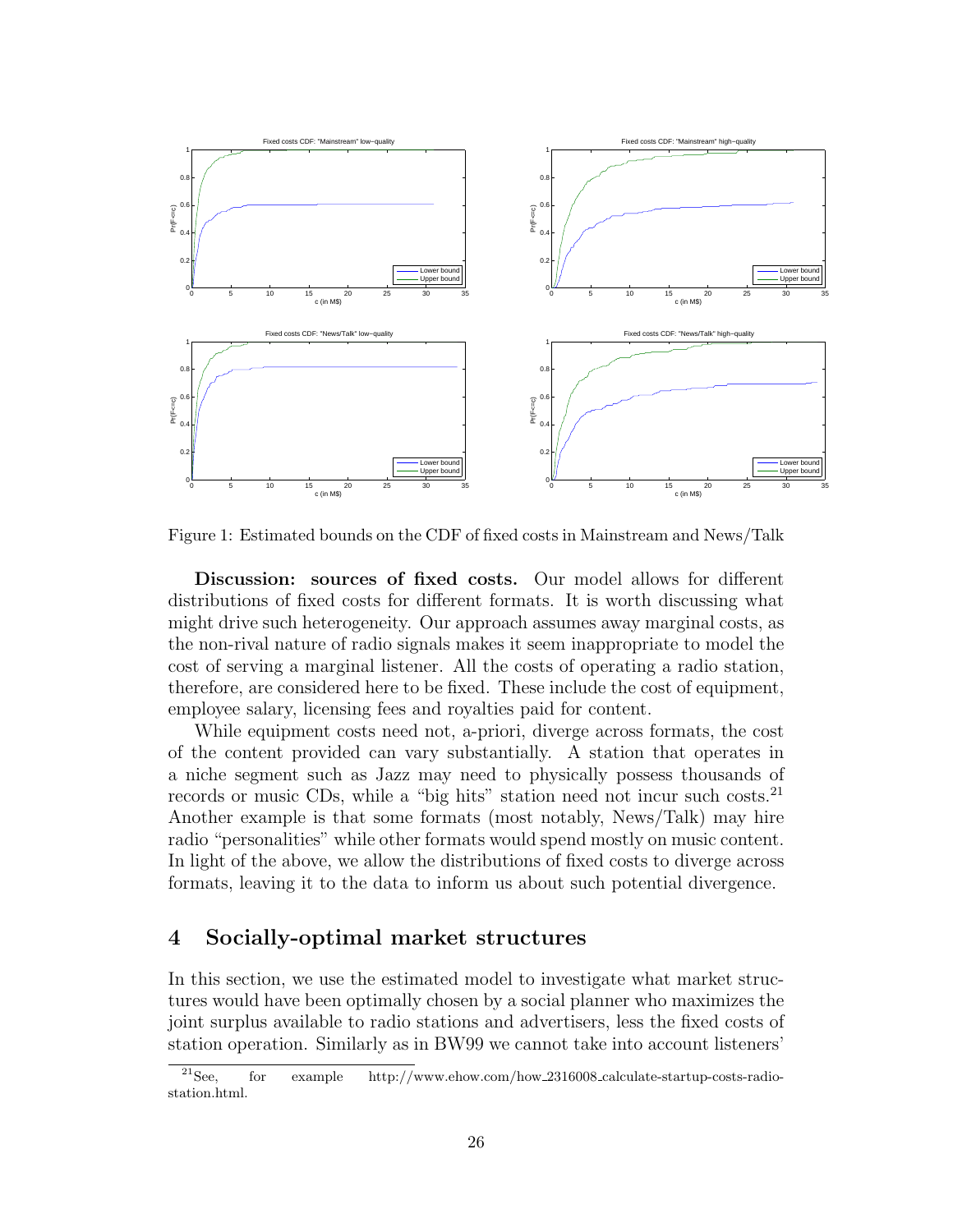Figure 1: Estimated bounds on the CDF of fixed costs in Mainstream and News/Talk

**Discussion: sources of fixed costs.** Our model allows for different distributions of fixed costs for different formats. It is worth discussing what might drive such heterogeneity. Our approach assumes away marginal costs, as the non-rival nature of radio signals makes it seem inappropriate to model the cost of serving a marginal listener. All the costs of operating a radio station, therefore, are considered here to be fixed. These include the cost of equipment, employee salary, licensing fees and royalties paid for content.

While equipment costs need not, a-priori, diverge across formats, the cost of the content provided can vary substantially. A station that operates in a niche segment such as Jazz may need to physically possess thousands of records or music CDs, while a "big hits" station need not incur such costs.[21] Another example is that some formats (most notably, News/Talk) may hire radio "personalities" while other formats would spend mostly on music content. In light of the above, we allow the distributions of fixed costs to diverge across formats, leaving it to the data to inform us about such potential divergence.

## 4 Socially-optimal market structures

In this section, we use the estimated model to investigate what market structures would have been optimally chosen by a social planner who maximizes the joint surplus available to radio stations and advertisers, less the fixed costs of station operation. Similarly as in BW99 we cannot take into account listeners'

[21] See, for example http://www.ehow.com/how_2316008_calculate-startup-costs-radio-station.html.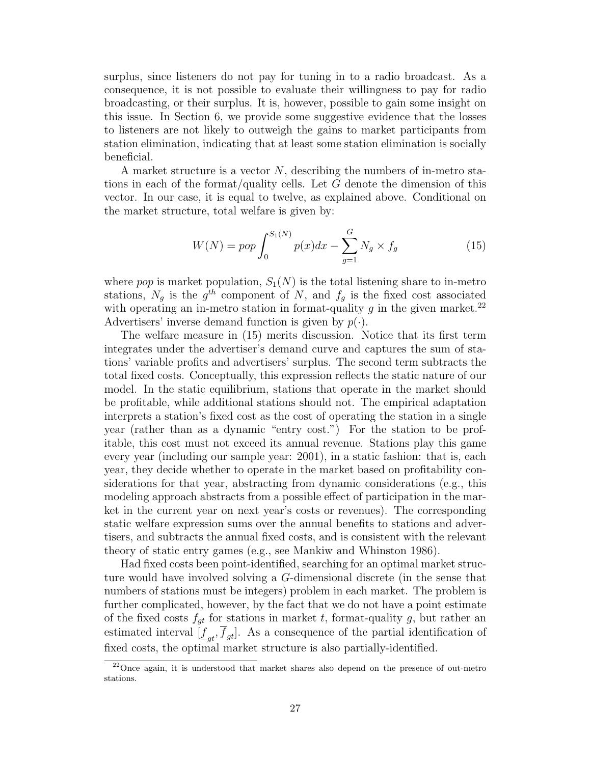surplus, since listeners do not pay for tuning in to a radio broadcast. As a consequence, it is not possible to evaluate their willingness to pay for radio broadcasting, or their surplus. It is, however, possible to gain some insight on this issue. In Section 6, we provide some suggestive evidence that the losses to listeners are not likely to outweigh the gains to market participants from station elimination, indicating that at least some station elimination is socially beneficial.

A market structure is a vector $N$, describing the numbers of in-metro stations in each of the format/quality cells. Let $G$ denote the dimension of this vector. In our case, it is equal to twelve, as explained above. Conditional on the market structure, total welfare is given by:

$$W(N) = pop \int_0^{S_1(N)} p(x)dx - \sum_{g=1}^{G} N_g \times f_g \tag{15}$$

where *pop* is market population, $S_1(N)$ is the total listening share to in-metro stations, $N_g$ is the $g^{th}$ component of $N$, and $f_g$ is the fixed cost associated with operating an in-metro station in format-quality $g$ in the given market.[22] Advertisers' inverse demand function is given by $p(\cdot)$.

The welfare measure in (15) merits discussion. Notice that its first term integrates under the advertiser's demand curve and captures the sum of stations' variable profits and advertisers' surplus. The second term subtracts the total fixed costs. Conceptually, this expression reflects the static nature of our model. In the static equilibrium, stations that operate in the market should be profitable, while additional stations should not. The empirical adaptation interprets a station's fixed cost as the cost of operating the station in a single year (rather than as a dynamic "entry cost.") For the station to be profitable, this cost must not exceed its annual revenue. Stations play this game every year (including our sample year: 2001), in a static fashion: that is, each year, they decide whether to operate in the market based on profitability considerations for that year, abstracting from dynamic considerations (e.g., this modeling approach abstracts from a possible effect of participation in the market in the current year on next year's costs or revenues). The corresponding static welfare expression sums over the annual benefits to stations and advertisers, and subtracts the annual fixed costs, and is consistent with the relevant theory of static entry games (e.g., see Mankiw and Whinston 1986).

Had fixed costs been point-identified, searching for an optimal market structure would have involved solving a $G$-dimensional discrete (in the sense that numbers of stations must be integers) problem in each market. The problem is further complicated, however, by the fact that we do not have a point estimate of the fixed costs $f_{gt}$ for stations in market $t$, format-quality $g$, but rather an estimated interval $[\underline{f}_{gt}, \overline{f}_{gt}]$. As a consequence of the partial identification of fixed costs, the optimal market structure is also partially-identified.

[22] Once again, it is understood that market shares also depend on the presence of out-metro stations.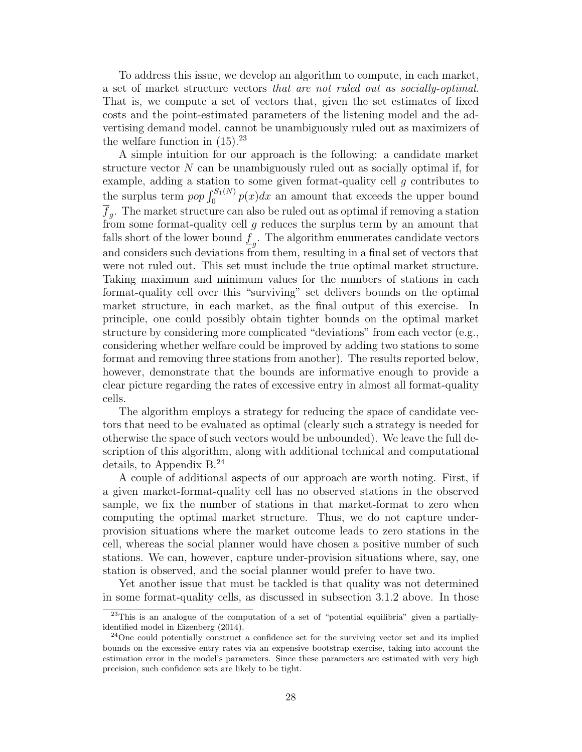To address this issue, we develop an algorithm to compute, in each market, a set of market structure vectors *that are not ruled out as socially-optimal*. That is, we compute a set of vectors that, given the set estimates of fixed costs and the point-estimated parameters of the listening model and the advertising demand model, cannot be unambiguously ruled out as maximizers of the welfare function in (15).[23]

A simple intuition for our approach is the following: a candidate market structure vector $N$ can be unambiguously ruled out as socially optimal if, for example, adding a station to some given format-quality cell $g$ contributes to the surplus term $pop \int_0^{S_1(N)} p(x)dx$ an amount that exceeds the upper bound $\overline{f}_g$. The market structure can also be ruled out as optimal if removing a station from some format-quality cell $g$ reduces the surplus term by an amount that falls short of the lower bound $\underline{f}_g$. The algorithm enumerates candidate vectors and considers such deviations from them, resulting in a final set of vectors that were not ruled out. This set must include the true optimal market structure. Taking maximum and minimum values for the numbers of stations in each format-quality cell over this "surviving" set delivers bounds on the optimal market structure, in each market, as the final output of this exercise. In principle, one could possibly obtain tighter bounds on the optimal market structure by considering more complicated "deviations" from each vector (e.g., considering whether welfare could be improved by adding two stations to some format and removing three stations from another). The results reported below, however, demonstrate that the bounds are informative enough to provide a clear picture regarding the rates of excessive entry in almost all format-quality cells.

The algorithm employs a strategy for reducing the space of candidate vectors that need to be evaluated as optimal (clearly such a strategy is needed for otherwise the space of such vectors would be unbounded). We leave the full description of this algorithm, along with additional technical and computational details, to Appendix B.[24]

A couple of additional aspects of our approach are worth noting. First, if a given market-format-quality cell has no observed stations in the observed sample, we fix the number of stations in that market-format to zero when computing the optimal market structure. Thus, we do not capture under-provision situations where the market outcome leads to zero stations in the cell, whereas the social planner would have chosen a positive number of such stations. We can, however, capture under-provision situations where, say, one station is observed, and the social planner would prefer to have two.

Yet another issue that must be tackled is that quality was not determined in some format-quality cells, as discussed in subsection 3.1.2 above. In those

[23] This is an analogue of the computation of a set of "potential equilibria" given a partially-identified model in Eizenberg (2014).

[24] One could potentially construct a confidence set for the surviving vector set and its implied bounds on the excessive entry rates via an expensive bootstrap exercise, taking into account the estimation error in the model's parameters. Since these parameters are estimated with very high precision, such confidence sets are likely to be tight.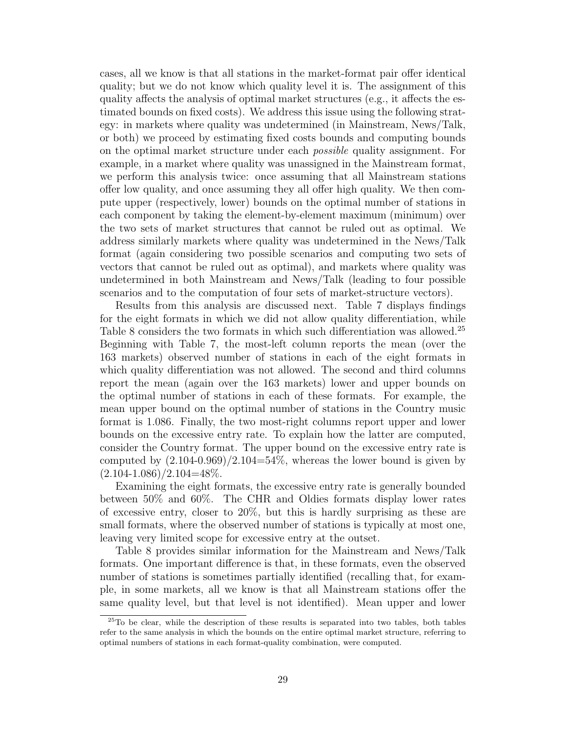cases, all we know is that all stations in the market-format pair offer identical quality; but we do not know which quality level it is. The assignment of this quality affects the analysis of optimal market structures (e.g., it affects the estimated bounds on fixed costs). We address this issue using the following strategy: in markets where quality was undetermined (in Mainstream, News/Talk, or both) we proceed by estimating fixed costs bounds and computing bounds on the optimal market structure under each *possible* quality assignment. For example, in a market where quality was unassigned in the Mainstream format, we perform this analysis twice: once assuming that all Mainstream stations offer low quality, and once assuming they all offer high quality. We then compute upper (respectively, lower) bounds on the optimal number of stations in each component by taking the element-by-element maximum (minimum) over the two sets of market structures that cannot be ruled out as optimal. We address similarly markets where quality was undetermined in the News/Talk format (again considering two possible scenarios and computing two sets of vectors that cannot be ruled out as optimal), and markets where quality was undetermined in both Mainstream and News/Talk (leading to four possible scenarios and to the computation of four sets of market-structure vectors).

Results from this analysis are discussed next. Table 7 displays findings for the eight formats in which we did not allow quality differentiation, while Table 8 considers the two formats in which such differentiation was allowed.[25] Beginning with Table 7, the most-left column reports the mean (over the 163 markets) observed number of stations in each of the eight formats in which quality differentiation was not allowed. The second and third columns report the mean (again over the 163 markets) lower and upper bounds on the optimal number of stations in each of these formats. For example, the mean upper bound on the optimal number of stations in the Country music format is 1.086. Finally, the two most-right columns report upper and lower bounds on the excessive entry rate. To explain how the latter are computed, consider the Country format. The upper bound on the excessive entry rate is computed by (2.104-0.969)/2.104=54%, whereas the lower bound is given by (2.104-1.086)/2.104=48%.

Examining the eight formats, the excessive entry rate is generally bounded between 50% and 60%. The CHR and Oldies formats display lower rates of excessive entry, closer to 20%, but this is hardly surprising as these are small formats, where the observed number of stations is typically at most one, leaving very limited scope for excessive entry at the outset.

Table 8 provides similar information for the Mainstream and News/Talk formats. One important difference is that, in these formats, even the observed number of stations is sometimes partially identified (recalling that, for example, in some markets, all we know is that all Mainstream stations offer the same quality level, but that level is not identified). Mean upper and lower

[25] To be clear, while the description of these results is separated into two tables, both tables refer to the same analysis in which the bounds on the entire optimal market structure, referring to optimal numbers of stations in each format-quality combination, were computed.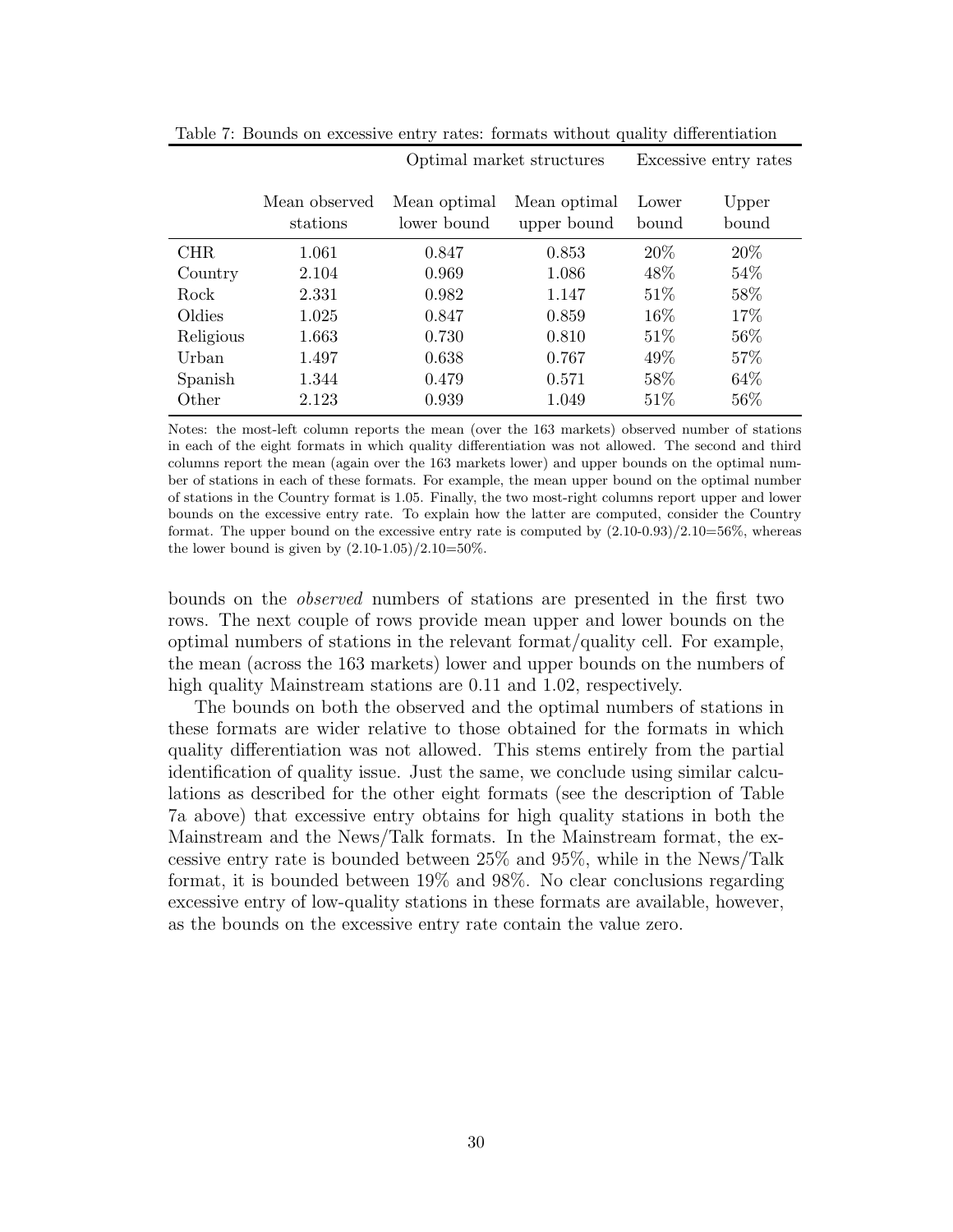Table 7: Bounds on excessive entry rates: formats without quality differentiation

| | | Optimal market structures | | Excessive entry rates | |
|---|---|---|---|---|---|
| | Mean observed stations | Mean optimal lower bound | Mean optimal upper bound | Lower bound | Upper bound |
| CHR | 1.061 | 0.847 | 0.853 | 20% | 20% |
| Country | 2.104 | 0.969 | 1.086 | 48% | 54% |
| Rock | 2.331 | 0.982 | 1.147 | 51% | 58% |
| Oldies | 1.025 | 0.847 | 0.859 | 16% | 17% |
| Religious | 1.663 | 0.730 | 0.810 | 51% | 56% |
| Urban | 1.497 | 0.638 | 0.767 | 49% | 57% |
| Spanish | 1.344 | 0.479 | 0.571 | 58% | 64% |
| Other | 2.123 | 0.939 | 1.049 | 51% | 56% |

Notes: the most-left column reports the mean (over the 163 markets) observed number of stations in each of the eight formats in which quality differentiation was not allowed. The second and third columns report the mean (again over the 163 markets lower) and upper bounds on the optimal number of stations in each of these formats. For example, the mean upper bound on the optimal number of stations in the Country format is 1.05. Finally, the two most-right columns report upper and lower bounds on the excessive entry rate. To explain how the latter are computed, consider the Country format. The upper bound on the excessive entry rate is computed by (2.10-0.93)/2.10=56%, whereas the lower bound is given by (2.10-1.05)/2.10=50%.

bounds on the *observed* numbers of stations are presented in the first two rows. The next couple of rows provide mean upper and lower bounds on the optimal numbers of stations in the relevant format/quality cell. For example, the mean (across the 163 markets) lower and upper bounds on the numbers of high quality Mainstream stations are 0.11 and 1.02, respectively.

The bounds on both the observed and the optimal numbers of stations in these formats are wider relative to those obtained for the formats in which quality differentiation was not allowed. This stems entirely from the partial identification of quality issue. Just the same, we conclude using similar calculations as described for the other eight formats (see the description of Table 7a above) that excessive entry obtains for high quality stations in both the Mainstream and the News/Talk formats. In the Mainstream format, the excessive entry rate is bounded between 25% and 95%, while in the News/Talk format, it is bounded between 19% and 98%. No clear conclusions regarding excessive entry of low-quality stations in these formats are available, however, as the bounds on the excessive entry rate contain the value zero.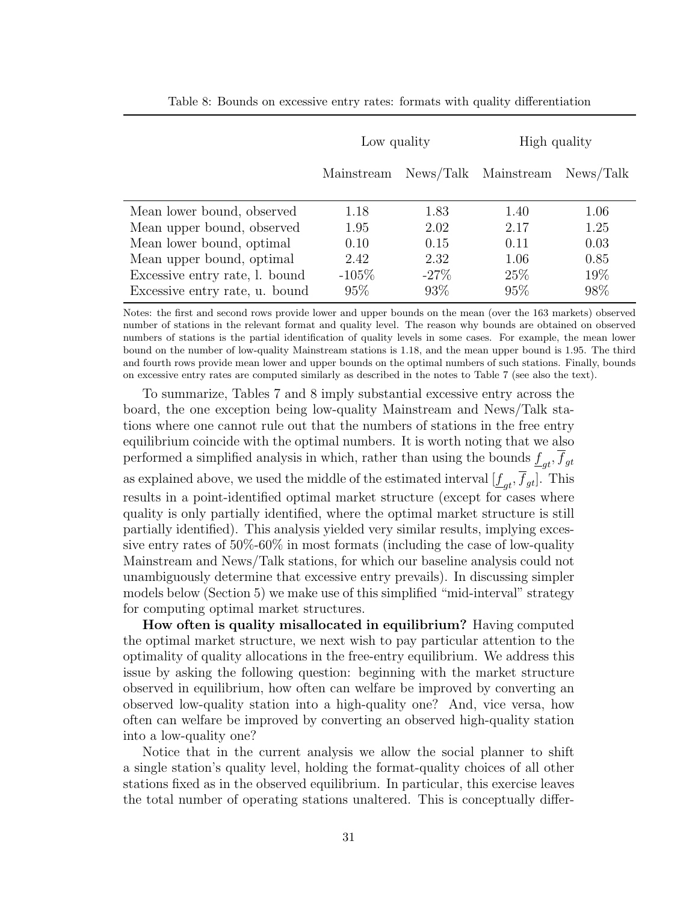Table 8: Bounds on excessive entry rates: formats with quality differentiation

| | Low quality | | High quality | |
|---|---|---|---|---|
| | Mainstream | News/Talk | Mainstream | News/Talk |
| Mean lower bound, observed | 1.18 | 1.83 | 1.40 | 1.06 |
| Mean upper bound, observed | 1.95 | 2.02 | 2.17 | 1.25 |
| Mean lower bound, optimal | 0.10 | 0.15 | 0.11 | 0.03 |
| Mean upper bound, optimal | 2.42 | 2.32 | 1.06 | 0.85 |
| Excessive entry rate, l. bound | -105% | -27% | 25% | 19% |
| Excessive entry rate, u. bound | 95% | 93% | 95% | 98% |

Notes: the first and second rows provide lower and upper bounds on the mean (over the 163 markets) observed number of stations in the relevant format and quality level. The reason why bounds are obtained on observed numbers of stations is the partial identification of quality levels in some cases. For example, the mean lower bound on the number of low-quality Mainstream stations is 1.18, and the mean upper bound is 1.95. The third and fourth rows provide mean lower and upper bounds on the optimal numbers of such stations. Finally, bounds on excessive entry rates are computed similarly as described in the notes to Table 7 (see also the text).

To summarize, Tables 7 and 8 imply substantial excessive entry across the board, the one exception being low-quality Mainstream and News/Talk stations where one cannot rule out that the numbers of stations in the free entry equilibrium coincide with the optimal numbers. It is worth noting that we also performed a simplified analysis in which, rather than using the bounds $\underline{f}_{gt}, \overline{f}_{gt}$ as explained above, we used the middle of the estimated interval $[\underline{f}_{gt}, \overline{f}_{gt}]$. This results in a point-identified optimal market structure (except for cases where quality is only partially identified, where the optimal market structure is still partially identified). This analysis yielded very similar results, implying excessive entry rates of 50%-60% in most formats (including the case of low-quality Mainstream and News/Talk stations, for which our baseline analysis could not unambiguously determine that excessive entry prevails). In discussing simpler models below (Section 5) we make use of this simplified "mid-interval" strategy for computing optimal market structures.

**How often is quality misallocated in equilibrium?** Having computed the optimal market structure, we next wish to pay particular attention to the optimality of quality allocations in the free-entry equilibrium. We address this issue by asking the following question: beginning with the market structure observed in equilibrium, how often can welfare be improved by converting an observed low-quality station into a high-quality one? And, vice versa, how often can welfare be improved by converting an observed high-quality station into a low-quality one?

Notice that in the current analysis we allow the social planner to shift a single station's quality level, holding the format-quality choices of all other stations fixed as in the observed equilibrium. In particular, this exercise leaves the total number of operating stations unaltered. This is conceptually differ-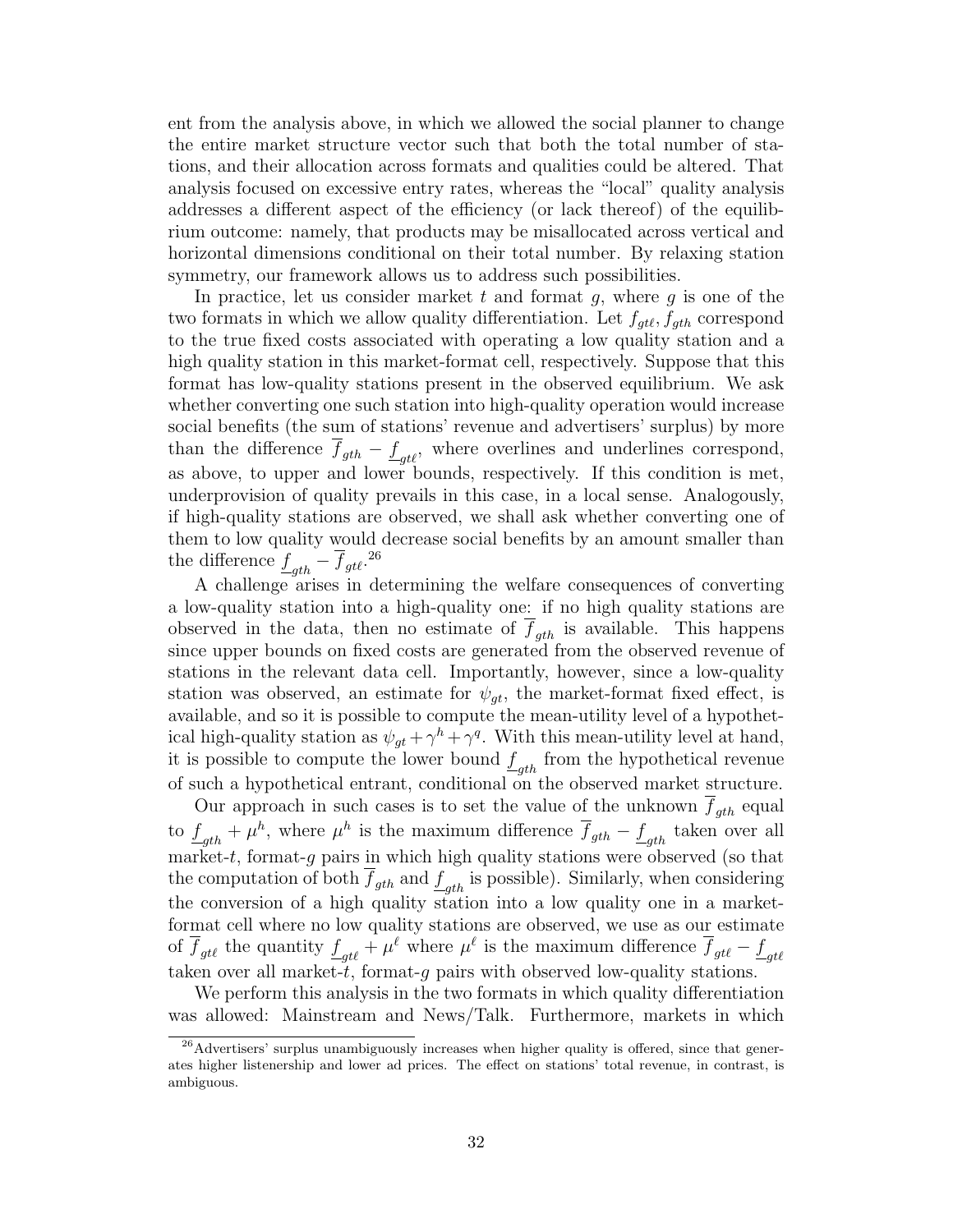ent from the analysis above, in which we allowed the social planner to change the entire market structure vector such that both the total number of stations, and their allocation across formats and qualities could be altered. That analysis focused on excessive entry rates, whereas the "local" quality analysis addresses a different aspect of the efficiency (or lack thereof) of the equilibrium outcome: namely, that products may be misallocated across vertical and horizontal dimensions conditional on their total number. By relaxing station symmetry, our framework allows us to address such possibilities.

In practice, let us consider market $t$ and format $g$, where $g$ is one of the two formats in which we allow quality differentiation. Let $f_{gt\ell}, f_{gth}$ correspond to the true fixed costs associated with operating a low quality station and a high quality station in this market-format cell, respectively. Suppose that this format has low-quality stations present in the observed equilibrium. We ask whether converting one such station into high-quality operation would increase social benefits (the sum of stations' revenue and advertisers' surplus) by more than the difference $\overline{f}_{gth} - \underline{f}_{gt\ell}$, where overlines and underlines correspond, as above, to upper and lower bounds, respectively. If this condition is met, underprovision of quality prevails in this case, in a local sense. Analogously, if high-quality stations are observed, we shall ask whether converting one of them to low quality would decrease social benefits by an amount smaller than the difference $\underline{f}_{gth} - \overline{f}_{gt\ell}$.[26]

A challenge arises in determining the welfare consequences of converting a low-quality station into a high-quality one: if no high quality stations are observed in the data, then no estimate of $\overline{f}_{gth}$ is available. This happens since upper bounds on fixed costs are generated from the observed revenue of stations in the relevant data cell. Importantly, however, since a low-quality station was observed, an estimate for $\psi_{gt}$, the market-format fixed effect, is available, and so it is possible to compute the mean-utility level of a hypothetical high-quality station as $\psi_{gt} + \gamma^h + \gamma^q$. With this mean-utility level at hand, it is possible to compute the lower bound $\underline{f}_{gth}$ from the hypothetical revenue of such a hypothetical entrant, conditional on the observed market structure.

Our approach in such cases is to set the value of the unknown $\overline{f}_{gth}$ equal to $\underline{f}_{gth} + \mu^h$, where $\mu^h$ is the maximum difference $\overline{f}_{gth} - \underline{f}_{gth}$ taken over all market-$t$, format-$g$ pairs in which high quality stations were observed (so that the computation of both $\overline{f}_{gth}$ and $\underline{f}_{gth}$ is possible). Similarly, when considering the conversion of a high quality station into a low quality one in a market-format cell where no low quality stations are observed, we use as our estimate of $\overline{f}_{gt\ell}$ the quantity $\underline{f}_{gt\ell} + \mu^\ell$ where $\mu^\ell$ is the maximum difference $\overline{f}_{gt\ell} - \underline{f}_{gt\ell}$ taken over all market-$t$, format-$g$ pairs with observed low-quality stations.

We perform this analysis in the two formats in which quality differentiation was allowed: Mainstream and News/Talk. Furthermore, markets in which

[26] Advertisers' surplus unambiguously increases when higher quality is offered, since that generates higher listenership and lower ad prices. The effect on stations' total revenue, in contrast, is ambiguous.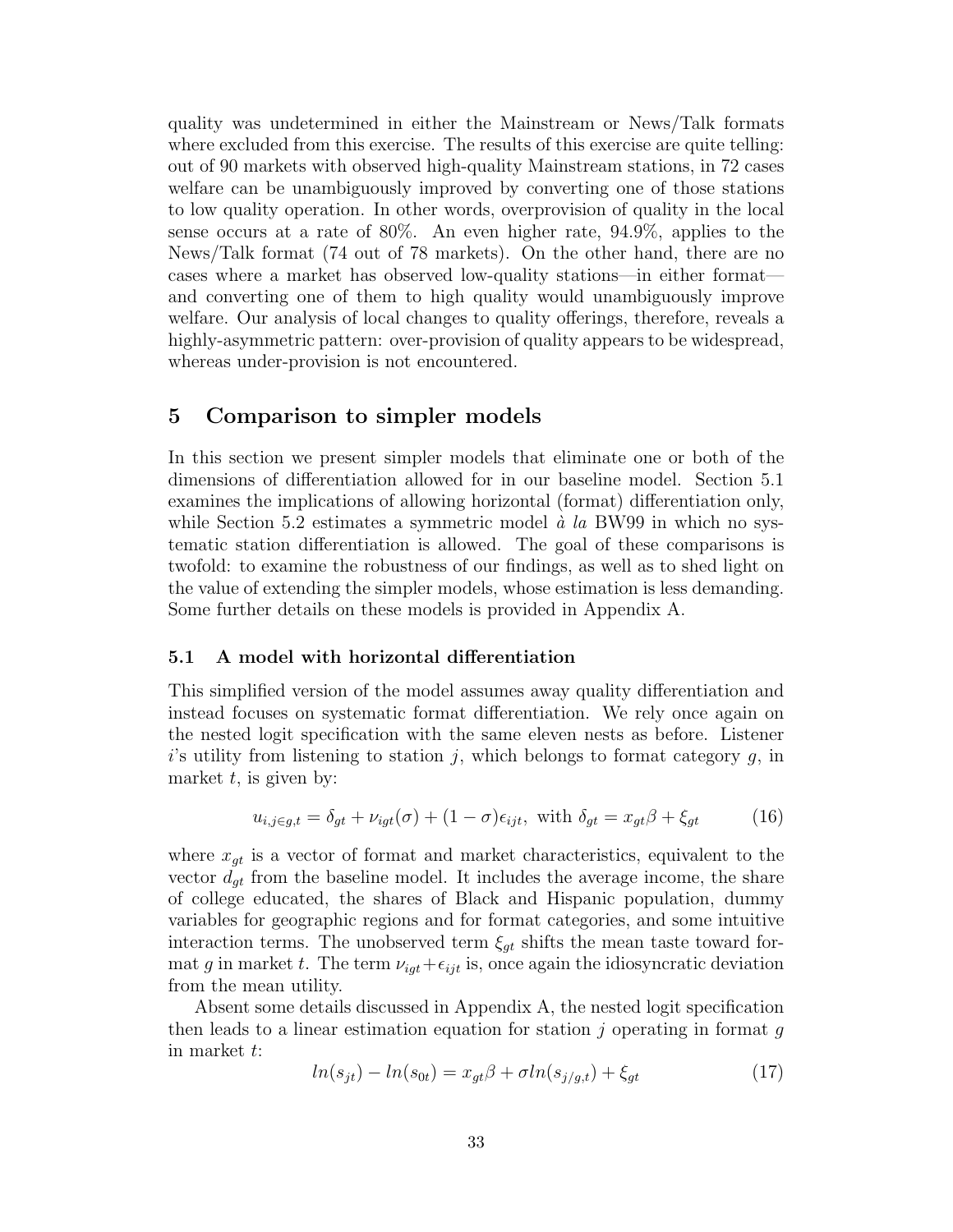quality was undetermined in either the Mainstream or News/Talk formats where excluded from this exercise. The results of this exercise are quite telling: out of 90 markets with observed high-quality Mainstream stations, in 72 cases welfare can be unambiguously improved by converting one of those stations to low quality operation. In other words, overprovision of quality in the local sense occurs at a rate of 80%. An even higher rate, 94.9%, applies to the News/Talk format (74 out of 78 markets). On the other hand, there are no cases where a market has observed low-quality stations—in either format—and converting one of them to high quality would unambiguously improve welfare. Our analysis of local changes to quality offerings, therefore, reveals a highly-asymmetric pattern: over-provision of quality appears to be widespread, whereas under-provision is not encountered.

## 5 Comparison to simpler models

In this section we present simpler models that eliminate one or both of the dimensions of differentiation allowed for in our baseline model. Section 5.1 examines the implications of allowing horizontal (format) differentiation only, while Section 5.2 estimates a symmetric model *à la* BW99 in which no systematic station differentiation is allowed. The goal of these comparisons is twofold: to examine the robustness of our findings, as well as to shed light on the value of extending the simpler models, whose estimation is less demanding. Some further details on these models is provided in Appendix A.

### 5.1 A model with horizontal differentiation

This simplified version of the model assumes away quality differentiation and instead focuses on systematic format differentiation. We rely once again on the nested logit specification with the same eleven nests as before. Listener $i$'s utility from listening to station $j$, which belongs to format category $g$, in market $t$, is given by:

$$u_{i,j\in g,t} = \delta_{gt} + \nu_{igt}(\sigma) + (1-\sigma)\epsilon_{ijt}, \text{ with } \delta_{gt} = x_{gt}\beta + \xi_{gt} \tag{16}$$

where $x_{gt}$ is a vector of format and market characteristics, equivalent to the vector $d_{gt}$ from the baseline model. It includes the average income, the share of college educated, the shares of Black and Hispanic population, dummy variables for geographic regions and for format categories, and some intuitive interaction terms. The unobserved term $\xi_{gt}$ shifts the mean taste toward format $g$ in market $t$. The term $\nu_{igt}+\epsilon_{ijt}$ is, once again the idiosyncratic deviation from the mean utility.

Absent some details discussed in Appendix A, the nested logit specification then leads to a linear estimation equation for station $j$ operating in format $g$ in market $t$:

$$ln(s_{jt}) - ln(s_{0t}) = x_{gt}\beta + \sigma ln(s_{j/g,t}) + \xi_{gt} \tag{17}$$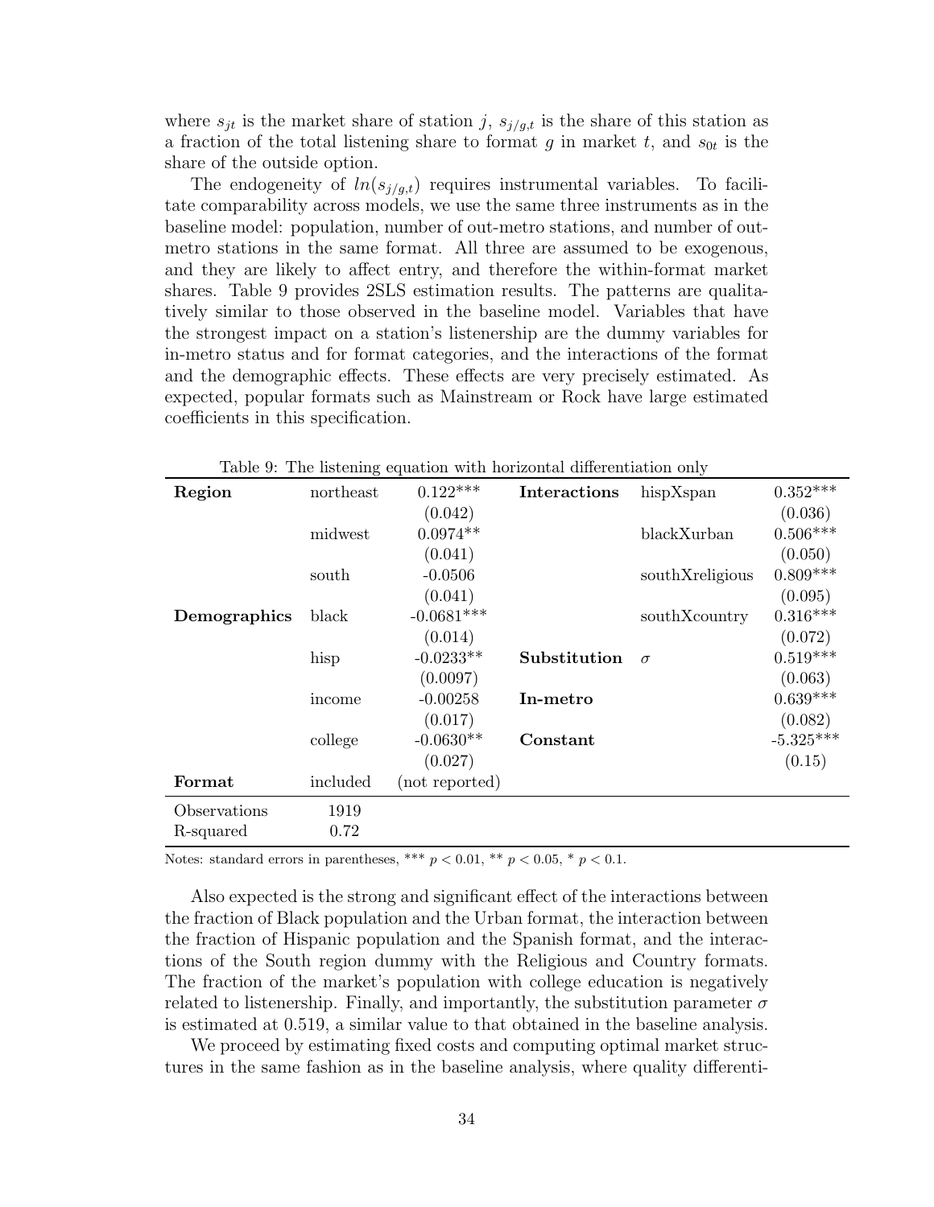where $s_{jt}$ is the market share of station $j$, $s_{j/g,t}$ is the share of this station as a fraction of the total listening share to format $g$ in market $t$, and $s_{0t}$ is the share of the outside option.

The endogeneity of $ln(s_{j/g,t})$ requires instrumental variables. To facilitate comparability across models, we use the same three instruments as in the baseline model: population, number of out-metro stations, and number of out-metro stations in the same format. All three are assumed to be exogenous, and they are likely to affect entry, and therefore the within-format market shares. Table 9 provides 2SLS estimation results. The patterns are qualitatively similar to those observed in the baseline model. Variables that have the strongest impact on a station's listenership are the dummy variables for in-metro status and for format categories, and the interactions of the format and the demographic effects. These effects are very precisely estimated. As expected, popular formats such as Mainstream or Rock have large estimated coefficients in this specification.

Table 9: The listening equation with horizontal differentiation only

| | | | | | |
|---|---|---|---|---|---|
| **Region** | northeast | 0.122*** | **Interactions** | hispXspan | 0.352*** |
| | | (0.042) | | | (0.036) |
| | midwest | 0.0974** | | blackXurban | 0.506*** |
| | | (0.041) | | | (0.050) |
| | south | -0.0506 | | southXreligious | 0.809*** |
| | | (0.041) | | | (0.095) |
| **Demographics** | black | -0.0681*** | | southXcountry | 0.316*** |
| | | (0.014) | | | (0.072) |
| | hisp | -0.0233** | **Substitution** | $\sigma$ | 0.519*** |
| | | (0.0097) | | | (0.063) |
| | income | -0.00258 | **In-metro** | | 0.639*** |
| | | (0.017) | | | (0.082) |
| | college | -0.0630** | **Constant** | | -5.325*** |
| | | (0.027) | | | (0.15) |
| **Format** | included | (not reported) | | | |
| Observations | 1919 | | | | |
| R-squared | 0.72 | | | | |

Notes: standard errors in parentheses, *** $p < 0.01$, ** $p < 0.05$, * $p < 0.1$.

Also expected is the strong and significant effect of the interactions between the fraction of Black population and the Urban format, the interaction between the fraction of Hispanic population and the Spanish format, and the interactions of the South region dummy with the Religious and Country formats. The fraction of the market's population with college education is negatively related to listenership. Finally, and importantly, the substitution parameter $\sigma$ is estimated at 0.519, a similar value to that obtained in the baseline analysis.

We proceed by estimating fixed costs and computing optimal market structures in the same fashion as in the baseline analysis, where quality differenti-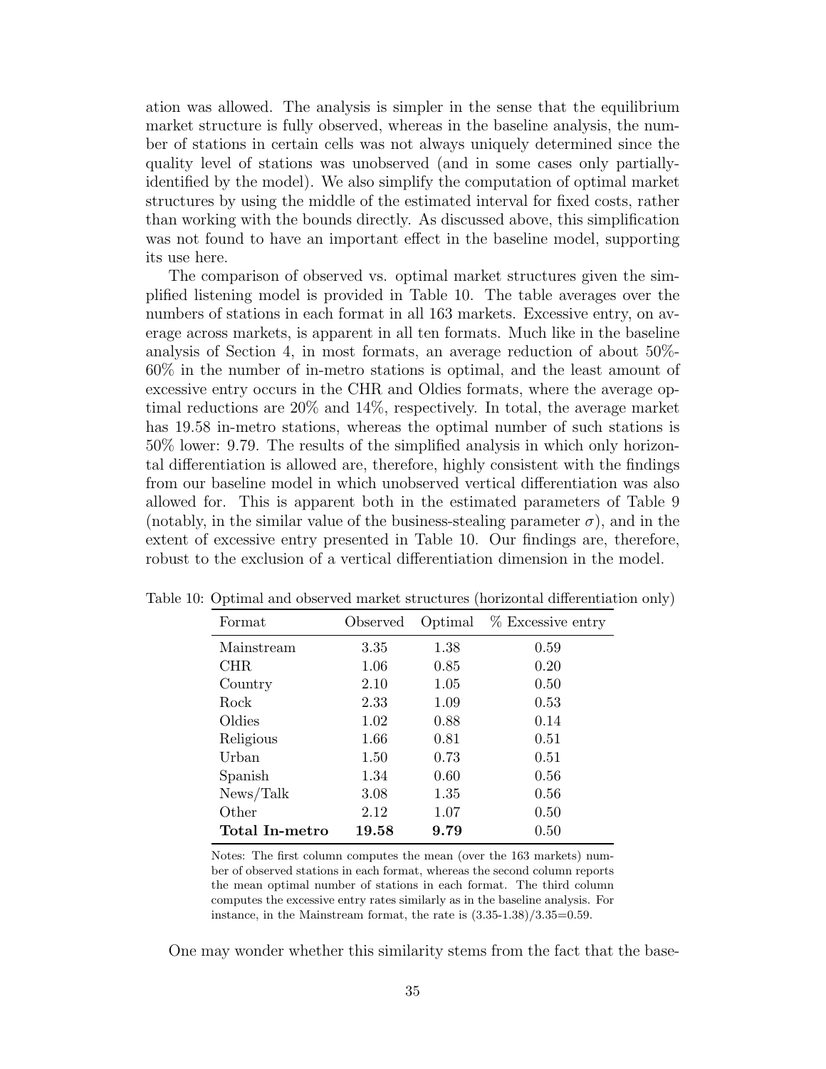ation was allowed. The analysis is simpler in the sense that the equilibrium market structure is fully observed, whereas in the baseline analysis, the number of stations in certain cells was not always uniquely determined since the quality level of stations was unobserved (and in some cases only partially-identified by the model). We also simplify the computation of optimal market structures by using the middle of the estimated interval for fixed costs, rather than working with the bounds directly. As discussed above, this simplification was not found to have an important effect in the baseline model, supporting its use here.

The comparison of observed vs. optimal market structures given the simplified listening model is provided in Table 10. The table averages over the numbers of stations in each format in all 163 markets. Excessive entry, on average across markets, is apparent in all ten formats. Much like in the baseline analysis of Section 4, in most formats, an average reduction of about 50%-60% in the number of in-metro stations is optimal, and the least amount of excessive entry occurs in the CHR and Oldies formats, where the average optimal reductions are 20% and 14%, respectively. In total, the average market has 19.58 in-metro stations, whereas the optimal number of such stations is 50% lower: 9.79. The results of the simplified analysis in which only horizontal differentiation is allowed are, therefore, highly consistent with the findings from our baseline model in which unobserved vertical differentiation was also allowed for. This is apparent both in the estimated parameters of Table 9 (notably, in the similar value of the business-stealing parameter $\sigma$), and in the extent of excessive entry presented in Table 10. Our findings are, therefore, robust to the exclusion of a vertical differentiation dimension in the model.

Table 10: Optimal and observed market structures (horizontal differentiation only)

| Format | Observed | Optimal | % Excessive entry |
|---|---|---|---|
| Mainstream | 3.35 | 1.38 | 0.59 |
| CHR | 1.06 | 0.85 | 0.20 |
| Country | 2.10 | 1.05 | 0.50 |
| Rock | 2.33 | 1.09 | 0.53 |
| Oldies | 1.02 | 0.88 | 0.14 |
| Religious | 1.66 | 0.81 | 0.51 |
| Urban | 1.50 | 0.73 | 0.51 |
| Spanish | 1.34 | 0.60 | 0.56 |
| News/Talk | 3.08 | 1.35 | 0.56 |
| Other | 2.12 | 1.07 | 0.50 |
| **Total In-metro** | **19.58** | **9.79** | 0.50 |

Notes: The first column computes the mean (over the 163 markets) number of observed stations in each format, whereas the second column reports the mean optimal number of stations in each format. The third column computes the excessive entry rates similarly as in the baseline analysis. For instance, in the Mainstream format, the rate is (3.35-1.38)/3.35=0.59.

One may wonder whether this similarity stems from the fact that the base-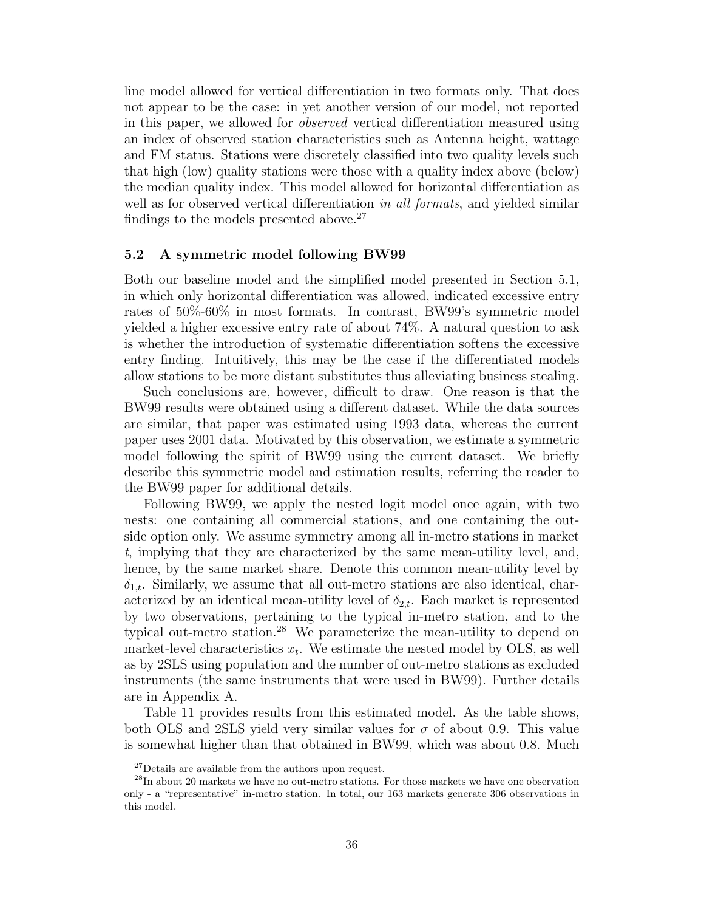line model allowed for vertical differentiation in two formats only. That does not appear to be the case: in yet another version of our model, not reported in this paper, we allowed for *observed* vertical differentiation measured using an index of observed station characteristics such as Antenna height, wattage and FM status. Stations were discretely classified into two quality levels such that high (low) quality stations were those with a quality index above (below) the median quality index. This model allowed for horizontal differentiation as well as for observed vertical differentiation *in all formats*, and yielded similar findings to the models presented above.[27]

### 5.2 A symmetric model following BW99

Both our baseline model and the simplified model presented in Section 5.1, in which only horizontal differentiation was allowed, indicated excessive entry rates of 50%-60% in most formats. In contrast, BW99's symmetric model yielded a higher excessive entry rate of about 74%. A natural question to ask is whether the introduction of systematic differentiation softens the excessive entry finding. Intuitively, this may be the case if the differentiated models allow stations to be more distant substitutes thus alleviating business stealing.

Such conclusions are, however, difficult to draw. One reason is that the BW99 results were obtained using a different dataset. While the data sources are similar, that paper was estimated using 1993 data, whereas the current paper uses 2001 data. Motivated by this observation, we estimate a symmetric model following the spirit of BW99 using the current dataset. We briefly describe this symmetric model and estimation results, referring the reader to the BW99 paper for additional details.

Following BW99, we apply the nested logit model once again, with two nests: one containing all commercial stations, and one containing the outside option only. We assume symmetry among all in-metro stations in market $t$, implying that they are characterized by the same mean-utility level, and, hence, by the same market share. Denote this common mean-utility level by $\delta_{1,t}$. Similarly, we assume that all out-metro stations are also identical, characterized by an identical mean-utility level of $\delta_{2,t}$. Each market is represented by two observations, pertaining to the typical in-metro station, and to the typical out-metro station.[28] We parameterize the mean-utility to depend on market-level characteristics $x_t$. We estimate the nested model by OLS, as well as by 2SLS using population and the number of out-metro stations as excluded instruments (the same instruments that were used in BW99). Further details are in Appendix A.

Table 11 provides results from this estimated model. As the table shows, both OLS and 2SLS yield very similar values for $\sigma$ of about 0.9. This value is somewhat higher than that obtained in BW99, which was about 0.8. Much

[27] Details are available from the authors upon request.

[28] In about 20 markets we have no out-metro stations. For those markets we have one observation only - a "representative" in-metro station. In total, our 163 markets generate 306 observations in this model.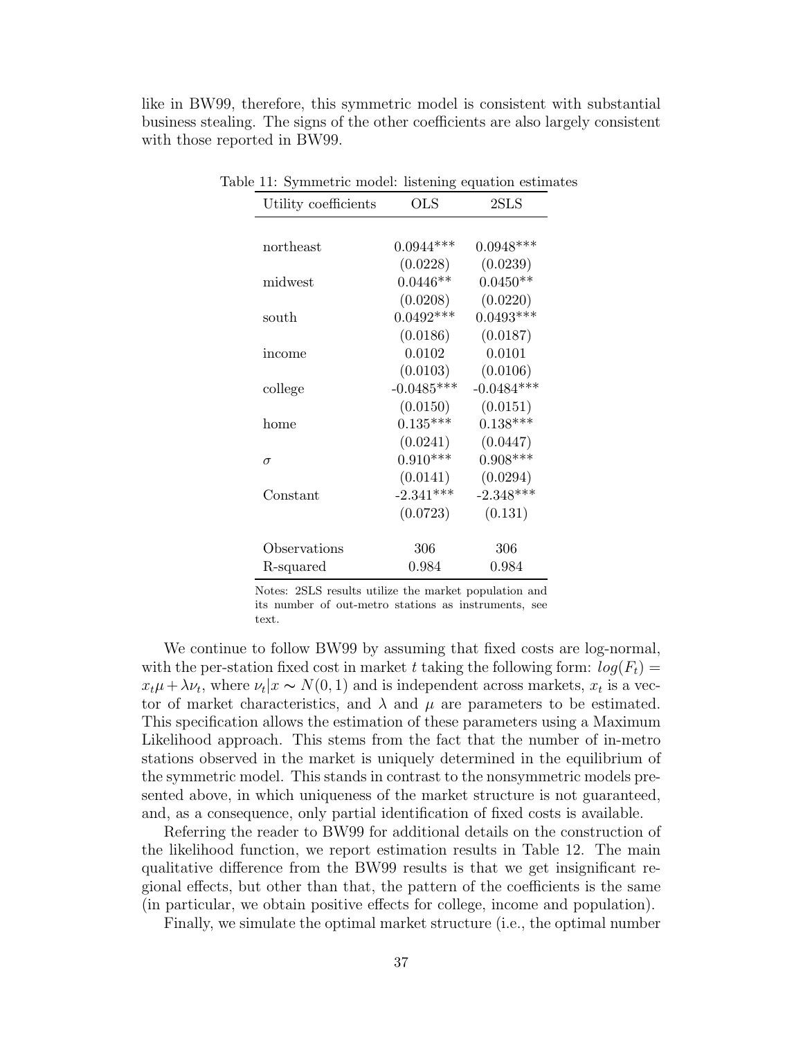like in BW99, therefore, this symmetric model is consistent with substantial business stealing. The signs of the other coefficients are also largely consistent with those reported in BW99.

Table 11: Symmetric model: listening equation estimates

| Utility coefficients | OLS | 2SLS |
|---|---|---|
| northeast | 0.0944*** | 0.0948*** |
| | (0.0228) | (0.0239) |
| midwest | 0.0446** | 0.0450** |
| | (0.0208) | (0.0220) |
| south | 0.0492*** | 0.0493*** |
| | (0.0186) | (0.0187) |
| income | 0.0102 | 0.0101 |
| | (0.0103) | (0.0106) |
| college | -0.0485*** | -0.0484*** |
| | (0.0150) | (0.0151) |
| home | 0.135*** | 0.138*** |
| | (0.0241) | (0.0447) |
| $\sigma$ | 0.910*** | 0.908*** |
| | (0.0141) | (0.0294) |
| Constant | -2.341*** | -2.348*** |
| | (0.0723) | (0.131) |
| Observations | 306 | 306 |
| R-squared | 0.984 | 0.984 |

Notes: 2SLS results utilize the market population and its number of out-metro stations as instruments, see text.

We continue to follow BW99 by assuming that fixed costs are log-normal, with the per-station fixed cost in market $t$ taking the following form: $log(F_t) = x_t\mu + \lambda\nu_t$, where $\nu_t|x \sim N(0,1)$ and is independent across markets, $x_t$ is a vector of market characteristics, and $\lambda$ and $\mu$ are parameters to be estimated. This specification allows the estimation of these parameters using a Maximum Likelihood approach. This stems from the fact that the number of in-metro stations observed in the market is uniquely determined in the equilibrium of the symmetric model. This stands in contrast to the nonsymmetric models presented above, in which uniqueness of the market structure is not guaranteed, and, as a consequence, only partial identification of fixed costs is available.

Referring the reader to BW99 for additional details on the construction of the likelihood function, we report estimation results in Table 12. The main qualitative difference from the BW99 results is that we get insignificant regional effects, but other than that, the pattern of the coefficients is the same (in particular, we obtain positive effects for college, income and population).

Finally, we simulate the optimal market structure (i.e., the optimal number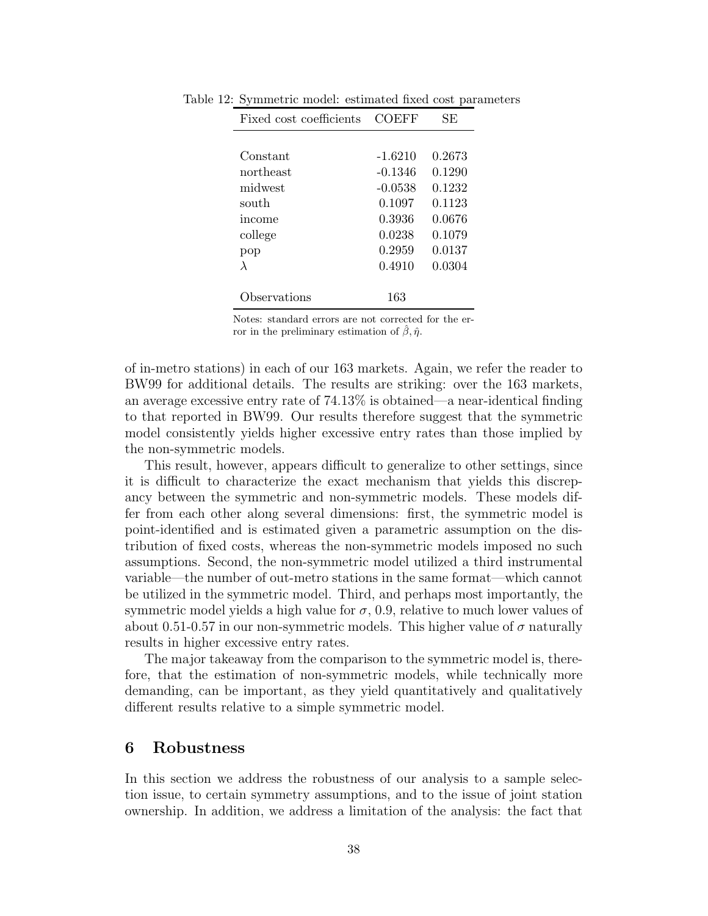Table 12: Symmetric model: estimated fixed cost parameters

| Fixed cost coefficients | COEFF | SE |
|---|---|---|
| Constant | -1.6210 | 0.2673 |
| northeast | -0.1346 | 0.1290 |
| midwest | -0.0538 | 0.1232 |
| south | 0.1097 | 0.1123 |
| income | 0.3936 | 0.0676 |
| college | 0.0238 | 0.1079 |
| pop | 0.2959 | 0.0137 |
| $\lambda$ | 0.4910 | 0.0304 |
| Observations | 163 | |

Notes: standard errors are not corrected for the error in the preliminary estimation of $\hat{\beta}, \hat{\eta}$.

of in-metro stations) in each of our 163 markets. Again, we refer the reader to BW99 for additional details. The results are striking: over the 163 markets, an average excessive entry rate of 74.13% is obtained—a near-identical finding to that reported in BW99. Our results therefore suggest that the symmetric model consistently yields higher excessive entry rates than those implied by the non-symmetric models.

This result, however, appears difficult to generalize to other settings, since it is difficult to characterize the exact mechanism that yields this discrepancy between the symmetric and non-symmetric models. These models differ from each other along several dimensions: first, the symmetric model is point-identified and is estimated given a parametric assumption on the distribution of fixed costs, whereas the non-symmetric models imposed no such assumptions. Second, the non-symmetric model utilized a third instrumental variable—the number of out-metro stations in the same format—which cannot be utilized in the symmetric model. Third, and perhaps most importantly, the symmetric model yields a high value for $\sigma$, 0.9, relative to much lower values of about 0.51-0.57 in our non-symmetric models. This higher value of $\sigma$ naturally results in higher excessive entry rates.

The major takeaway from the comparison to the symmetric model is, therefore, that the estimation of non-symmetric models, while technically more demanding, can be important, as they yield quantitatively and qualitatively different results relative to a simple symmetric model.

## 6 Robustness

In this section we address the robustness of our analysis to a sample selection issue, to certain symmetry assumptions, and to the issue of joint station ownership. In addition, we address a limitation of the analysis: the fact that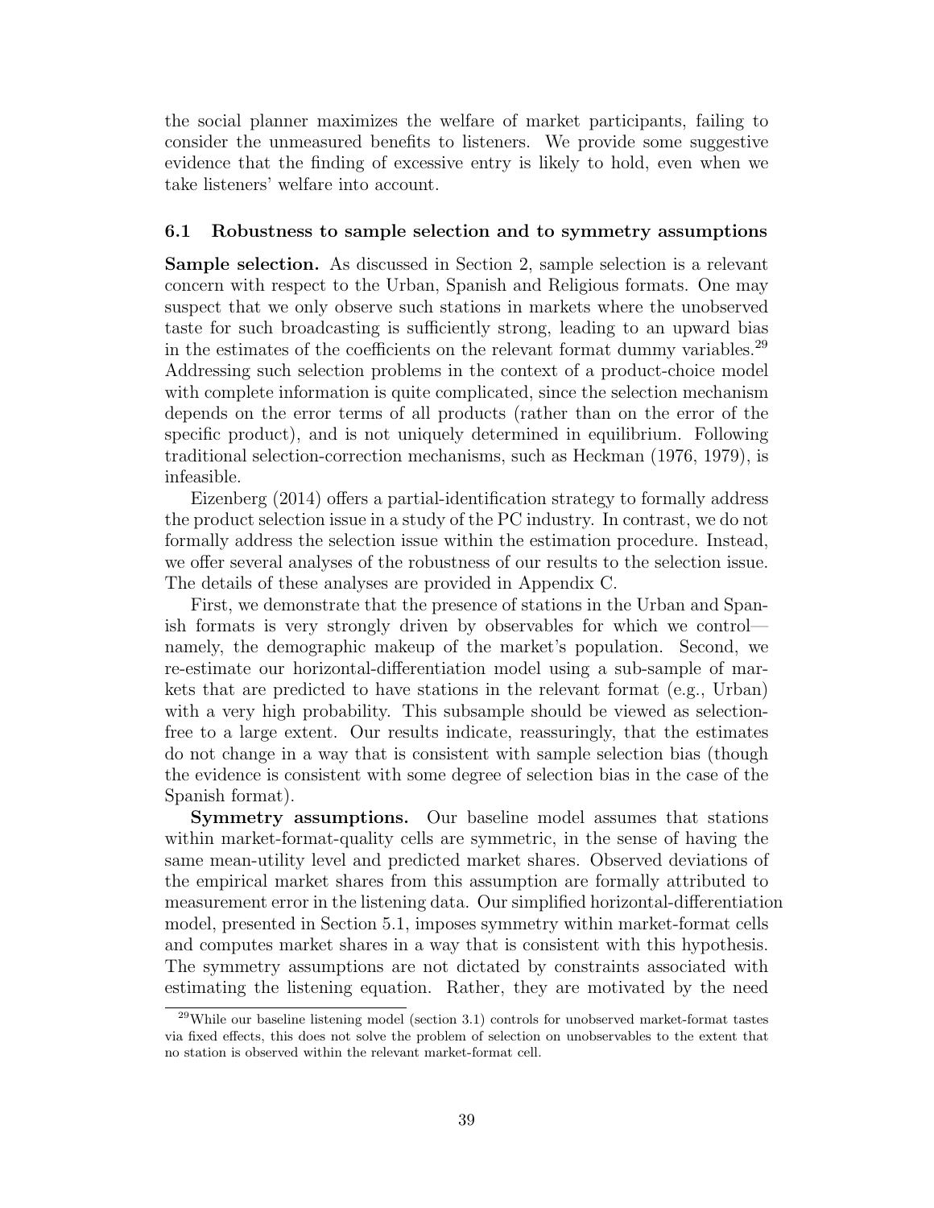the social planner maximizes the welfare of market participants, failing to consider the unmeasured benefits to listeners. We provide some suggestive evidence that the finding of excessive entry is likely to hold, even when we take listeners' welfare into account.

### 6.1 Robustness to sample selection and to symmetry assumptions

**Sample selection.** As discussed in Section 2, sample selection is a relevant concern with respect to the Urban, Spanish and Religious formats. One may suspect that we only observe such stations in markets where the unobserved taste for such broadcasting is sufficiently strong, leading to an upward bias in the estimates of the coefficients on the relevant format dummy variables.[29] Addressing such selection problems in the context of a product-choice model with complete information is quite complicated, since the selection mechanism depends on the error terms of all products (rather than on the error of the specific product), and is not uniquely determined in equilibrium. Following traditional selection-correction mechanisms, such as Heckman (1976, 1979), is infeasible.

Eizenberg (2014) offers a partial-identification strategy to formally address the product selection issue in a study of the PC industry. In contrast, we do not formally address the selection issue within the estimation procedure. Instead, we offer several analyses of the robustness of our results to the selection issue. The details of these analyses are provided in Appendix C.

First, we demonstrate that the presence of stations in the Urban and Spanish formats is very strongly driven by observables for which we control—namely, the demographic makeup of the market's population. Second, we re-estimate our horizontal-differentiation model using a sub-sample of markets that are predicted to have stations in the relevant format (e.g., Urban) with a very high probability. This subsample should be viewed as selection-free to a large extent. Our results indicate, reassuringly, that the estimates do not change in a way that is consistent with sample selection bias (though the evidence is consistent with some degree of selection bias in the case of the Spanish format).

**Symmetry assumptions.** Our baseline model assumes that stations within market-format-quality cells are symmetric, in the sense of having the same mean-utility level and predicted market shares. Observed deviations of the empirical market shares from this assumption are formally attributed to measurement error in the listening data. Our simplified horizontal-differentiation model, presented in Section 5.1, imposes symmetry within market-format cells and computes market shares in a way that is consistent with this hypothesis. The symmetry assumptions are not dictated by constraints associated with estimating the listening equation. Rather, they are motivated by the need

[29] While our baseline listening model (section 3.1) controls for unobserved market-format tastes via fixed effects, this does not solve the problem of selection on unobservables to the extent that no station is observed within the relevant market-format cell.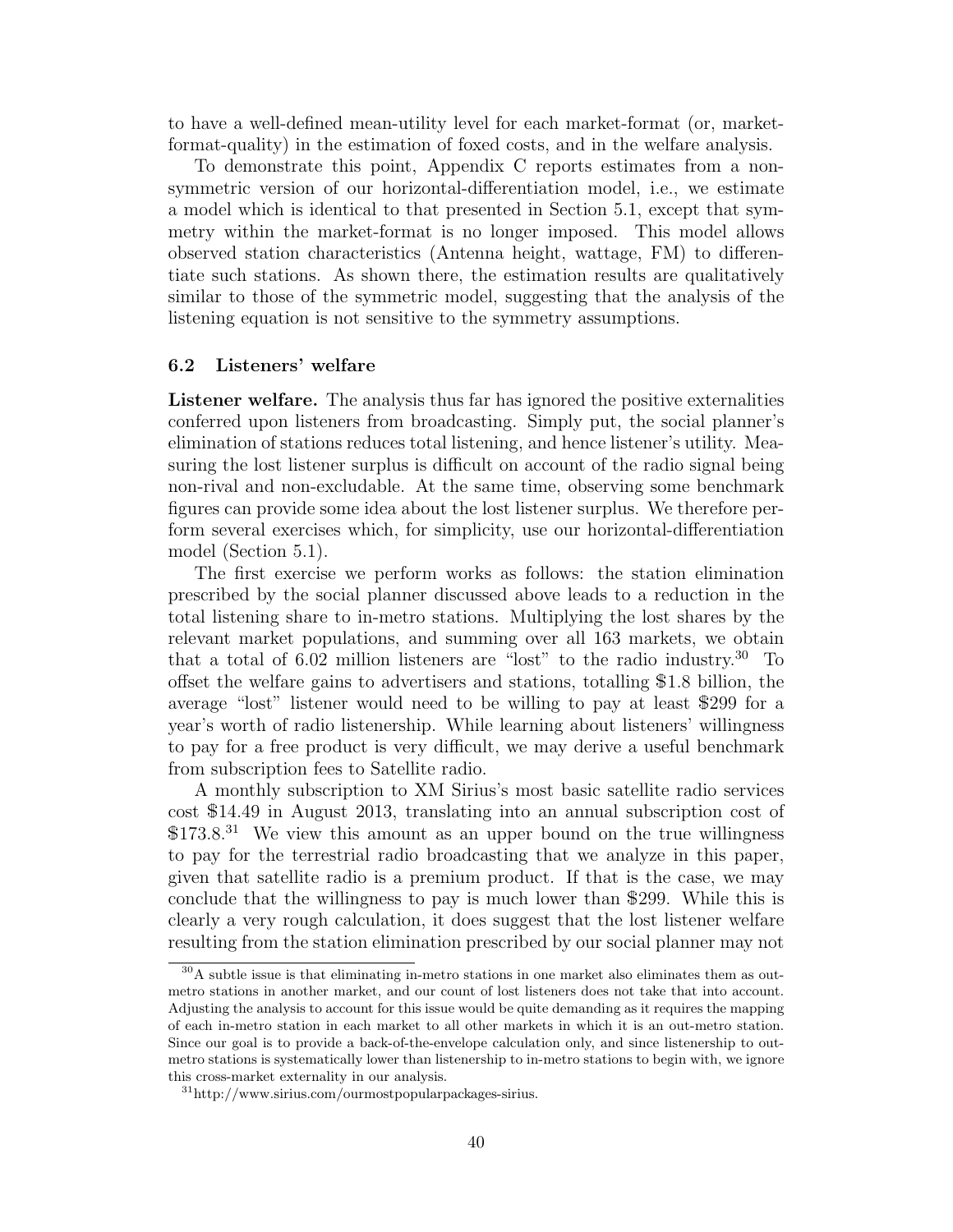to have a well-defined mean-utility level for each market-format (or, market-format-quality) in the estimation of foxed costs, and in the welfare analysis.

To demonstrate this point, Appendix C reports estimates from a non-symmetric version of our horizontal-differentiation model, i.e., we estimate a model which is identical to that presented in Section 5.1, except that symmetry within the market-format is no longer imposed. This model allows observed station characteristics (Antenna height, wattage, FM) to differentiate such stations. As shown there, the estimation results are qualitatively similar to those of the symmetric model, suggesting that the analysis of the listening equation is not sensitive to the symmetry assumptions.

### 6.2 Listeners' welfare

**Listener welfare.** The analysis thus far has ignored the positive externalities conferred upon listeners from broadcasting. Simply put, the social planner's elimination of stations reduces total listening, and hence listener's utility. Measuring the lost listener surplus is difficult on account of the radio signal being non-rival and non-excludable. At the same time, observing some benchmark figures can provide some idea about the lost listener surplus. We therefore perform several exercises which, for simplicity, use our horizontal-differentiation model (Section 5.1).

The first exercise we perform works as follows: the station elimination prescribed by the social planner discussed above leads to a reduction in the total listening share to in-metro stations. Multiplying the lost shares by the relevant market populations, and summing over all 163 markets, we obtain that a total of 6.02 million listeners are "lost" to the radio industry.[30] To offset the welfare gains to advertisers and stations, totalling \$1.8 billion, the average "lost" listener would need to be willing to pay at least \$299 for a year's worth of radio listenership. While learning about listeners' willingness to pay for a free product is very difficult, we may derive a useful benchmark from subscription fees to Satellite radio.

A monthly subscription to XM Sirius's most basic satellite radio services cost \$14.49 in August 2013, translating into an annual subscription cost of \$173.8.[31] We view this amount as an upper bound on the true willingness to pay for the terrestrial radio broadcasting that we analyze in this paper, given that satellite radio is a premium product. If that is the case, we may conclude that the willingness to pay is much lower than \$299. While this is clearly a very rough calculation, it does suggest that the lost listener welfare resulting from the station elimination prescribed by our social planner may not

[30] A subtle issue is that eliminating in-metro stations in one market also eliminates them as out-metro stations in another market, and our count of lost listeners does not take that into account. Adjusting the analysis to account for this issue would be quite demanding as it requires the mapping of each in-metro station in each market to all other markets in which it is an out-metro station. Since our goal is to provide a back-of-the-envelope calculation only, and since listenership to out-metro stations is systematically lower than listenership to in-metro stations to begin with, we ignore this cross-market externality in our analysis.

[31] http://www.sirius.com/ourmostpopularpackages-sirius.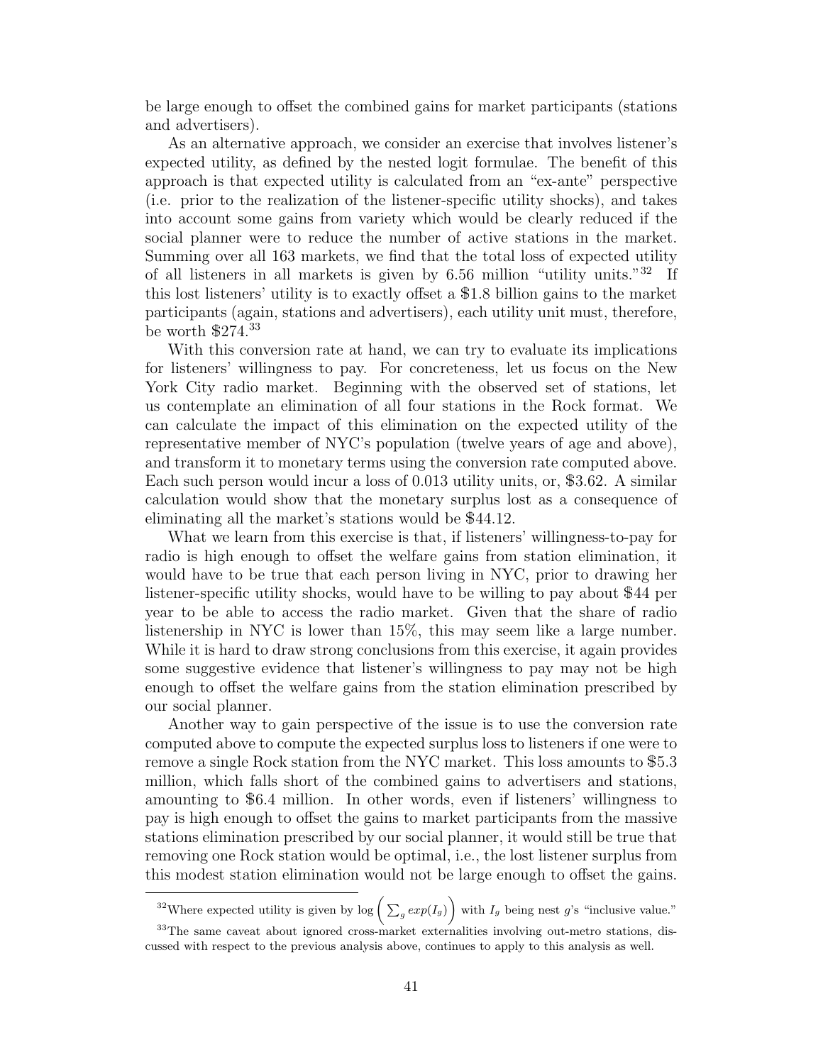be large enough to offset the combined gains for market participants (stations and advertisers).

As an alternative approach, we consider an exercise that involves listener's expected utility, as defined by the nested logit formulae. The benefit of this approach is that expected utility is calculated from an "ex-ante" perspective (i.e. prior to the realization of the listener-specific utility shocks), and takes into account some gains from variety which would be clearly reduced if the social planner were to reduce the number of active stations in the market. Summing over all 163 markets, we find that the total loss of expected utility of all listeners in all markets is given by 6.56 million "utility units."[32] If this lost listeners' utility is to exactly offset a \$1.8 billion gains to the market participants (again, stations and advertisers), each utility unit must, therefore, be worth \$274.[33]

With this conversion rate at hand, we can try to evaluate its implications for listeners' willingness to pay. For concreteness, let us focus on the New York City radio market. Beginning with the observed set of stations, let us contemplate an elimination of all four stations in the Rock format. We can calculate the impact of this elimination on the expected utility of the representative member of NYC's population (twelve years of age and above), and transform it to monetary terms using the conversion rate computed above. Each such person would incur a loss of 0.013 utility units, or, \$3.62. A similar calculation would show that the monetary surplus lost as a consequence of eliminating all the market's stations would be \$44.12.

What we learn from this exercise is that, if listeners' willingness-to-pay for radio is high enough to offset the welfare gains from station elimination, it would have to be true that each person living in NYC, prior to drawing her listener-specific utility shocks, would have to be willing to pay about \$44 per year to be able to access the radio market. Given that the share of radio listenership in NYC is lower than 15%, this may seem like a large number. While it is hard to draw strong conclusions from this exercise, it again provides some suggestive evidence that listener's willingness to pay may not be high enough to offset the welfare gains from the station elimination prescribed by our social planner.

Another way to gain perspective of the issue is to use the conversion rate computed above to compute the expected surplus loss to listeners if one were to remove a single Rock station from the NYC market. This loss amounts to \$5.3 million, which falls short of the combined gains to advertisers and stations, amounting to \$6.4 million. In other words, even if listeners' willingness to pay is high enough to offset the gains to market participants from the massive stations elimination prescribed by our social planner, it would still be true that removing one Rock station would be optimal, i.e., the lost listener surplus from this modest station elimination would not be large enough to offset the gains.

---

[32] Where expected utility is given by $\log\left(\sum_g exp(I_g)\right)$ with $I_g$ being nest $g$'s "inclusive value."

[33] The same caveat about ignored cross-market externalities involving out-metro stations, discussed with respect to the previous analysis above, continues to apply to this analysis as well.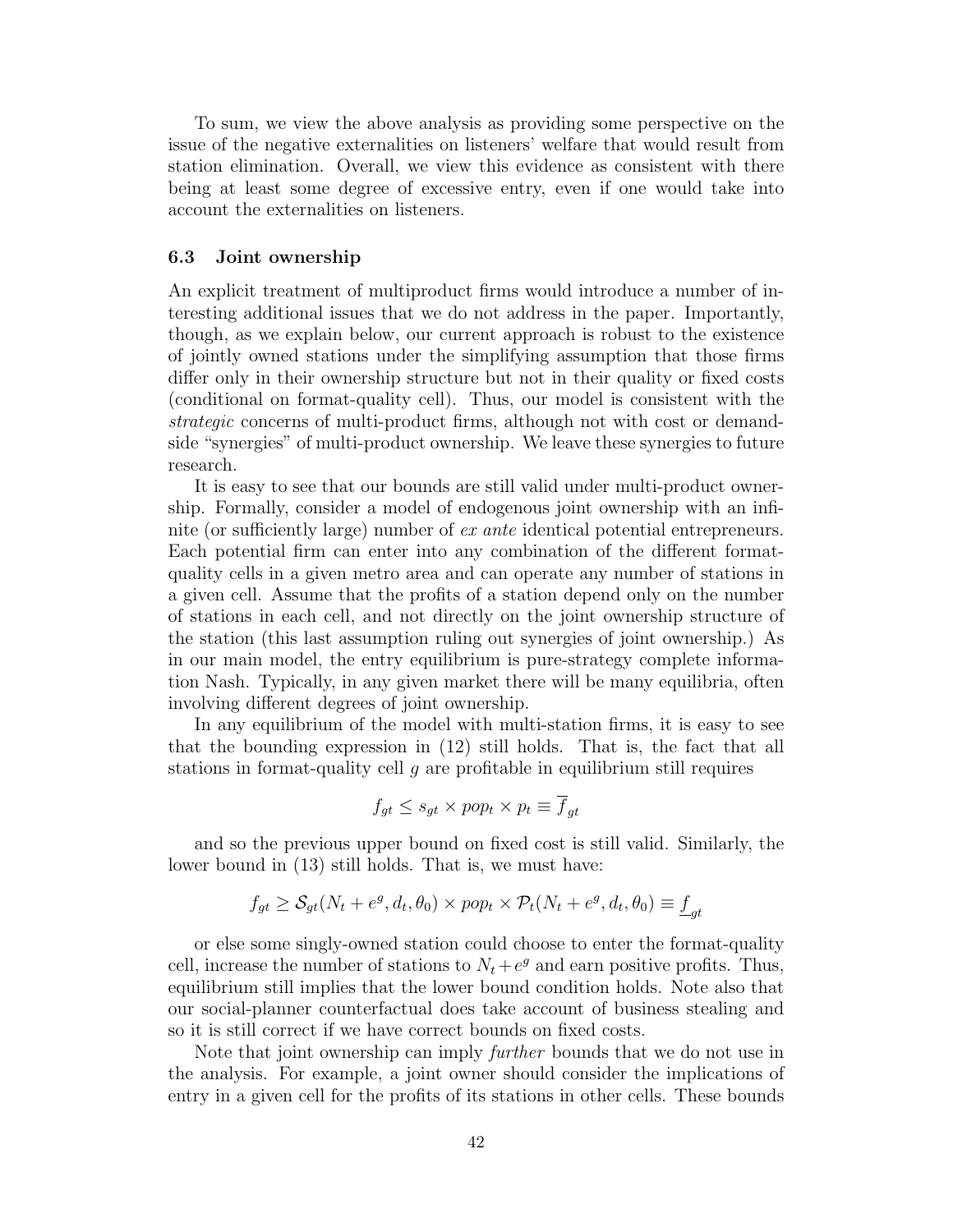To sum, we view the above analysis as providing some perspective on the issue of the negative externalities on listeners' welfare that would result from station elimination. Overall, we view this evidence as consistent with there being at least some degree of excessive entry, even if one would take into account the externalities on listeners.

### 6.3 Joint ownership

An explicit treatment of multiproduct firms would introduce a number of interesting additional issues that we do not address in the paper. Importantly, though, as we explain below, our current approach is robust to the existence of jointly owned stations under the simplifying assumption that those firms differ only in their ownership structure but not in their quality or fixed costs (conditional on format-quality cell). Thus, our model is consistent with the *strategic* concerns of multi-product firms, although not with cost or demand-side "synergies" of multi-product ownership. We leave these synergies to future research.

It is easy to see that our bounds are still valid under multi-product ownership. Formally, consider a model of endogenous joint ownership with an infinite (or sufficiently large) number of *ex ante* identical potential entrepreneurs. Each potential firm can enter into any combination of the different format-quality cells in a given metro area and can operate any number of stations in a given cell. Assume that the profits of a station depend only on the number of stations in each cell, and not directly on the joint ownership structure of the station (this last assumption ruling out synergies of joint ownership.) As in our main model, the entry equilibrium is pure-strategy complete information Nash. Typically, in any given market there will be many equilibria, often involving different degrees of joint ownership.

In any equilibrium of the model with multi-station firms, it is easy to see that the bounding expression in (12) still holds. That is, the fact that all stations in format-quality cell $g$ are profitable in equilibrium still requires

$$f_{gt} \leq s_{gt} \times pop_t \times p_t \equiv \overline{f}_{gt}$$

and so the previous upper bound on fixed cost is still valid. Similarly, the lower bound in (13) still holds. That is, we must have:

$$f_{gt} \geq \mathcal{S}_{gt}(N_t + e^g, d_t, \theta_0) \times pop_t \times \mathcal{P}_t(N_t + e^g, d_t, \theta_0) \equiv \underline{f}_{gt}$$

or else some singly-owned station could choose to enter the format-quality cell, increase the number of stations to $N_t + e^g$ and earn positive profits. Thus, equilibrium still implies that the lower bound condition holds. Note also that our social-planner counterfactual does take account of business stealing and so it is still correct if we have correct bounds on fixed costs.

Note that joint ownership can imply *further* bounds that we do not use in the analysis. For example, a joint owner should consider the implications of entry in a given cell for the profits of its stations in other cells. These bounds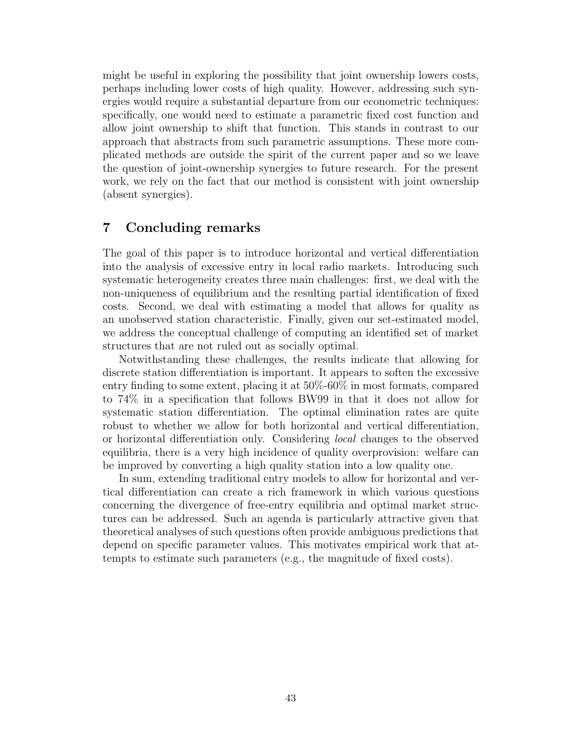might be useful in exploring the possibility that joint ownership lowers costs, perhaps including lower costs of high quality. However, addressing such synergies would require a substantial departure from our econometric techniques: specifically, one would need to estimate a parametric fixed cost function and allow joint ownership to shift that function. This stands in contrast to our approach that abstracts from such parametric assumptions. These more complicated methods are outside the spirit of the current paper and so we leave the question of joint-ownership synergies to future research. For the present work, we rely on the fact that our method is consistent with joint ownership (absent synergies).

## 7 Concluding remarks

The goal of this paper is to introduce horizontal and vertical differentiation into the analysis of excessive entry in local radio markets. Introducing such systematic heterogeneity creates three main challenges: first, we deal with the non-uniqueness of equilibrium and the resulting partial identification of fixed costs. Second, we deal with estimating a model that allows for quality as an unobserved station characteristic. Finally, given our set-estimated model, we address the conceptual challenge of computing an identified set of market structures that are not ruled out as socially optimal.

Notwithstanding these challenges, the results indicate that allowing for discrete station differentiation is important. It appears to soften the excessive entry finding to some extent, placing it at 50%-60% in most formats, compared to 74% in a specification that follows BW99 in that it does not allow for systematic station differentiation. The optimal elimination rates are quite robust to whether we allow for both horizontal and vertical differentiation, or horizontal differentiation only. Considering *local* changes to the observed equilibria, there is a very high incidence of quality overprovision: welfare can be improved by converting a high quality station into a low quality one.

In sum, extending traditional entry models to allow for horizontal and vertical differentiation can create a rich framework in which various questions concerning the divergence of free-entry equilibria and optimal market structures can be addressed. Such an agenda is particularly attractive given that theoretical analyses of such questions often provide ambiguous predictions that depend on specific parameter values. This motivates empirical work that attempts to estimate such parameters (e.g., the magnitude of fixed costs).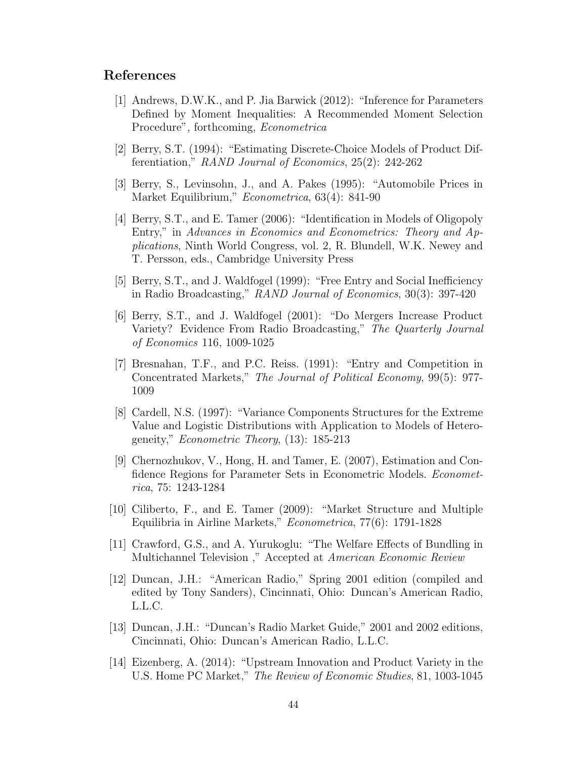## References

[1] Andrews, D.W.K., and P. Jia Barwick (2012): "Inference for Parameters Defined by Moment Inequalities: A Recommended Moment Selection Procedure", forthcoming, *Econometrica*

[2] Berry, S.T. (1994): "Estimating Discrete-Choice Models of Product Differentiation," *RAND Journal of Economics*, 25(2): 242-262

[3] Berry, S., Levinsohn, J., and A. Pakes (1995): "Automobile Prices in Market Equilibrium," *Econometrica*, 63(4): 841-90

[4] Berry, S.T., and E. Tamer (2006): "Identification in Models of Oligopoly Entry," in *Advances in Economics and Econometrics: Theory and Applications*, Ninth World Congress, vol. 2, R. Blundell, W.K. Newey and T. Persson, eds., Cambridge University Press

[5] Berry, S.T., and J. Waldfogel (1999): "Free Entry and Social Inefficiency in Radio Broadcasting," *RAND Journal of Economics*, 30(3): 397-420

[6] Berry, S.T., and J. Waldfogel (2001): "Do Mergers Increase Product Variety? Evidence From Radio Broadcasting," *The Quarterly Journal of Economics* 116, 1009-1025

[7] Bresnahan, T.F., and P.C. Reiss. (1991): "Entry and Competition in Concentrated Markets," *The Journal of Political Economy*, 99(5): 977-1009

[8] Cardell, N.S. (1997): "Variance Components Structures for the Extreme Value and Logistic Distributions with Application to Models of Heterogeneity," *Econometric Theory*, (13): 185-213

[9] Chernozhukov, V., Hong, H. and Tamer, E. (2007), Estimation and Confidence Regions for Parameter Sets in Econometric Models. *Econometrica*, 75: 1243-1284

[10] Ciliberto, F., and E. Tamer (2009): "Market Structure and Multiple Equilibria in Airline Markets," *Econometrica*, 77(6): 1791-1828

[11] Crawford, G.S., and A. Yurukoglu: "The Welfare Effects of Bundling in Multichannel Television ," Accepted at *American Economic Review*

[12] Duncan, J.H.: "American Radio," Spring 2001 edition (compiled and edited by Tony Sanders), Cincinnati, Ohio: Duncan's American Radio, L.L.C.

[13] Duncan, J.H.: "Duncan's Radio Market Guide," 2001 and 2002 editions, Cincinnati, Ohio: Duncan's American Radio, L.L.C.

[14] Eizenberg, A. (2014): "Upstream Innovation and Product Variety in the U.S. Home PC Market," *The Review of Economic Studies*, 81, 1003-1045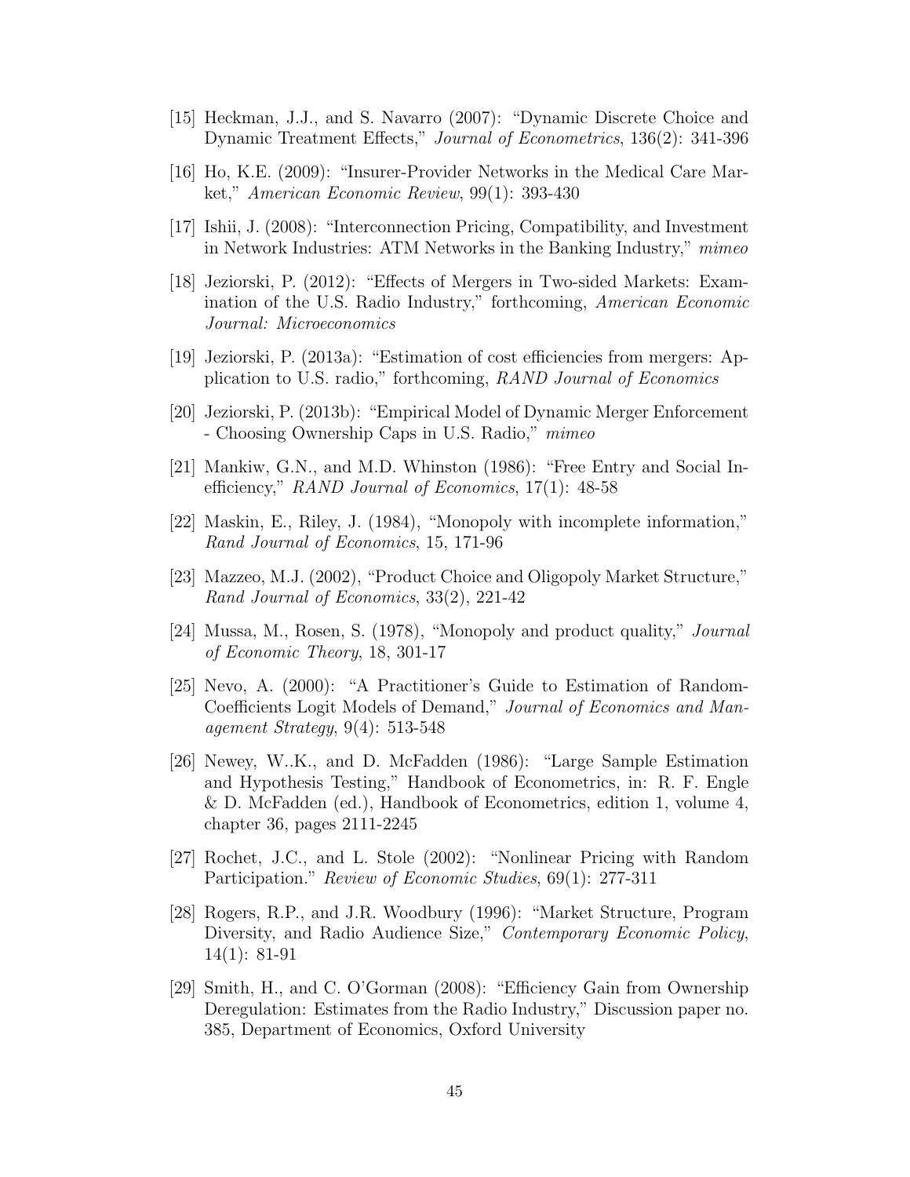[15] Heckman, J.J., and S. Navarro (2007): "Dynamic Discrete Choice and Dynamic Treatment Effects," *Journal of Econometrics*, 136(2): 341-396

[16] Ho, K.E. (2009): "Insurer-Provider Networks in the Medical Care Market," *American Economic Review*, 99(1): 393-430

[17] Ishii, J. (2008): "Interconnection Pricing, Compatibility, and Investment in Network Industries: ATM Networks in the Banking Industry," *mimeo*

[18] Jeziorski, P. (2012): "Effects of Mergers in Two-sided Markets: Examination of the U.S. Radio Industry," forthcoming, *American Economic Journal: Microeconomics*

[19] Jeziorski, P. (2013a): "Estimation of cost efficiencies from mergers: Application to U.S. radio," forthcoming, *RAND Journal of Economics*

[20] Jeziorski, P. (2013b): "Empirical Model of Dynamic Merger Enforcement - Choosing Ownership Caps in U.S. Radio," *mimeo*

[21] Mankiw, G.N., and M.D. Whinston (1986): "Free Entry and Social Inefficiency," *RAND Journal of Economics*, 17(1): 48-58

[22] Maskin, E., Riley, J. (1984), "Monopoly with incomplete information," *Rand Journal of Economics*, 15, 171-96

[23] Mazzeo, M.J. (2002), "Product Choice and Oligopoly Market Structure," *Rand Journal of Economics*, 33(2), 221-42

[24] Mussa, M., Rosen, S. (1978), "Monopoly and product quality," *Journal of Economic Theory*, 18, 301-17

[25] Nevo, A. (2000): "A Practitioner's Guide to Estimation of Random-Coefficients Logit Models of Demand," *Journal of Economics and Management Strategy*, 9(4): 513-548

[26] Newey, W..K., and D. McFadden (1986): "Large Sample Estimation and Hypothesis Testing," Handbook of Econometrics, in: R. F. Engle & D. McFadden (ed.), Handbook of Econometrics, edition 1, volume 4, chapter 36, pages 2111-2245

[27] Rochet, J.C., and L. Stole (2002): "Nonlinear Pricing with Random Participation." *Review of Economic Studies*, 69(1): 277-311

[28] Rogers, R.P., and J.R. Woodbury (1996): "Market Structure, Program Diversity, and Radio Audience Size," *Contemporary Economic Policy*, 14(1): 81-91

[29] Smith, H., and C. O'Gorman (2008): "Efficiency Gain from Ownership Deregulation: Estimates from the Radio Industry," Discussion paper no. 385, Department of Economics, Oxford University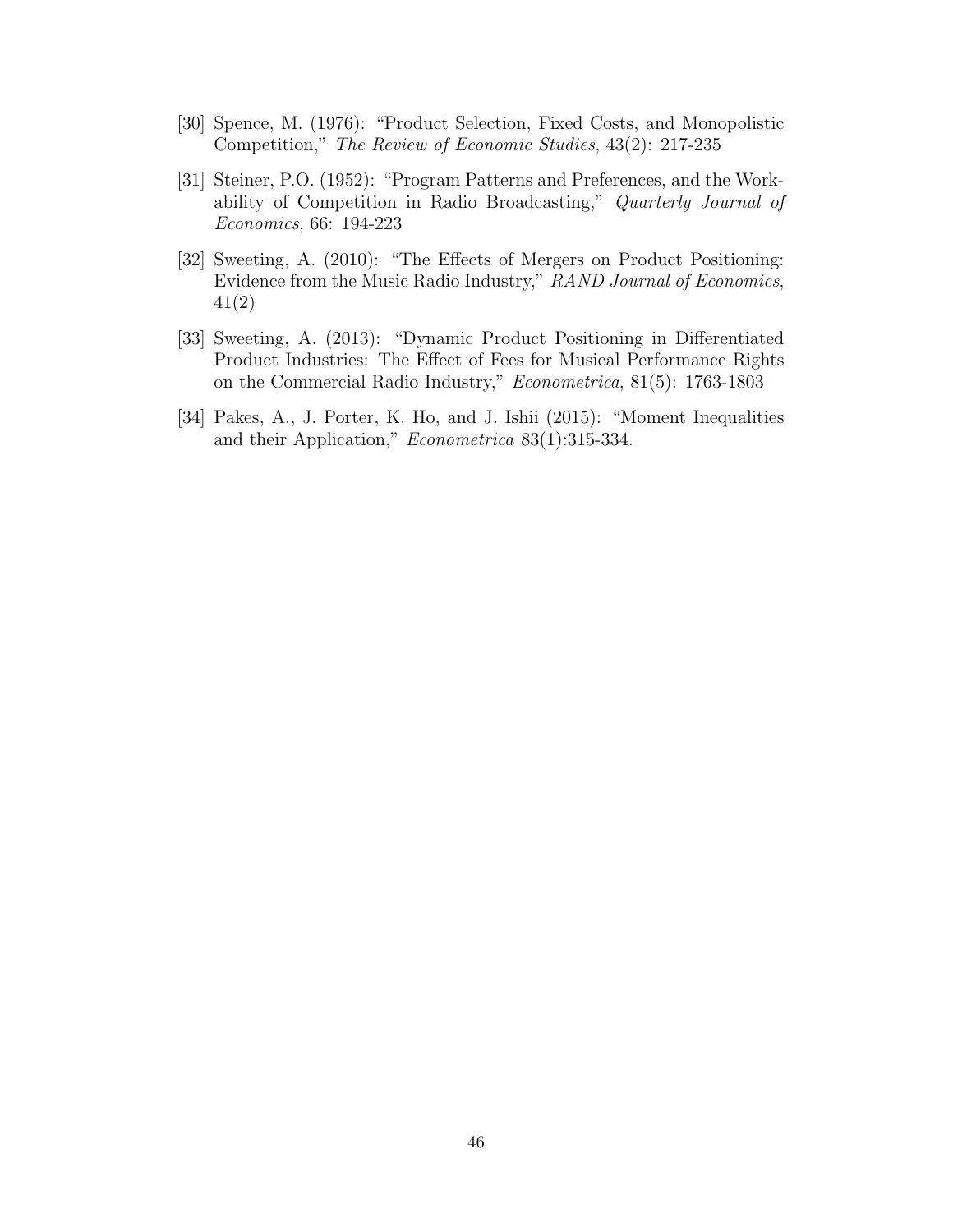[30] Spence, M. (1976): "Product Selection, Fixed Costs, and Monopolistic Competition," *The Review of Economic Studies*, 43(2): 217-235

[31] Steiner, P.O. (1952): "Program Patterns and Preferences, and the Workability of Competition in Radio Broadcasting," *Quarterly Journal of Economics*, 66: 194-223

[32] Sweeting, A. (2010): "The Effects of Mergers on Product Positioning: Evidence from the Music Radio Industry," *RAND Journal of Economics*, 41(2)

[33] Sweeting, A. (2013): "Dynamic Product Positioning in Differentiated Product Industries: The Effect of Fees for Musical Performance Rights on the Commercial Radio Industry," *Econometrica*, 81(5): 1763-1803

[34] Pakes, A., J. Porter, K. Ho, and J. Ishii (2015): "Moment Inequalities and their Application," *Econometrica* 83(1):315-334.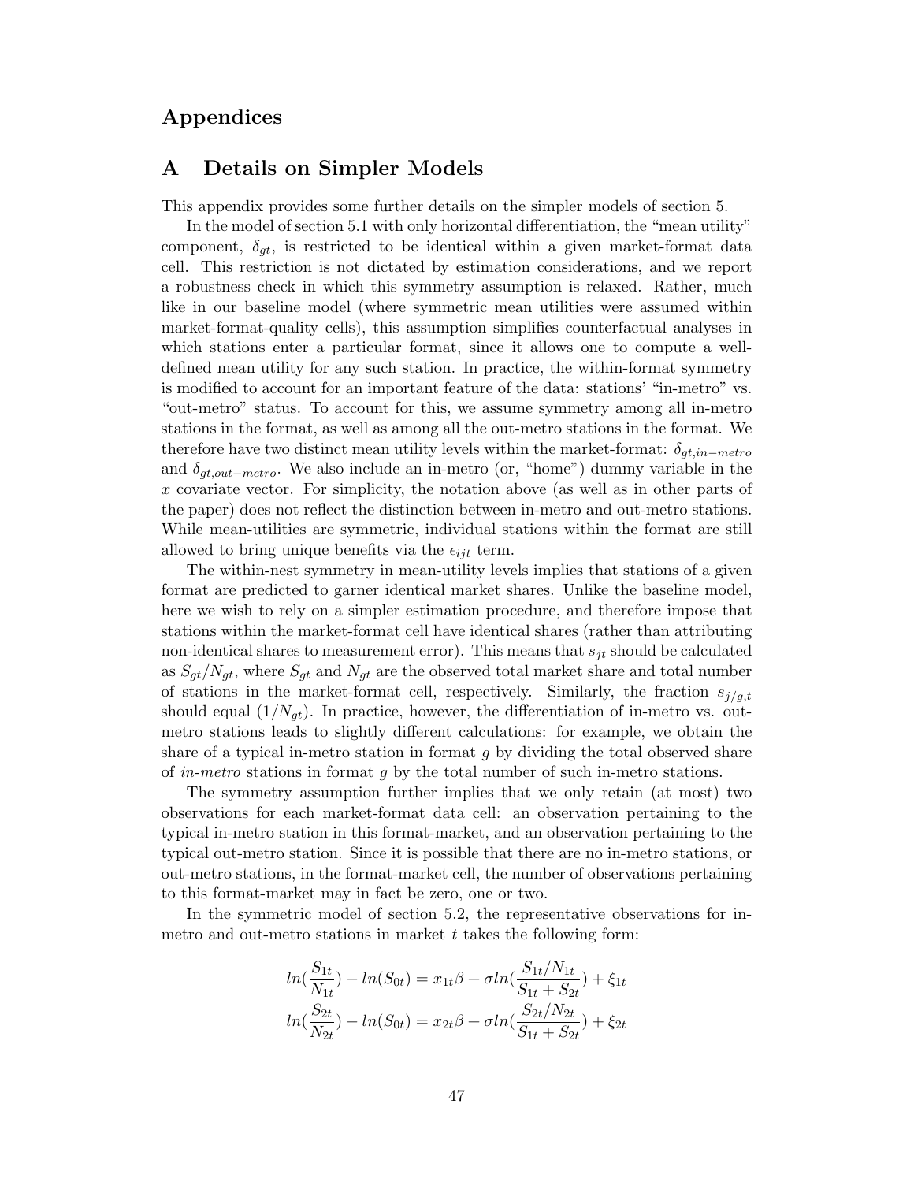# Appendices

## A Details on Simpler Models

This appendix provides some further details on the simpler models of section 5.

In the model of section 5.1 with only horizontal differentiation, the "mean utility" component, $\delta_{gt}$, is restricted to be identical within a given market-format data cell. This restriction is not dictated by estimation considerations, and we report a robustness check in which this symmetry assumption is relaxed. Rather, much like in our baseline model (where symmetric mean utilities were assumed within market-format-quality cells), this assumption simplifies counterfactual analyses in which stations enter a particular format, since it allows one to compute a well-defined mean utility for any such station. In practice, the within-format symmetry is modified to account for an important feature of the data: stations' "in-metro" vs. "out-metro" status. To account for this, we assume symmetry among all in-metro stations in the format, as well as among all the out-metro stations in the format. We therefore have two distinct mean utility levels within the market-format: $\delta_{gt,in-metro}$ and $\delta_{gt,out-metro}$. We also include an in-metro (or, "home") dummy variable in the $x$ covariate vector. For simplicity, the notation above (as well as in other parts of the paper) does not reflect the distinction between in-metro and out-metro stations. While mean-utilities are symmetric, individual stations within the format are still allowed to bring unique benefits via the $\epsilon_{ijt}$ term.

The within-nest symmetry in mean-utility levels implies that stations of a given format are predicted to garner identical market shares. Unlike the baseline model, here we wish to rely on a simpler estimation procedure, and therefore impose that stations within the market-format cell have identical shares (rather than attributing non-identical shares to measurement error). This means that $s_{jt}$ should be calculated as $S_{gt}/N_{gt}$, where $S_{gt}$ and $N_{gt}$ are the observed total market share and total number of stations in the market-format cell, respectively. Similarly, the fraction $s_{j/g,t}$ should equal $(1/N_{gt})$. In practice, however, the differentiation of in-metro vs. out-metro stations leads to slightly different calculations: for example, we obtain the share of a typical in-metro station in format $g$ by dividing the total observed share of *in-metro* stations in format $g$ by the total number of such in-metro stations.

The symmetry assumption further implies that we only retain (at most) two observations for each market-format data cell: an observation pertaining to the typical in-metro station in this format-market, and an observation pertaining to the typical out-metro station. Since it is possible that there are no in-metro stations, or out-metro stations, in the format-market cell, the number of observations pertaining to this format-market may in fact be zero, one or two.

In the symmetric model of section 5.2, the representative observations for in-metro and out-metro stations in market $t$ takes the following form:

$$ln(\frac{S_{1t}}{N_{1t}}) - ln(S_{0t}) = x_{1t}\beta + \sigma ln(\frac{S_{1t}/N_{1t}}{S_{1t}+S_{2t}}) + \xi_{1t}$$

$$ln(\frac{S_{2t}}{N_{2t}}) - ln(S_{0t}) = x_{2t}\beta + \sigma ln(\frac{S_{2t}/N_{2t}}{S_{1t}+S_{2t}}) + \xi_{2t}$$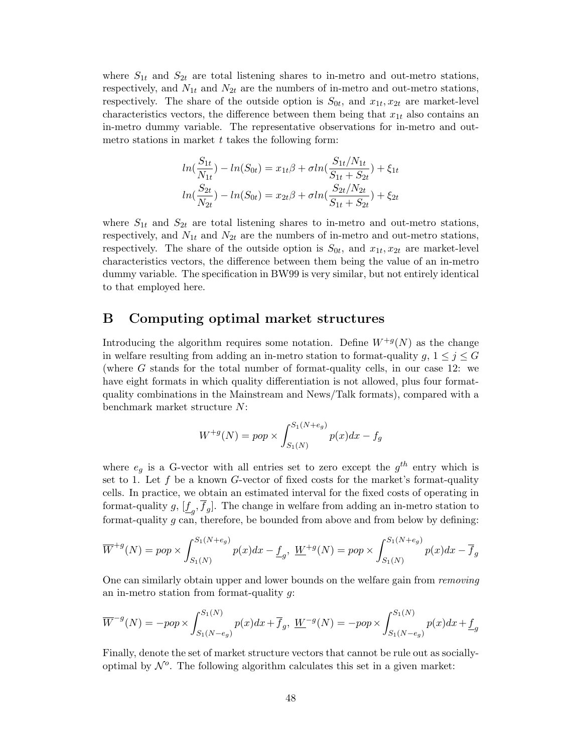where $S_{1t}$ and $S_{2t}$ are total listening shares to in-metro and out-metro stations, respectively, and $N_{1t}$ and $N_{2t}$ are the numbers of in-metro and out-metro stations, respectively. The share of the outside option is $S_{0t}$, and $x_{1t}, x_{2t}$ are market-level characteristics vectors, the difference between them being that $x_{1t}$ also contains an in-metro dummy variable. The representative observations for in-metro and out-metro stations in market $t$ takes the following form:

$$
ln(\frac{S_{1t}}{N_{1t}}) - ln(S_{0t}) = x_{1t}\beta + \sigma ln(\frac{S_{1t}/N_{1t}}{S_{1t}+S_{2t}}) + \xi_{1t}
$$
$$
ln(\frac{S_{2t}}{N_{2t}}) - ln(S_{0t}) = x_{2t}\beta + \sigma ln(\frac{S_{2t}/N_{2t}}{S_{1t}+S_{2t}}) + \xi_{2t}
$$

where $S_{1t}$ and $S_{2t}$ are total listening shares to in-metro and out-metro stations, respectively, and $N_{1t}$ and $N_{2t}$ are the numbers of in-metro and out-metro stations, respectively. The share of the outside option is $S_{0t}$, and $x_{1t}, x_{2t}$ are market-level characteristics vectors, the difference between them being the value of an in-metro dummy variable. The specification in BW99 is very similar, but not entirely identical to that employed here.

# B Computing optimal market structures

Introducing the algorithm requires some notation. Define $W^{+g}(N)$ as the change in welfare resulting from adding an in-metro station to format-quality $g$, $1 \le j \le G$ (where $G$ stands for the total number of format-quality cells, in our case 12: we have eight formats in which quality differentiation is not allowed, plus four format-quality combinations in the Mainstream and News/Talk formats), compared with a benchmark market structure $N$:

$$
W^{+g}(N) = pop \times \int_{S_1(N)}^{S_1(N+e_g)} p(x)dx - f_g
$$

where $e_g$ is a G-vector with all entries set to zero except the $g^{th}$ entry which is set to 1. Let $f$ be a known $G$-vector of fixed costs for the market's format-quality cells. In practice, we obtain an estimated interval for the fixed costs of operating in format-quality $g$, $[\underline{f}_g, \overline{f}_g]$. The change in welfare from adding an in-metro station to format-quality $g$ can, therefore, be bounded from above and from below by defining:

$$
\overline{W}^{+g}(N) = pop \times \int_{S_1(N)}^{S_1(N+e_g)} p(x)dx - \underline{f}_g, \ \underline{W}^{+g}(N) = pop \times \int_{S_1(N)}^{S_1(N+e_g)} p(x)dx - \overline{f}_g
$$

One can similarly obtain upper and lower bounds on the welfare gain from *removing* an in-metro station from format-quality $g$:

$$
\overline{W}^{-g}(N) = -pop \times \int_{S_1(N-e_g)}^{S_1(N)} p(x)dx + \overline{f}_g, \ \underline{W}^{-g}(N) = -pop \times \int_{S_1(N-e_g)}^{S_1(N)} p(x)dx + \underline{f}_g
$$

Finally, denote the set of market structure vectors that cannot be rule out as socially-optimal by $\mathcal{N}^o$. The following algorithm calculates this set in a given market: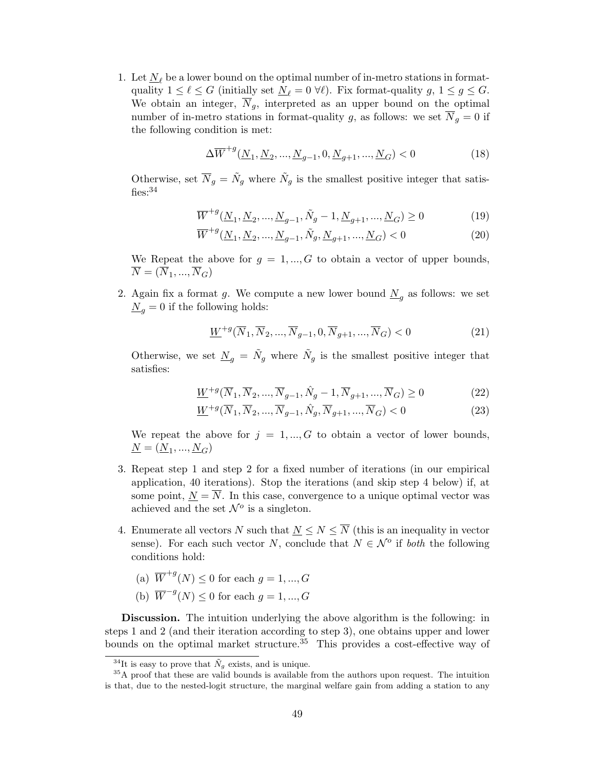1. Let $\underline{N}_\ell$ be a lower bound on the optimal number of in-metro stations in format-quality $1 \leq \ell \leq G$ (initially set $\underline{N}_\ell = 0 \; \forall \ell$). Fix format-quality $g$, $1 \leq g \leq G$. We obtain an integer, $\overline{N}_g$, interpreted as an upper bound on the optimal number of in-metro stations in format-quality $g$, as follows: we set $\overline{N}_g = 0$ if the following condition is met:

$$\Delta \overline{W}^{+g}(\underline{N}_1, \underline{N}_2, ..., \underline{N}_{g-1}, 0, \underline{N}_{g+1}, ..., \underline{N}_G) < 0 \tag{18}$$

   Otherwise, set $\overline{N}_g = \tilde{N}_g$ where $\tilde{N}_g$ is the smallest positive integer that satisfies:[34]

$$\overline{W}^{+g}(\underline{N}_1, \underline{N}_2, ..., \underline{N}_{g-1}, \tilde{N}_g - 1, \underline{N}_{g+1}, ..., \underline{N}_G) \geq 0 \tag{19}$$

$$\overline{W}^{+g}(\underline{N}_1, \underline{N}_2, ..., \underline{N}_{g-1}, \tilde{N}_g, \underline{N}_{g+1}, ..., \underline{N}_G) < 0 \tag{20}$$

   We Repeat the above for $g = 1, ..., G$ to obtain a vector of upper bounds, $\overline{N} = (\overline{N}_1, ..., \overline{N}_G)$

2. Again fix a format $g$. We compute a new lower bound $\underline{N}_g$ as follows: we set $\underline{N}_g = 0$ if the following holds:

$$\underline{W}^{+g}(\overline{N}_1, \overline{N}_2, ..., \overline{N}_{g-1}, 0, \overline{N}_{g+1}, ..., \overline{N}_G) < 0 \tag{21}$$

   Otherwise, we set $\underline{N}_g = \tilde{N}_g$ where $\tilde{N}_g$ is the smallest positive integer that satisfies:

$$\underline{W}^{+g}(\overline{N}_1, \overline{N}_2, ..., \overline{N}_{g-1}, \hat{N}_g - 1, \overline{N}_{g+1}, ..., \overline{N}_G) \geq 0 \tag{22}$$

$$\underline{W}^{+g}(\overline{N}_1, \overline{N}_2, ..., \overline{N}_{g-1}, \hat{N}_g, \overline{N}_{g+1}, ..., \overline{N}_G) < 0 \tag{23}$$

   We repeat the above for $j = 1, ..., G$ to obtain a vector of lower bounds, $\underline{N} = (\underline{N}_1, ..., \underline{N}_G)$

3. Repeat step 1 and step 2 for a fixed number of iterations (in our empirical application, 40 iterations). Stop the iterations (and skip step 4 below) if, at some point, $\underline{N} = \overline{N}$. In this case, convergence to a unique optimal vector was achieved and the set $\mathcal{N}^o$ is a singleton.

4. Enumerate all vectors $N$ such that $\underline{N} \leq N \leq \overline{N}$ (this is an inequality in vector sense). For each such vector $N$, conclude that $N \in \mathcal{N}^o$ if *both* the following conditions hold:

   (a) $\overline{W}^{+g}(N) \leq 0$ for each $g = 1, ..., G$

   (b) $\overline{W}^{-g}(N) \leq 0$ for each $g = 1, ..., G$

**Discussion.** The intuition underlying the above algorithm is the following: in steps 1 and 2 (and their iteration according to step 3), one obtains upper and lower bounds on the optimal market structure.[35] This provides a cost-effective way of

[34] It is easy to prove that $\tilde{N}_g$ exists, and is unique.

[35] A proof that these are valid bounds is available from the authors upon request. The intuition is that, due to the nested-logit structure, the marginal welfare gain from adding a station to any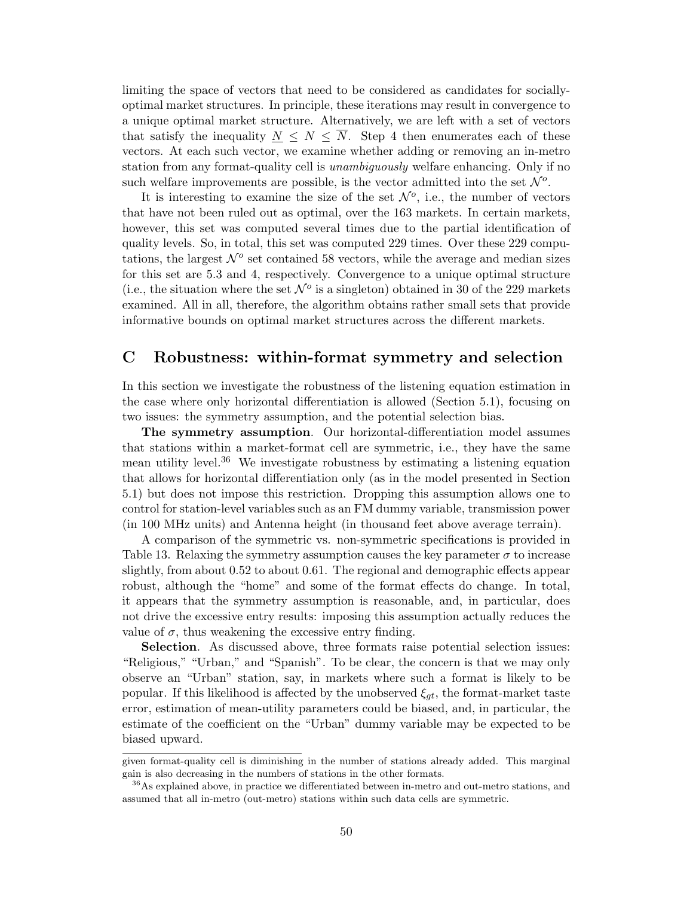limiting the space of vectors that need to be considered as candidates for socially-optimal market structures. In principle, these iterations may result in convergence to a unique optimal market structure. Alternatively, we are left with a set of vectors that satisfy the inequality $\underline{N} \leq N \leq \overline{N}$. Step 4 then enumerates each of these vectors. At each such vector, we examine whether adding or removing an in-metro station from any format-quality cell is *unambiguously* welfare enhancing. Only if no such welfare improvements are possible, is the vector admitted into the set $\mathcal{N}^o$.

It is interesting to examine the size of the set $\mathcal{N}^o$, i.e., the number of vectors that have not been ruled out as optimal, over the 163 markets. In certain markets, however, this set was computed several times due to the partial identification of quality levels. So, in total, this set was computed 229 times. Over these 229 computations, the largest $\mathcal{N}^o$ set contained 58 vectors, while the average and median sizes for this set are 5.3 and 4, respectively. Convergence to a unique optimal structure (i.e., the situation where the set $\mathcal{N}^o$ is a singleton) obtained in 30 of the 229 markets examined. All in all, therefore, the algorithm obtains rather small sets that provide informative bounds on optimal market structures across the different markets.

## C Robustness: within-format symmetry and selection

In this section we investigate the robustness of the listening equation estimation in the case where only horizontal differentiation is allowed (Section 5.1), focusing on two issues: the symmetry assumption, and the potential selection bias.

**The symmetry assumption**. Our horizontal-differentiation model assumes that stations within a market-format cell are symmetric, i.e., they have the same mean utility level.[36] We investigate robustness by estimating a listening equation that allows for horizontal differentiation only (as in the model presented in Section 5.1) but does not impose this restriction. Dropping this assumption allows one to control for station-level variables such as an FM dummy variable, transmission power (in 100 MHz units) and Antenna height (in thousand feet above average terrain).

A comparison of the symmetric vs. non-symmetric specifications is provided in Table 13. Relaxing the symmetry assumption causes the key parameter $\sigma$ to increase slightly, from about 0.52 to about 0.61. The regional and demographic effects appear robust, although the "home" and some of the format effects do change. In total, it appears that the symmetry assumption is reasonable, and, in particular, does not drive the excessive entry results: imposing this assumption actually reduces the value of $\sigma$, thus weakening the excessive entry finding.

**Selection**. As discussed above, three formats raise potential selection issues: "Religious," "Urban," and "Spanish". To be clear, the concern is that we may only observe an "Urban" station, say, in markets where such a format is likely to be popular. If this likelihood is affected by the unobserved $\xi_{gt}$, the format-market taste error, estimation of mean-utility parameters could be biased, and, in particular, the estimate of the coefficient on the "Urban" dummy variable may be expected to be biased upward.

---

given format-quality cell is diminishing in the number of stations already added. This marginal gain is also decreasing in the numbers of stations in the other formats.

[36] As explained above, in practice we differentiated between in-metro and out-metro stations, and assumed that all in-metro (out-metro) stations within such data cells are symmetric.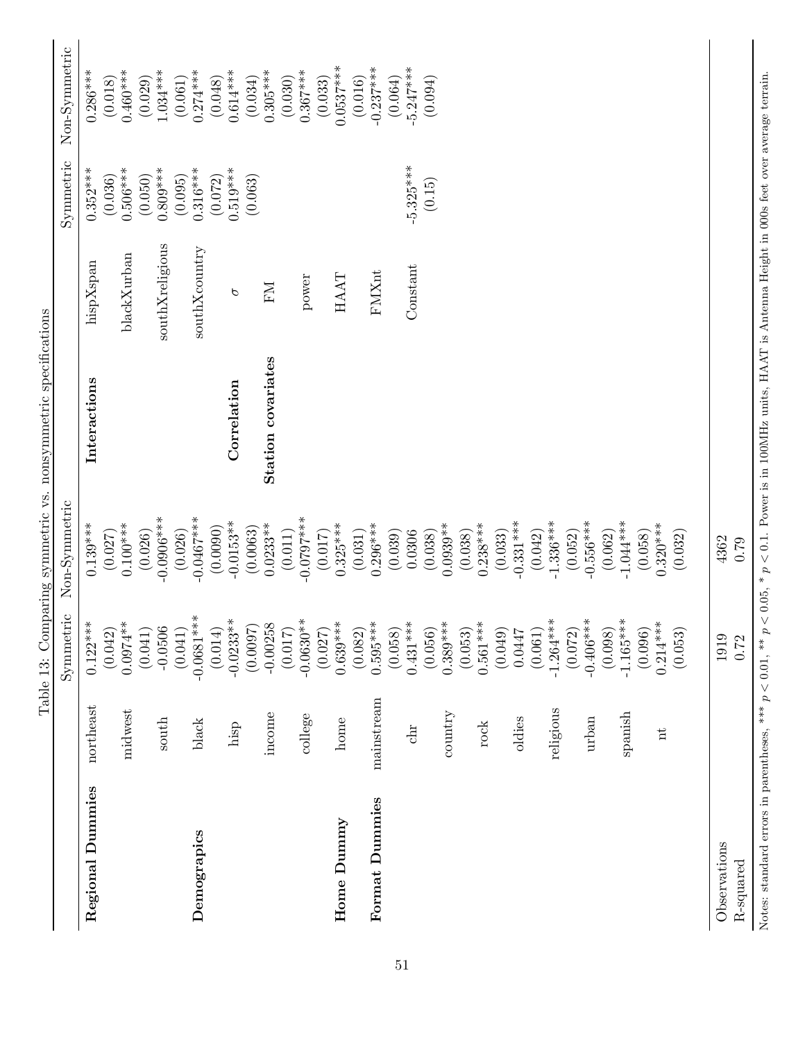Table 13: Comparing symmetric vs. nonsymmetric specifications

| | | Symmetric | Non-Symmetric | | | Symmetric | Non-Symmetric |
|---|---|---|---|---|---|---|---|
| **Regional Dummies** | northeast | 0.122*** | 0.139*** | **Interactions** | hispXspan | 0.352*** | 0.286*** |
| | | (0.042) | (0.027) | | | (0.036) | (0.018) |
| | midwest | 0.0974** | 0.100*** | | blackXurban | 0.506*** | 0.460*** |
| | | (0.041) | (0.026) | | | (0.050) | (0.029) |
| | south | -0.0506 | -0.0906*** | | southXreligious | 0.809*** | 1.034*** |
| | | (0.041) | (0.026) | | | (0.095) | (0.061) |
| **Demograpics** | black | -0.0681*** | -0.0467*** | | southXcountry | 0.316*** | 0.274*** |
| | | (0.014) | (0.0090) | | | (0.072) | (0.048) |
| | hisp | -0.0233** | -0.0153** | **Correlation** | $\sigma$ | 0.519*** | 0.614*** |
| | | (0.0097) | (0.0063) | | | (0.063) | (0.034) |
| | income | -0.00258 | 0.0233** | **Station covariates** | FM | | 0.305*** |
| | | (0.017) | (0.011) | | | | (0.030) |
| | college | -0.0630** | -0.0797*** | | power | | 0.367*** |
| | | (0.027) | (0.017) | | | | (0.033) |
| **Home Dummy** | home | 0.639*** | 0.325*** | | HAAT | | 0.0537*** |
| | | (0.082) | (0.031) | | | | (0.016) |
| **Format Dummies** | mainstream | 0.595*** | 0.296*** | | FMXnt | | -0.237*** |
| | | (0.058) | (0.039) | | | | (0.064) |
| | chr | 0.431*** | 0.0306 | | Constant | -5.325*** | -5.247*** |
| | | (0.056) | (0.038) | | | (0.15) | (0.094) |
| | country | 0.389*** | 0.0939** | | | | |
| | | (0.053) | (0.038) | | | | |
| | rock | 0.561*** | 0.238*** | | | | |
| | | (0.049) | (0.033) | | | | |
| | oldies | 0.0447 | -0.331*** | | | | |
| | | (0.061) | (0.042) | | | | |
| | religious | -1.264*** | -1.336*** | | | | |
| | | (0.072) | (0.052) | | | | |
| | urban | -0.406*** | -0.556*** | | | | |
| | | (0.098) | (0.062) | | | | |
| | spanish | -1.165*** | -1.044*** | | | | |
| | | (0.096) | (0.058) | | | | |
| | nt | 0.214*** | 0.320*** | | | | |
| | | (0.053) | (0.032) | | | | |
| Observations | | 1919 | 4362 | | | | |
| R-squared | | 0.72 | 0.79 | | | | |

Notes: standard errors in parentheses, *** $p < 0.01$, ** $p < 0.05$, * $p < 0.1$. Power is in 100MHz units, HAAT is Antenna Height in 000s feet over average terrain.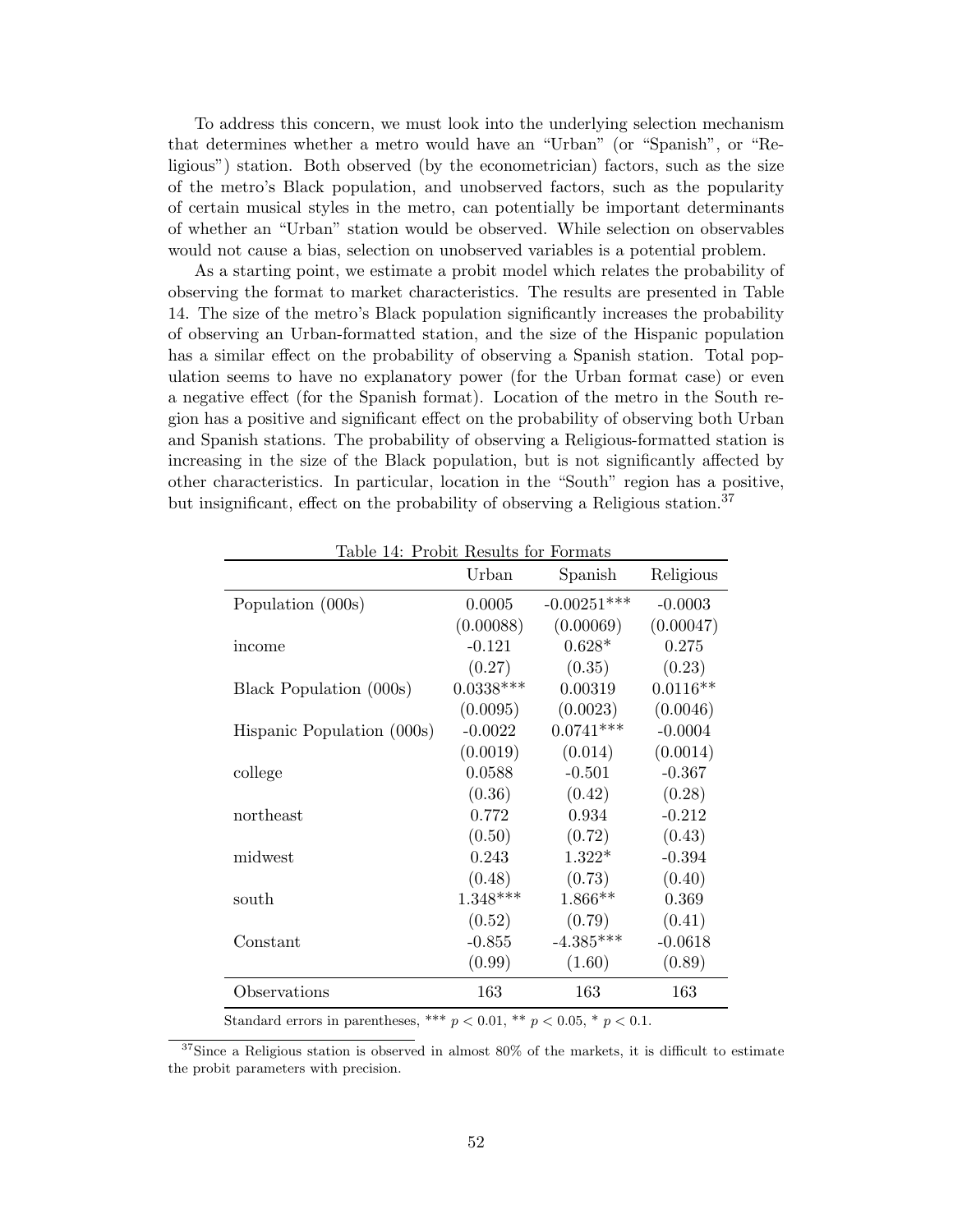To address this concern, we must look into the underlying selection mechanism that determines whether a metro would have an "Urban" (or "Spanish", or "Religious") station. Both observed (by the econometrician) factors, such as the size of the metro's Black population, and unobserved factors, such as the popularity of certain musical styles in the metro, can potentially be important determinants of whether an "Urban" station would be observed. While selection on observables would not cause a bias, selection on unobserved variables is a potential problem.

As a starting point, we estimate a probit model which relates the probability of observing the format to market characteristics. The results are presented in Table 14. The size of the metro's Black population significantly increases the probability of observing an Urban-formatted station, and the size of the Hispanic population has a similar effect on the probability of observing a Spanish station. Total population seems to have no explanatory power (for the Urban format case) or even a negative effect (for the Spanish format). Location of the metro in the South region has a positive and significant effect on the probability of observing both Urban and Spanish stations. The probability of observing a Religious-formatted station is increasing in the size of the Black population, but is not significantly affected by other characteristics. In particular, location in the "South" region has a positive, but insignificant, effect on the probability of observing a Religious station.[37]

Table 14: Probit Results for Formats

| | Urban | Spanish | Religious |
|---|---|---|---|
| Population (000s) | 0.0005 | -0.00251*** | -0.0003 |
| | (0.00088) | (0.00069) | (0.00047) |
| income | -0.121 | 0.628* | 0.275 |
| | (0.27) | (0.35) | (0.23) |
| Black Population (000s) | 0.0338*** | 0.00319 | 0.0116** |
| | (0.0095) | (0.0023) | (0.0046) |
| Hispanic Population (000s) | -0.0022 | 0.0741*** | -0.0004 |
| | (0.0019) | (0.014) | (0.0014) |
| college | 0.0588 | -0.501 | -0.367 |
| | (0.36) | (0.42) | (0.28) |
| northeast | 0.772 | 0.934 | -0.212 |
| | (0.50) | (0.72) | (0.43) |
| midwest | 0.243 | 1.322* | -0.394 |
| | (0.48) | (0.73) | (0.40) |
| south | 1.348*** | 1.866** | 0.369 |
| | (0.52) | (0.79) | (0.41) |
| Constant | -0.855 | -4.385*** | -0.0618 |
| | (0.99) | (1.60) | (0.89) |
| Observations | 163 | 163 | 163 |

Standard errors in parentheses, *** $p < 0.01$, ** $p < 0.05$, * $p < 0.1$.

[37] Since a Religious station is observed in almost 80% of the markets, it is difficult to estimate the probit parameters with precision.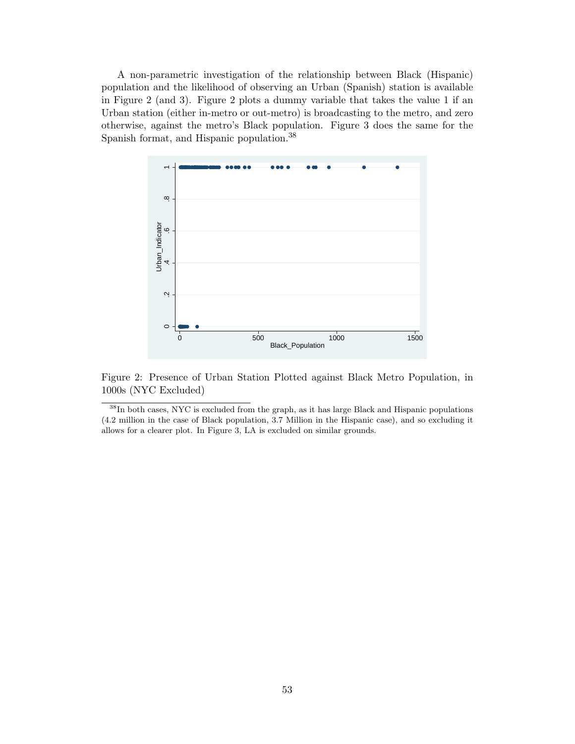A non-parametric investigation of the relationship between Black (Hispanic) population and the likelihood of observing an Urban (Spanish) station is available in Figure 2 (and 3). Figure 2 plots a dummy variable that takes the value 1 if an Urban station (either in-metro or out-metro) is broadcasting to the metro, and zero otherwise, against the metro's Black population. Figure 3 does the same for the Spanish format, and Hispanic population.[38]

Figure 2: Presence of Urban Station Plotted against Black Metro Population, in 1000s (NYC Excluded)

[38] In both cases, NYC is excluded from the graph, as it has large Black and Hispanic populations (4.2 million in the case of Black population, 3.7 Million in the Hispanic case), and so excluding it allows for a clearer plot. In Figure 3, LA is excluded on similar grounds.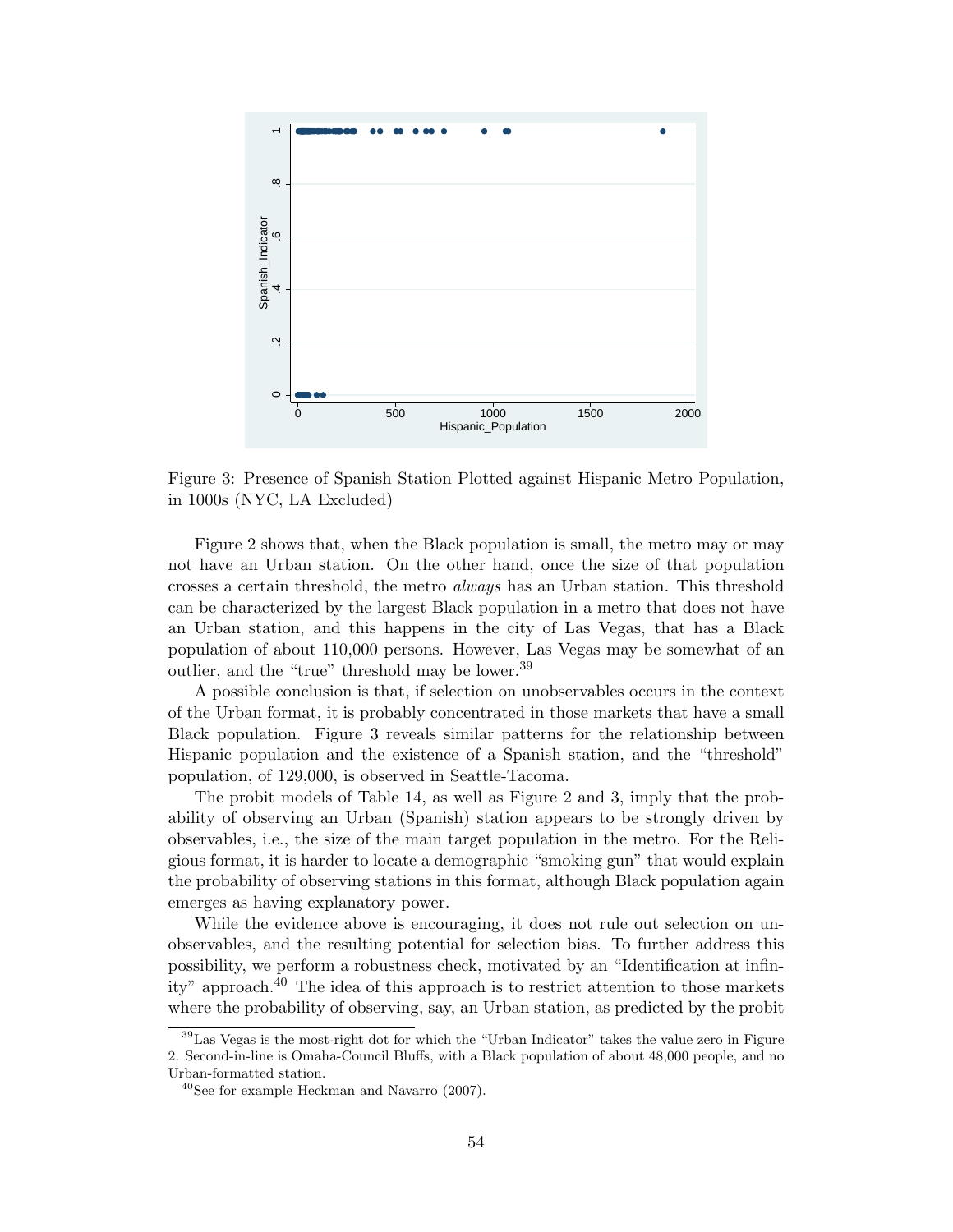Figure 3: Presence of Spanish Station Plotted against Hispanic Metro Population, in 1000s (NYC, LA Excluded)

Figure 2 shows that, when the Black population is small, the metro may or may not have an Urban station. On the other hand, once the size of that population crosses a certain threshold, the metro *always* has an Urban station. This threshold can be characterized by the largest Black population in a metro that does not have an Urban station, and this happens in the city of Las Vegas, that has a Black population of about 110,000 persons. However, Las Vegas may be somewhat of an outlier, and the "true" threshold may be lower.[39]

A possible conclusion is that, if selection on unobservables occurs in the context of the Urban format, it is probably concentrated in those markets that have a small Black population. Figure 3 reveals similar patterns for the relationship between Hispanic population and the existence of a Spanish station, and the "threshold" population, of 129,000, is observed in Seattle-Tacoma.

The probit models of Table 14, as well as Figure 2 and 3, imply that the probability of observing an Urban (Spanish) station appears to be strongly driven by observables, i.e., the size of the main target population in the metro. For the Religious format, it is harder to locate a demographic "smoking gun" that would explain the probability of observing stations in this format, although Black population again emerges as having explanatory power.

While the evidence above is encouraging, it does not rule out selection on unobservables, and the resulting potential for selection bias. To further address this possibility, we perform a robustness check, motivated by an "Identification at infinity" approach.[40] The idea of this approach is to restrict attention to those markets where the probability of observing, say, an Urban station, as predicted by the probit

---

[39] Las Vegas is the most-right dot for which the "Urban Indicator" takes the value zero in Figure 2. Second-in-line is Omaha-Council Bluffs, with a Black population of about 48,000 people, and no Urban-formatted station.

[40] See for example Heckman and Navarro (2007).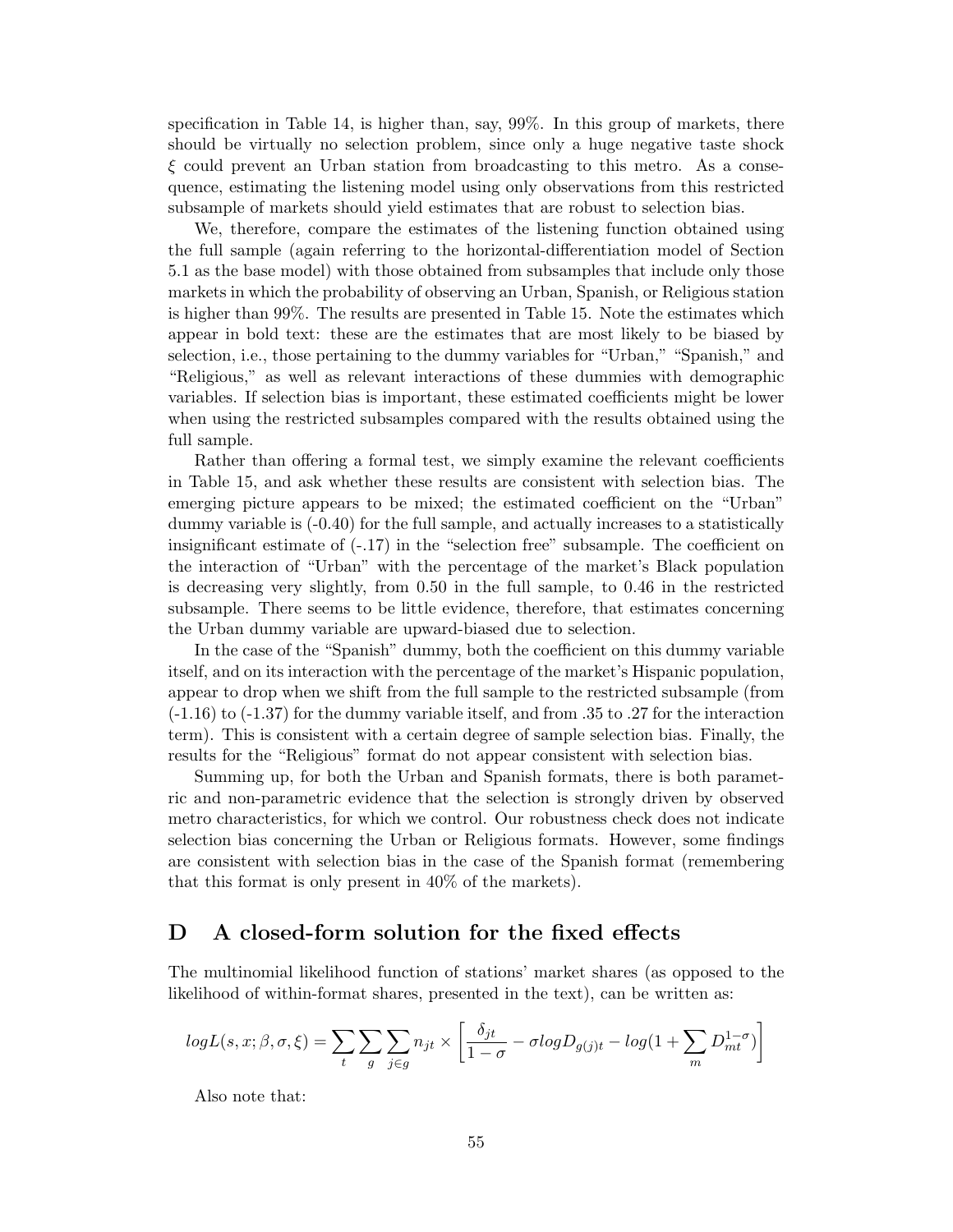specification in Table 14, is higher than, say, 99%. In this group of markets, there should be virtually no selection problem, since only a huge negative taste shock $\xi$ could prevent an Urban station from broadcasting to this metro. As a consequence, estimating the listening model using only observations from this restricted subsample of markets should yield estimates that are robust to selection bias.

We, therefore, compare the estimates of the listening function obtained using the full sample (again referring to the horizontal-differentiation model of Section 5.1 as the base model) with those obtained from subsamples that include only those markets in which the probability of observing an Urban, Spanish, or Religious station is higher than 99%. The results are presented in Table 15. Note the estimates which appear in bold text: these are the estimates that are most likely to be biased by selection, i.e., those pertaining to the dummy variables for "Urban," "Spanish," and "Religious," as well as relevant interactions of these dummies with demographic variables. If selection bias is important, these estimated coefficients might be lower when using the restricted subsamples compared with the results obtained using the full sample.

Rather than offering a formal test, we simply examine the relevant coefficients in Table 15, and ask whether these results are consistent with selection bias. The emerging picture appears to be mixed; the estimated coefficient on the "Urban" dummy variable is (-0.40) for the full sample, and actually increases to a statistically insignificant estimate of (-.17) in the "selection free" subsample. The coefficient on the interaction of "Urban" with the percentage of the market's Black population is decreasing very slightly, from 0.50 in the full sample, to 0.46 in the restricted subsample. There seems to be little evidence, therefore, that estimates concerning the Urban dummy variable are upward-biased due to selection.

In the case of the "Spanish" dummy, both the coefficient on this dummy variable itself, and on its interaction with the percentage of the market's Hispanic population, appear to drop when we shift from the full sample to the restricted subsample (from (-1.16) to (-1.37) for the dummy variable itself, and from .35 to .27 for the interaction term). This is consistent with a certain degree of sample selection bias. Finally, the results for the "Religious" format do not appear consistent with selection bias.

Summing up, for both the Urban and Spanish formats, there is both parametric and non-parametric evidence that the selection is strongly driven by observed metro characteristics, for which we control. Our robustness check does not indicate selection bias concerning the Urban or Religious formats. However, some findings are consistent with selection bias in the case of the Spanish format (remembering that this format is only present in 40% of the markets).

# D A closed-form solution for the fixed effects

The multinomial likelihood function of stations' market shares (as opposed to the likelihood of within-format shares, presented in the text), can be written as:

$$logL(s, x; \beta, \sigma, \xi) = \sum_t \sum_g \sum_{j \in g} n_{jt} \times \left[ \frac{\delta_{jt}}{1-\sigma} - \sigma log D_{g(j)t} - log(1 + \sum_m D_{mt}^{1-\sigma}) \right]$$

Also note that: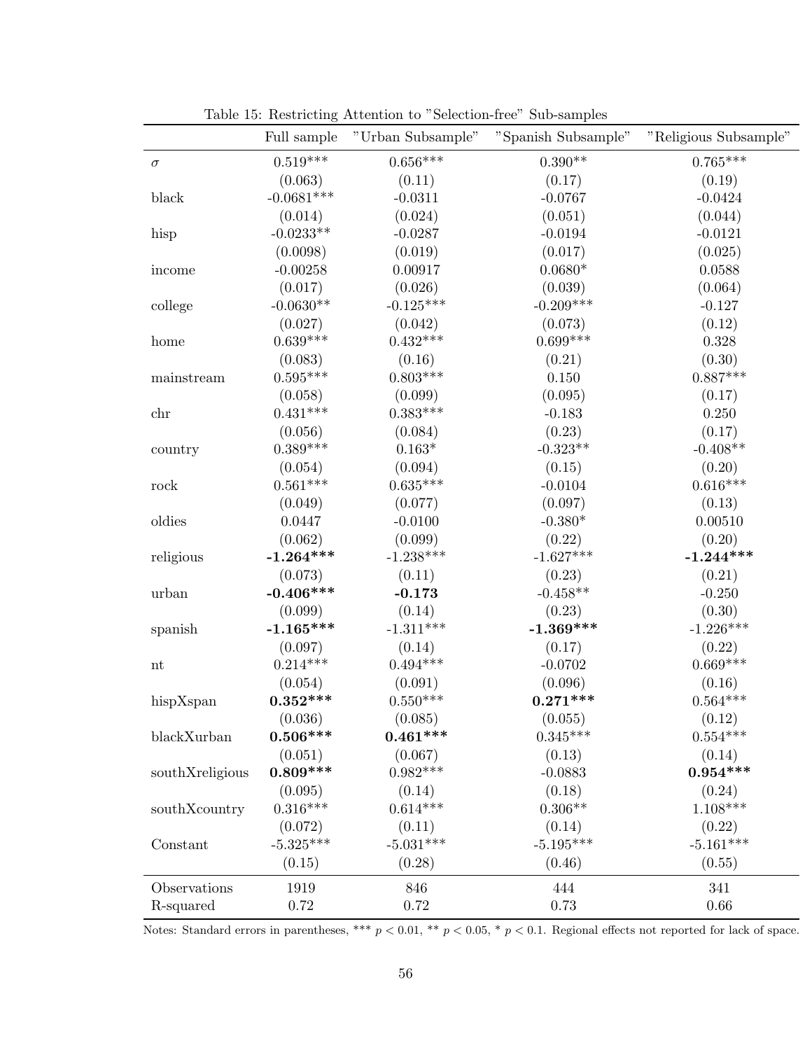Table 15: Restricting Attention to "Selection-free" Sub-samples

| | Full sample | "Urban Subsample" | "Spanish Subsample" | "Religious Subsample" |
|---|---|---|---|---|
| $\sigma$ | 0.519*** | 0.656*** | 0.390** | 0.765*** |
| | (0.063) | (0.11) | (0.17) | (0.19) |
| black | -0.0681*** | -0.0311 | -0.0767 | -0.0424 |
| | (0.014) | (0.024) | (0.051) | (0.044) |
| hisp | -0.0233** | -0.0287 | -0.0194 | -0.0121 |
| | (0.0098) | (0.019) | (0.017) | (0.025) |
| income | -0.00258 | 0.00917 | 0.0680* | 0.0588 |
| | (0.017) | (0.026) | (0.039) | (0.064) |
| college | -0.0630** | -0.125*** | -0.209*** | -0.127 |
| | (0.027) | (0.042) | (0.073) | (0.12) |
| home | 0.639*** | 0.432*** | 0.699*** | 0.328 |
| | (0.083) | (0.16) | (0.21) | (0.30) |
| mainstream | 0.595*** | 0.803*** | 0.150 | 0.887*** |
| | (0.058) | (0.099) | (0.095) | (0.17) |
| chr | 0.431*** | 0.383*** | -0.183 | 0.250 |
| | (0.056) | (0.084) | (0.23) | (0.17) |
| country | 0.389*** | 0.163* | -0.323** | -0.408** |
| | (0.054) | (0.094) | (0.15) | (0.20) |
| rock | 0.561*** | 0.635*** | -0.0104 | 0.616*** |
| | (0.049) | (0.077) | (0.097) | (0.13) |
| oldies | 0.0447 | -0.0100 | -0.380* | 0.00510 |
| | (0.062) | (0.099) | (0.22) | (0.20) |
| religious | **-1.264*** ** | -1.238*** | -1.627*** | **-1.244*** ** |
| | (0.073) | (0.11) | (0.23) | (0.21) |
| urban | **-0.406*** ** | **-0.173** | -0.458** | -0.250 |
| | (0.099) | (0.14) | (0.23) | (0.30) |
| spanish | **-1.165*** ** | -1.311*** | **-1.369*** ** | -1.226*** |
| | (0.097) | (0.14) | (0.17) | (0.22) |
| nt | 0.214*** | 0.494*** | -0.0702 | 0.669*** |
| | (0.054) | (0.091) | (0.096) | (0.16) |
| hispXspan | **0.352*** ** | 0.550*** | **0.271*** ** | 0.564*** |
| | (0.036) | (0.085) | (0.055) | (0.12) |
| blackXurban | **0.506*** ** | **0.461*** ** | 0.345*** | 0.554*** |
| | (0.051) | (0.067) | (0.13) | (0.14) |
| southXreligious | **0.809*** ** | 0.982*** | -0.0883 | **0.954*** ** |
| | (0.095) | (0.14) | (0.18) | (0.24) |
| southXcountry | 0.316*** | 0.614*** | 0.306** | 1.108*** |
| | (0.072) | (0.11) | (0.14) | (0.22) |
| Constant | -5.325*** | -5.031*** | -5.195*** | -5.161*** |
| | (0.15) | (0.28) | (0.46) | (0.55) |
| Observations | 1919 | 846 | 444 | 341 |
| R-squared | 0.72 | 0.72 | 0.73 | 0.66 |

Notes: Standard errors in parentheses, *** $p < 0.01$, ** $p < 0.05$, * $p < 0.1$. Regional effects not reported for lack of space.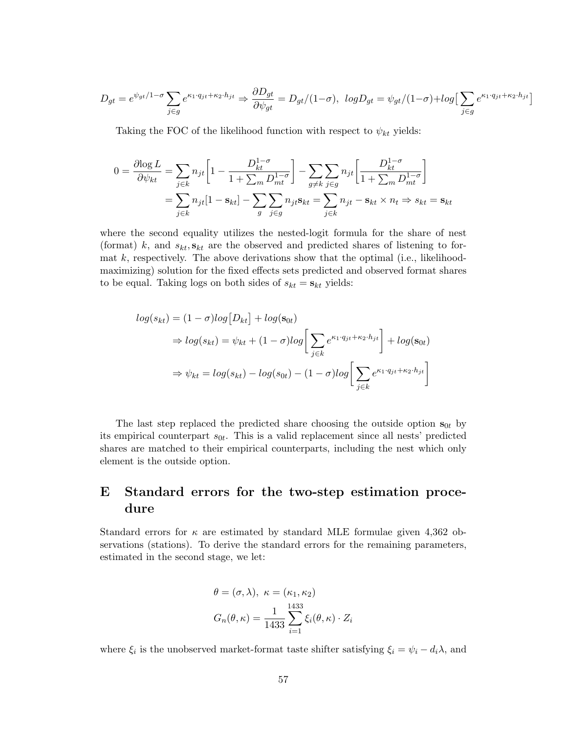$$D_{gt} = e^{\psi_{gt}/1-\sigma} \sum_{j \in g} e^{\kappa_1 \cdot q_{jt} + \kappa_2 \cdot h_{jt}} \Rightarrow \frac{\partial D_{gt}}{\partial \psi_{gt}} = D_{gt}/(1-\sigma),\ \ logD_{gt} = \psi_{gt}/(1-\sigma) + log\big[\sum_{j \in g} e^{\kappa_1 \cdot q_{jt} + \kappa_2 \cdot h_{jt}}\big]$$

Taking the FOC of the likelihood function with respect to $\psi_{kt}$ yields:

$$\begin{aligned}
0 = \frac{\partial \log L}{\partial \psi_{kt}} &= \sum_{j \in k} n_{jt} \Bigg[1 - \frac{D_{kt}^{1-\sigma}}{1 + \sum_m D_{mt}^{1-\sigma}}\Bigg] - \sum_{g \neq k} \sum_{j \in g} n_{jt} \Bigg[\frac{D_{kt}^{1-\sigma}}{1 + \sum_m D_{mt}^{1-\sigma}}\Bigg] \\
&= \sum_{j \in k} n_{jt} [1 - \mathbf{s}_{kt}] - \sum_{g} \sum_{j \in g} n_{jt} \mathbf{s}_{kt} = \sum_{j \in k} n_{jt} - \mathbf{s}_{kt} \times n_t \Rightarrow s_{kt} = \mathbf{s}_{kt}
\end{aligned}$$

where the second equality utilizes the nested-logit formula for the share of nest (format) $k$, and $s_{kt}, \mathbf{s}_{kt}$ are the observed and predicted shares of listening to format $k$, respectively. The above derivations show that the optimal (i.e., likelihood-maximizing) solution for the fixed effects sets predicted and observed format shares to be equal. Taking logs on both sides of $s_{kt} = \mathbf{s}_{kt}$ yields:

$$\begin{aligned}
log(s_{kt}) &= (1-\sigma) log\big[D_{kt}\big] + log(\mathbf{s}_{0t}) \\
&\Rightarrow log(s_{kt}) = \psi_{kt} + (1-\sigma) log\Bigg[\sum_{j \in k} e^{\kappa_1 \cdot q_{jt} + \kappa_2 \cdot h_{jt}}\Bigg] + log(\mathbf{s}_{0t}) \\
&\Rightarrow \psi_{kt} = log(s_{kt}) - log(s_{0t}) - (1-\sigma) log\Bigg[\sum_{j \in k} e^{\kappa_1 \cdot q_{jt} + \kappa_2 \cdot h_{jt}}\Bigg]
\end{aligned}$$

The last step replaced the predicted share choosing the outside option $\mathbf{s}_{0t}$ by its empirical counterpart $s_{0t}$. This is a valid replacement since all nests' predicted shares are matched to their empirical counterparts, including the nest which only element is the outside option.

# E Standard errors for the two-step estimation procedure

Standard errors for $\kappa$ are estimated by standard MLE formulae given 4,362 observations (stations). To derive the standard errors for the remaining parameters, estimated in the second stage, we let:

$$\theta = (\sigma, \lambda),\ \kappa = (\kappa_1, \kappa_2)$$

$$G_n(\theta, \kappa) = \frac{1}{1433} \sum_{i=1}^{1433} \xi_i(\theta, \kappa) \cdot Z_i$$

where $\xi_i$ is the unobserved market-format taste shifter satisfying $\xi_i = \psi_i - d_i \lambda$, and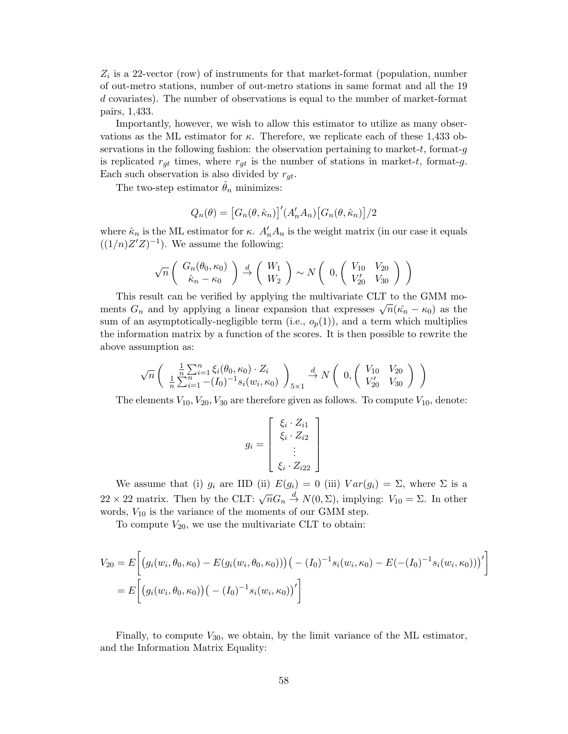$Z_i$ is a 22-vector (row) of instruments for that market-format (population, number of out-metro stations, number of out-metro stations in same format and all the 19 $d$ covariates). The number of observations is equal to the number of market-format pairs, 1,433.

Importantly, however, we wish to allow this estimator to utilize as many observations as the ML estimator for $\kappa$. Therefore, we replicate each of these 1,433 observations in the following fashion: the observation pertaining to market-$t$, format-$g$ is replicated $r_{gt}$ times, where $r_{gt}$ is the number of stations in market-$t$, format-$g$. Each such observation is also divided by $r_{gt}$.

The two-step estimator $\hat{\theta}_n$ minimizes:

$$Q_n(\theta) = \big[G_n(\theta, \hat{\kappa}_n)\big]'(A_n' A_n)\big[G_n(\theta, \hat{\kappa}_n)\big]/2$$

where $\hat{\kappa}_n$ is the ML estimator for $\kappa$. $A_n' A_n$ is the weight matrix (in our case it equals $((1/n)Z'Z)^{-1}$). We assume the following:

$$\sqrt{n}\begin{pmatrix} G_n(\theta_0, \kappa_0) \\ \hat{\kappa}_n - \kappa_0 \end{pmatrix} \xrightarrow{d} \begin{pmatrix} W_1 \\ W_2 \end{pmatrix} \sim N\left(0, \begin{pmatrix} V_{10} & V_{20} \\ V_{20}' & V_{30} \end{pmatrix}\right)$$

This result can be verified by applying the multivariate CLT to the GMM moments $G_n$ and by applying a linear expansion that expresses $\sqrt{n}(\hat{\kappa_n} - \kappa_0)$ as the sum of an asymptotically-negligible term (i.e., $o_p(1)$), and a term which multiplies the information matrix by a function of the scores. It is then possible to rewrite the above assumption as:

$$\sqrt{n}\begin{pmatrix} \frac{1}{n}\sum_{i=1}^{n} \xi_i(\theta_0, \kappa_0) \cdot Z_i \\ \frac{1}{n}\sum_{i=1}^{n} -(I_0)^{-1} s_i(w_i, \kappa_0) \end{pmatrix}_{5\times 1} \xrightarrow{d} N\left(0, \begin{pmatrix} V_{10} & V_{20} \\ V_{20}' & V_{30} \end{pmatrix}\right)$$

The elements $V_{10}, V_{20}, V_{30}$ are therefore given as follows. To compute $V_{10}$, denote:

$$g_i = \begin{bmatrix} \xi_i \cdot Z_{i1} \\ \xi_i \cdot Z_{i2} \\ \vdots \\ \xi_i \cdot Z_{i22} \end{bmatrix}$$

We assume that (i) $g_i$ are IID (ii) $E(g_i) = 0$ (iii) $Var(g_i) = \Sigma$, where $\Sigma$ is a $22 \times 22$ matrix. Then by the CLT: $\sqrt{n} G_n \xrightarrow{d} N(0, \Sigma)$, implying: $V_{10} = \Sigma$. In other words, $V_{10}$ is the variance of the moments of our GMM step.

To compute $V_{20}$, we use the multivariate CLT to obtain:

$$\begin{aligned} V_{20} &= E\Big[\big(g_i(w_i, \theta_0, \kappa_0) - E(g_i(w_i, \theta_0, \kappa_0))\big)\big(-(I_0)^{-1} s_i(w_i, \kappa_0) - E(-(I_0)^{-1} s_i(w_i, \kappa_0))\big)'\Big] \\ &= E\Big[\big(g_i(w_i, \theta_0, \kappa_0)\big)\big(-(I_0)^{-1} s_i(w_i, \kappa_0)\big)'\Big] \end{aligned}$$

Finally, to compute $V_{30}$, we obtain, by the limit variance of the ML estimator, and the Information Matrix Equality: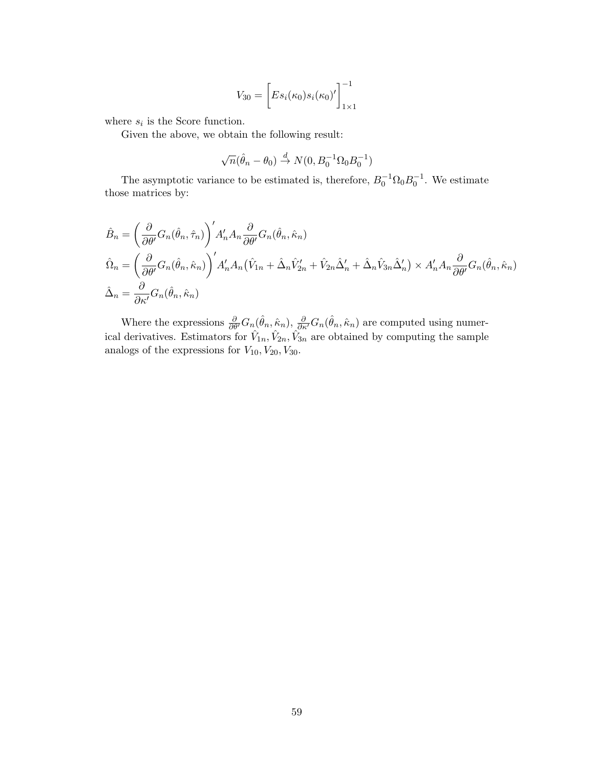$$V_{30} = \left[ E s_i(\kappa_0) s_i(\kappa_0)' \right]^{-1}_{1\times 1}$$

where $s_i$ is the Score function.

Given the above, we obtain the following result:

$$\sqrt{n}(\hat{\theta}_n - \theta_0) \xrightarrow{d} N(0, B_0^{-1}\Omega_0 B_0^{-1})$$

The asymptotic variance to be estimated is, therefore, $B_0^{-1}\Omega_0 B_0^{-1}$. We estimate those matrices by:

$$\hat{B}_n = \left( \frac{\partial}{\partial \theta'} G_n(\hat{\theta}_n, \hat{\tau}_n) \right)' A_n' A_n \frac{\partial}{\partial \theta'} G_n(\hat{\theta}_n, \hat{\kappa}_n)$$

$$\hat{\Omega}_n = \left( \frac{\partial}{\partial \theta'} G_n(\hat{\theta}_n, \hat{\kappa}_n) \right)' A_n' A_n \big( \hat{V}_{1n} + \hat{\Delta}_n \hat{V}_{2n}' + \hat{V}_{2n} \hat{\Delta}_n' + \hat{\Delta}_n \hat{V}_{3n} \hat{\Delta}_n' \big) \times A_n' A_n \frac{\partial}{\partial \theta'} G_n(\hat{\theta}_n, \hat{\kappa}_n)$$

$$\hat{\Delta}_n = \frac{\partial}{\partial \kappa'} G_n(\hat{\theta}_n, \hat{\kappa}_n)$$

Where the expressions $\frac{\partial}{\partial \theta'} G_n(\hat{\theta}_n, \hat{\kappa}_n)$, $\frac{\partial}{\partial \kappa'} G_n(\hat{\theta}_n, \hat{\kappa}_n)$ are computed using numerical derivatives. Estimators for $\hat{V}_{1n}, \hat{V}_{2n}, \hat{V}_{3n}$ are obtained by computing the sample analogs of the expressions for $V_{10}, V_{20}, V_{30}$.